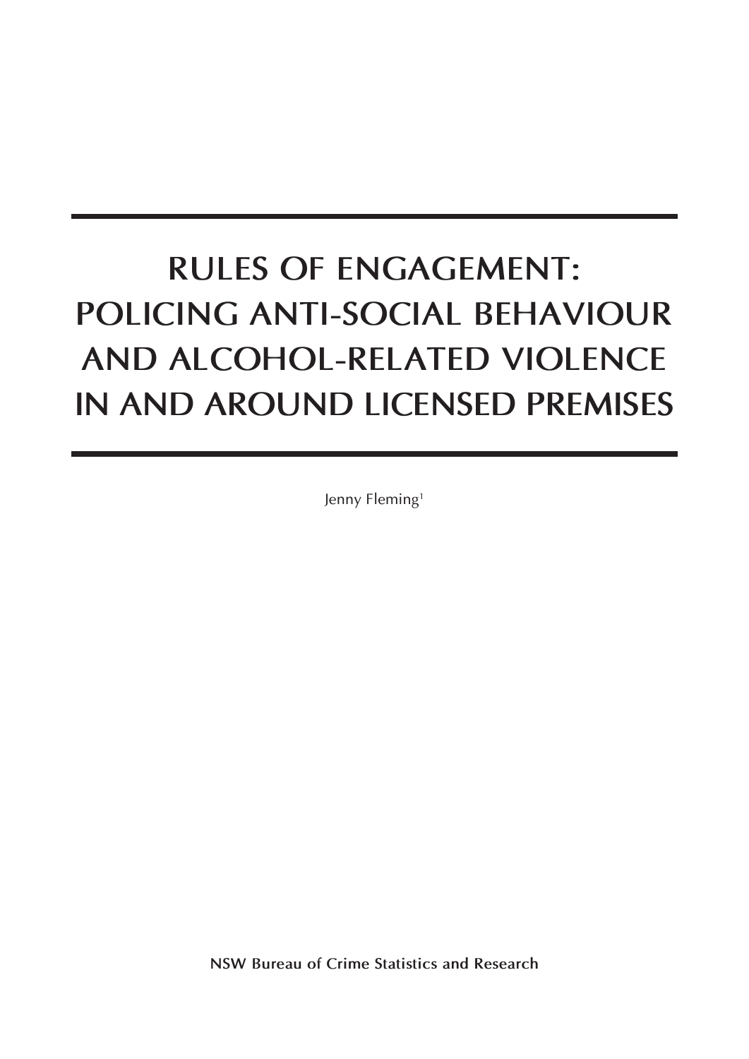# RULES OF ENGAGEMENT: POLICING ANTI-SOCIAL BEHAVIOUR AND ALCOHOL-RELATED VIOLENCE IN AND AROUND LICENSED PREMISES

Jenny Fleming[1]

**NSW Bureau of Crime Statistics and Research**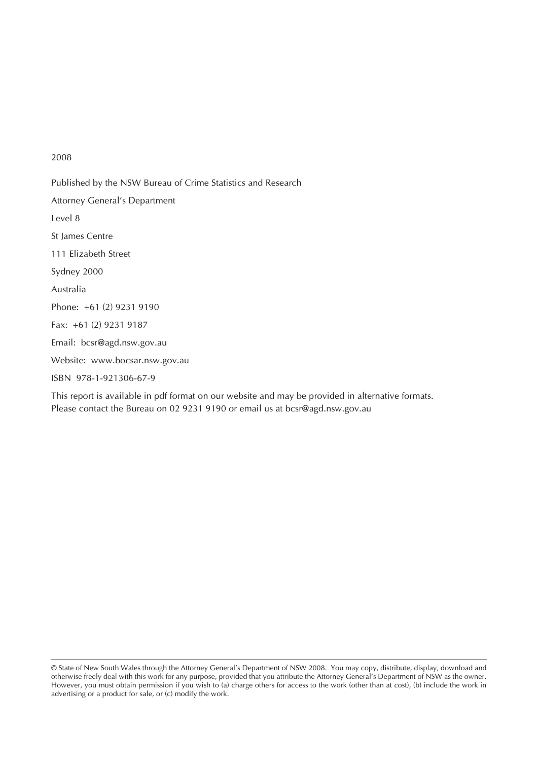2008

Published by the NSW Bureau of Crime Statistics and Research

Attorney General's Department

Level 8

St James Centre

111 Elizabeth Street

Sydney 2000

Australia

Phone: +61 (2) 9231 9190

Fax: +61 (2) 9231 9187

Email: bcsr@agd.nsw.gov.au

Website: www.bocsar.nsw.gov.au

ISBN 978-1-921306-67-9

This report is available in pdf format on our website and may be provided in alternative formats. Please contact the Bureau on 02 9231 9190 or email us at bcsr@agd.nsw.gov.au

---

© State of New South Wales through the Attorney General's Department of NSW 2008. You may copy, distribute, display, download and otherwise freely deal with this work for any purpose, provided that you attribute the Attorney General's Department of NSW as the owner. However, you must obtain permission if you wish to (a) charge others for access to the work (other than at cost), (b) include the work in advertising or a product for sale, or (c) modify the work.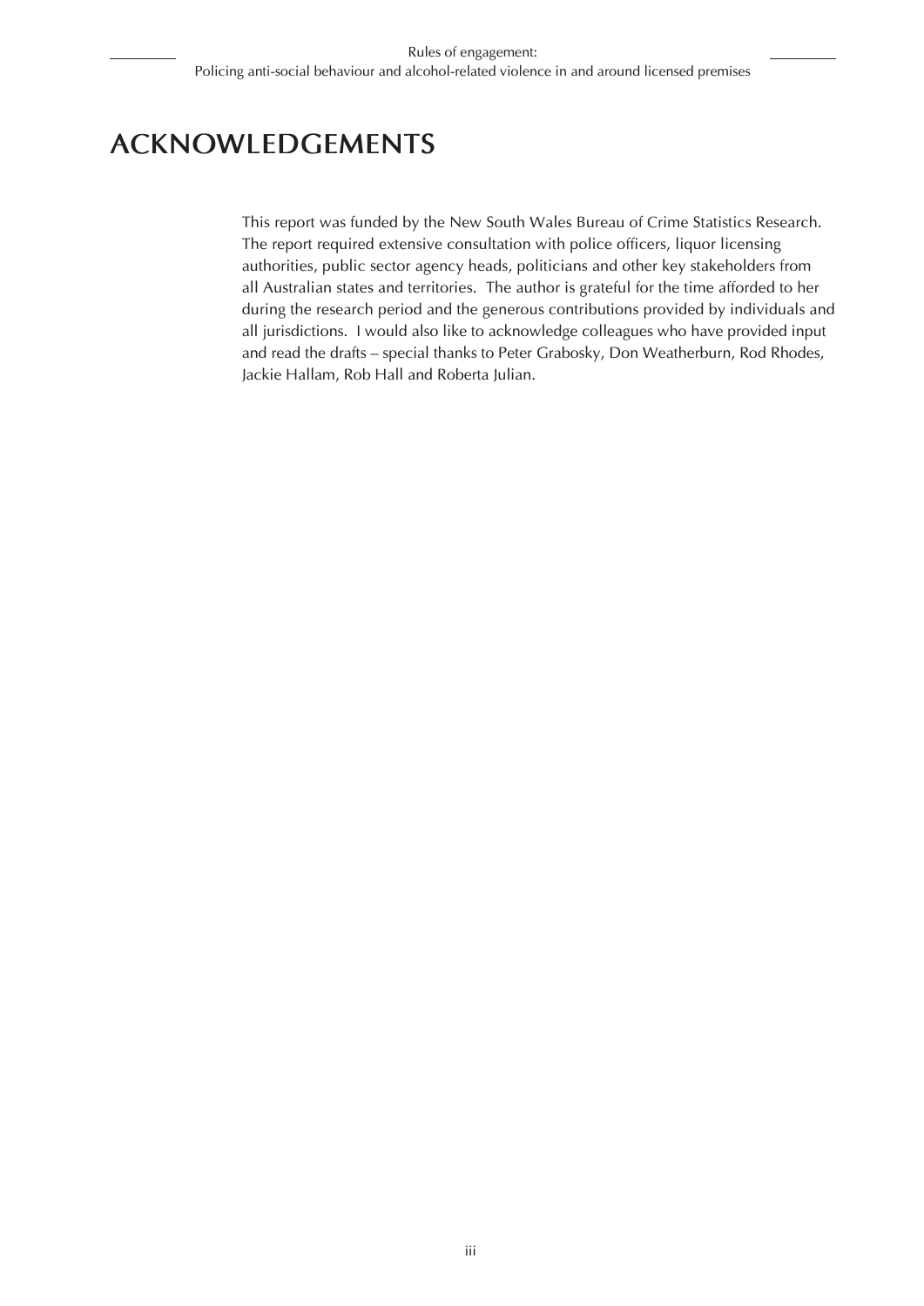# ACKNOWLEDGEMENTS

This report was funded by the New South Wales Bureau of Crime Statistics Research. The report required extensive consultation with police officers, liquor licensing authorities, public sector agency heads, politicians and other key stakeholders from all Australian states and territories. The author is grateful for the time afforded to her during the research period and the generous contributions provided by individuals and all jurisdictions. I would also like to acknowledge colleagues who have provided input and read the drafts – special thanks to Peter Grabosky, Don Weatherburn, Rod Rhodes, Jackie Hallam, Rob Hall and Roberta Julian.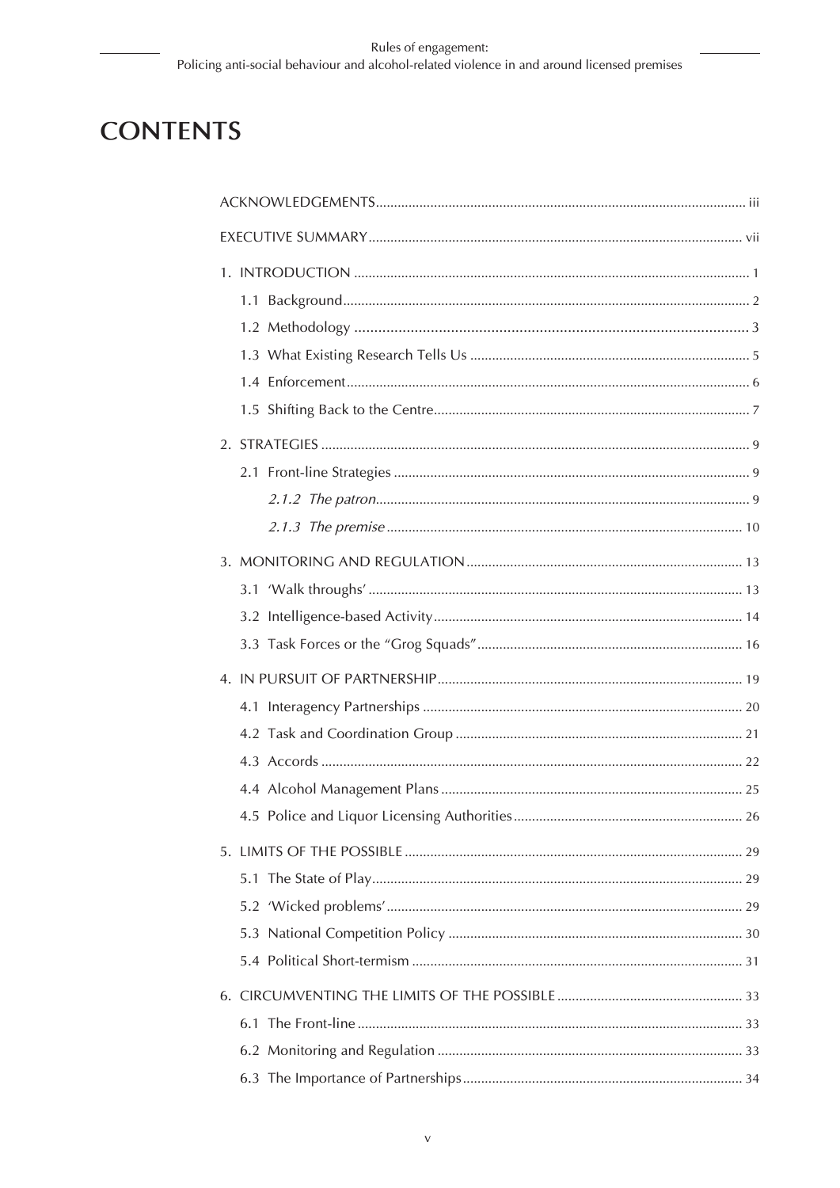# CONTENTS

ACKNOWLEDGEMENTS ..... iii

EXECUTIVE SUMMARY ..... vii

1. INTRODUCTION ..... 1
   - 1.1 Background ..... 2
   - 1.2 Methodology ..... 3
   - 1.3 What Existing Research Tells Us ..... 5
   - 1.4 Enforcement ..... 6
   - 1.5 Shifting Back to the Centre ..... 7

2. STRATEGIES ..... 9
   - 2.1 Front-line Strategies ..... 9
     - *2.1.2 The patron* ..... 9
     - *2.1.3 The premise* ..... 10

3. MONITORING AND REGULATION ..... 13
   - 3.1 'Walk throughs' ..... 13
   - 3.2 Intelligence-based Activity ..... 14
   - 3.3 Task Forces or the "Grog Squads" ..... 16

4. IN PURSUIT OF PARTNERSHIP ..... 19
   - 4.1 Interagency Partnerships ..... 20
   - 4.2 Task and Coordination Group ..... 21
   - 4.3 Accords ..... 22
   - 4.4 Alcohol Management Plans ..... 25
   - 4.5 Police and Liquor Licensing Authorities ..... 26

5. LIMITS OF THE POSSIBLE ..... 29
   - 5.1 The State of Play ..... 29
   - 5.2 'Wicked problems' ..... 29
   - 5.3 National Competition Policy ..... 30
   - 5.4 Political Short-termism ..... 31

6. CIRCUMVENTING THE LIMITS OF THE POSSIBLE ..... 33
   - 6.1 The Front-line ..... 33
   - 6.2 Monitoring and Regulation ..... 33
   - 6.3 The Importance of Partnerships ..... 34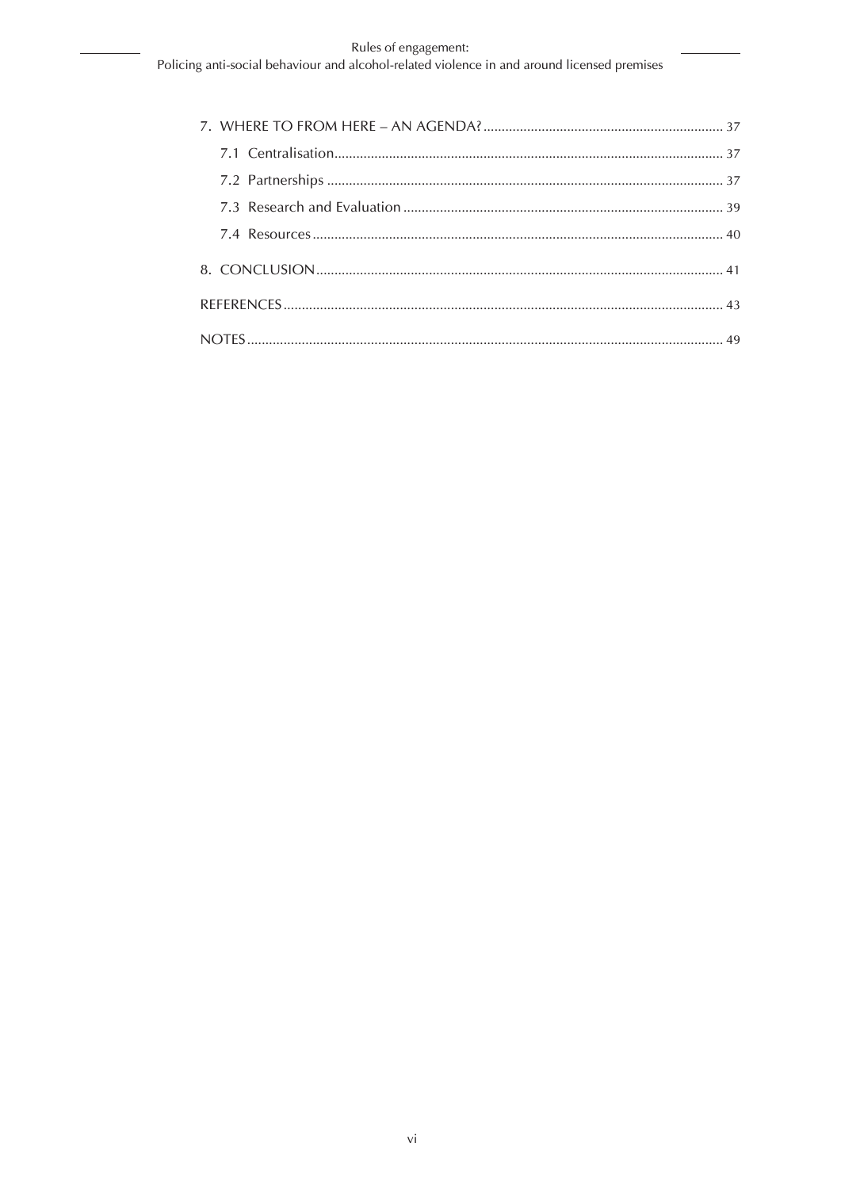7. WHERE TO FROM HERE – AN AGENDA? ........................................................ 37

   7.1 Centralisation.......................................................................................... 37

   7.2 Partnerships ............................................................................................ 37

   7.3 Research and Evaluation ....................................................................... 39

   7.4 Resources ................................................................................................ 40

8. CONCLUSION ............................................................................................... 41

REFERENCES ........................................................................................................ 43

NOTES .................................................................................................................. 49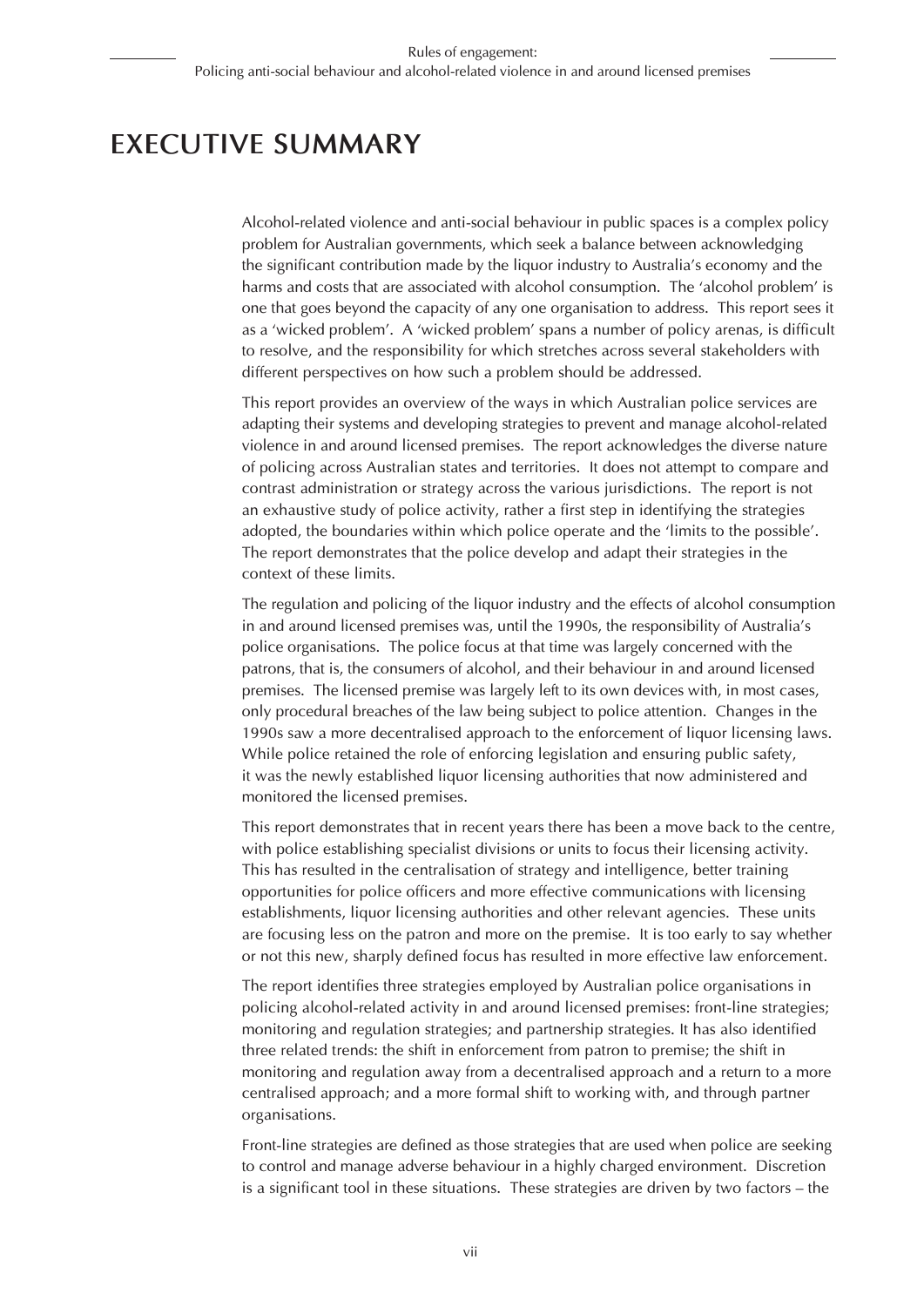# EXECUTIVE SUMMARY

Alcohol-related violence and anti-social behaviour in public spaces is a complex policy problem for Australian governments, which seek a balance between acknowledging the significant contribution made by the liquor industry to Australia's economy and the harms and costs that are associated with alcohol consumption. The 'alcohol problem' is one that goes beyond the capacity of any one organisation to address. This report sees it as a 'wicked problem'. A 'wicked problem' spans a number of policy arenas, is difficult to resolve, and the responsibility for which stretches across several stakeholders with different perspectives on how such a problem should be addressed.

This report provides an overview of the ways in which Australian police services are adapting their systems and developing strategies to prevent and manage alcohol-related violence in and around licensed premises. The report acknowledges the diverse nature of policing across Australian states and territories. It does not attempt to compare and contrast administration or strategy across the various jurisdictions. The report is not an exhaustive study of police activity, rather a first step in identifying the strategies adopted, the boundaries within which police operate and the 'limits to the possible'. The report demonstrates that the police develop and adapt their strategies in the context of these limits.

The regulation and policing of the liquor industry and the effects of alcohol consumption in and around licensed premises was, until the 1990s, the responsibility of Australia's police organisations. The police focus at that time was largely concerned with the patrons, that is, the consumers of alcohol, and their behaviour in and around licensed premises. The licensed premise was largely left to its own devices with, in most cases, only procedural breaches of the law being subject to police attention. Changes in the 1990s saw a more decentralised approach to the enforcement of liquor licensing laws. While police retained the role of enforcing legislation and ensuring public safety, it was the newly established liquor licensing authorities that now administered and monitored the licensed premises.

This report demonstrates that in recent years there has been a move back to the centre, with police establishing specialist divisions or units to focus their licensing activity. This has resulted in the centralisation of strategy and intelligence, better training opportunities for police officers and more effective communications with licensing establishments, liquor licensing authorities and other relevant agencies. These units are focusing less on the patron and more on the premise. It is too early to say whether or not this new, sharply defined focus has resulted in more effective law enforcement.

The report identifies three strategies employed by Australian police organisations in policing alcohol-related activity in and around licensed premises: front-line strategies; monitoring and regulation strategies; and partnership strategies. It has also identified three related trends: the shift in enforcement from patron to premise; the shift in monitoring and regulation away from a decentralised approach and a return to a more centralised approach; and a more formal shift to working with, and through partner organisations.

Front-line strategies are defined as those strategies that are used when police are seeking to control and manage adverse behaviour in a highly charged environment. Discretion is a significant tool in these situations. These strategies are driven by two factors – the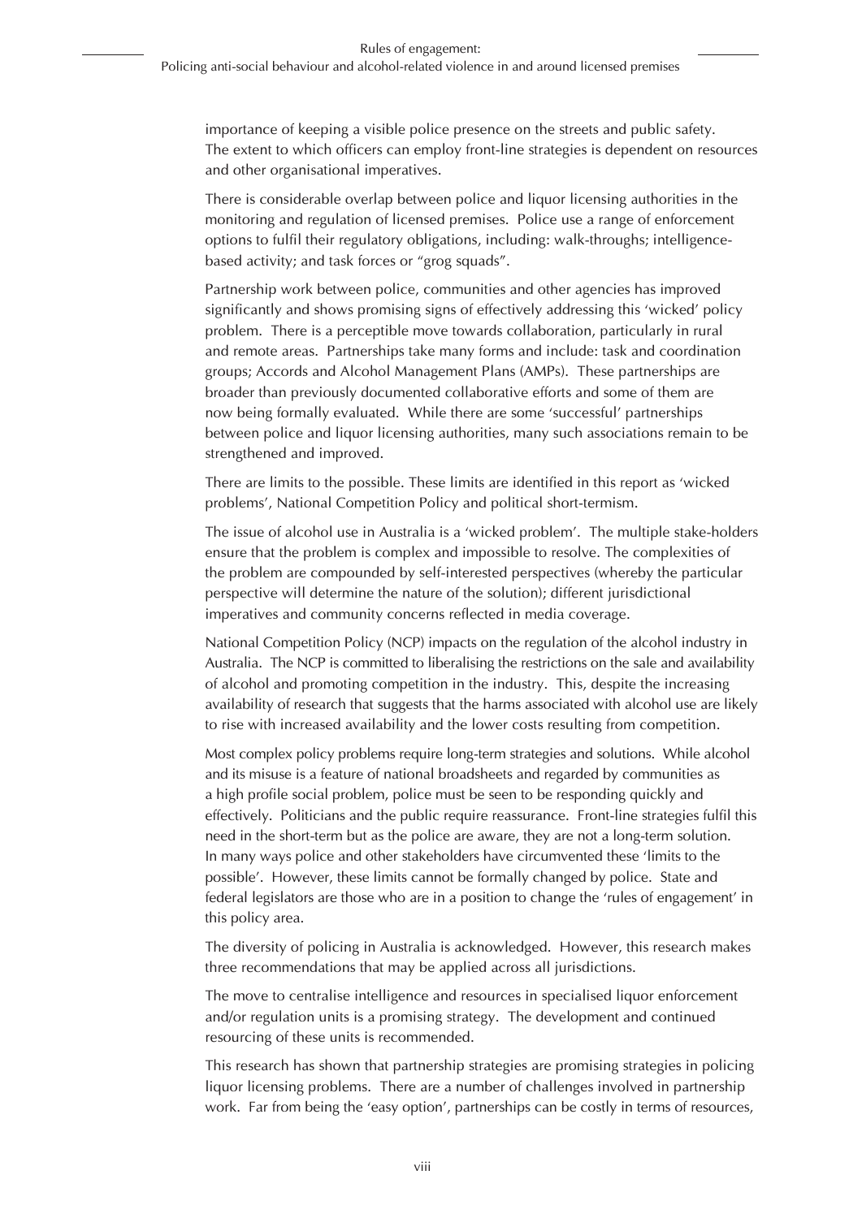importance of keeping a visible police presence on the streets and public safety. The extent to which officers can employ front-line strategies is dependent on resources and other organisational imperatives.

There is considerable overlap between police and liquor licensing authorities in the monitoring and regulation of licensed premises. Police use a range of enforcement options to fulfil their regulatory obligations, including: walk-throughs; intelligence-based activity; and task forces or "grog squads".

Partnership work between police, communities and other agencies has improved significantly and shows promising signs of effectively addressing this 'wicked' policy problem. There is a perceptible move towards collaboration, particularly in rural and remote areas. Partnerships take many forms and include: task and coordination groups; Accords and Alcohol Management Plans (AMPs). These partnerships are broader than previously documented collaborative efforts and some of them are now being formally evaluated. While there are some 'successful' partnerships between police and liquor licensing authorities, many such associations remain to be strengthened and improved.

There are limits to the possible. These limits are identified in this report as 'wicked problems', National Competition Policy and political short-termism.

The issue of alcohol use in Australia is a 'wicked problem'. The multiple stake-holders ensure that the problem is complex and impossible to resolve. The complexities of the problem are compounded by self-interested perspectives (whereby the particular perspective will determine the nature of the solution); different jurisdictional imperatives and community concerns reflected in media coverage.

National Competition Policy (NCP) impacts on the regulation of the alcohol industry in Australia. The NCP is committed to liberalising the restrictions on the sale and availability of alcohol and promoting competition in the industry. This, despite the increasing availability of research that suggests that the harms associated with alcohol use are likely to rise with increased availability and the lower costs resulting from competition.

Most complex policy problems require long-term strategies and solutions. While alcohol and its misuse is a feature of national broadsheets and regarded by communities as a high profile social problem, police must be seen to be responding quickly and effectively. Politicians and the public require reassurance. Front-line strategies fulfil this need in the short-term but as the police are aware, they are not a long-term solution. In many ways police and other stakeholders have circumvented these 'limits to the possible'. However, these limits cannot be formally changed by police. State and federal legislators are those who are in a position to change the 'rules of engagement' in this policy area.

The diversity of policing in Australia is acknowledged. However, this research makes three recommendations that may be applied across all jurisdictions.

The move to centralise intelligence and resources in specialised liquor enforcement and/or regulation units is a promising strategy. The development and continued resourcing of these units is recommended.

This research has shown that partnership strategies are promising strategies in policing liquor licensing problems. There are a number of challenges involved in partnership work. Far from being the 'easy option', partnerships can be costly in terms of resources,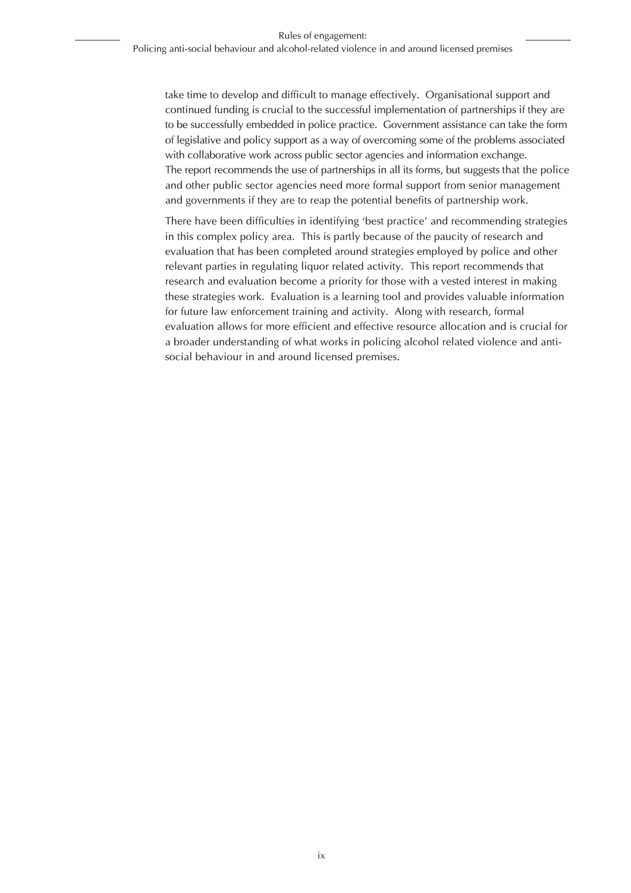take time to develop and difficult to manage effectively. Organisational support and continued funding is crucial to the successful implementation of partnerships if they are to be successfully embedded in police practice. Government assistance can take the form of legislative and policy support as a way of overcoming some of the problems associated with collaborative work across public sector agencies and information exchange. The report recommends the use of partnerships in all its forms, but suggests that the police and other public sector agencies need more formal support from senior management and governments if they are to reap the potential benefits of partnership work.

There have been difficulties in identifying 'best practice' and recommending strategies in this complex policy area. This is partly because of the paucity of research and evaluation that has been completed around strategies employed by police and other relevant parties in regulating liquor related activity. This report recommends that research and evaluation become a priority for those with a vested interest in making these strategies work. Evaluation is a learning tool and provides valuable information for future law enforcement training and activity. Along with research, formal evaluation allows for more efficient and effective resource allocation and is crucial for a broader understanding of what works in policing alcohol related violence and anti-social behaviour in and around licensed premises.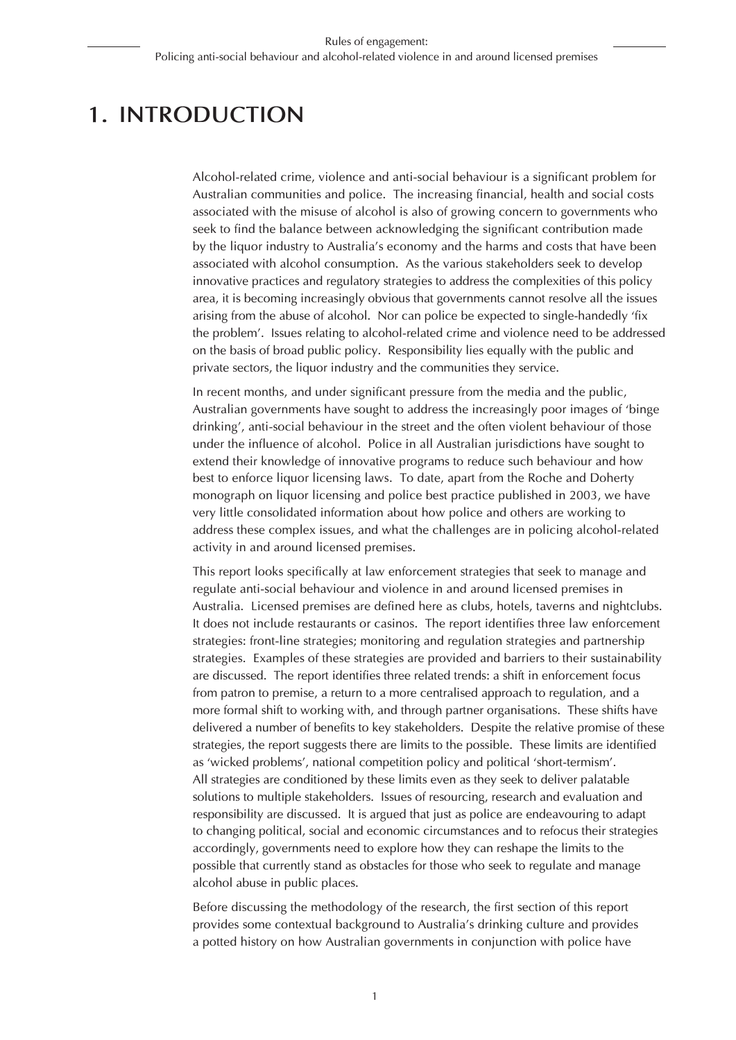# 1. INTRODUCTION

Alcohol-related crime, violence and anti-social behaviour is a significant problem for Australian communities and police. The increasing financial, health and social costs associated with the misuse of alcohol is also of growing concern to governments who seek to find the balance between acknowledging the significant contribution made by the liquor industry to Australia's economy and the harms and costs that have been associated with alcohol consumption. As the various stakeholders seek to develop innovative practices and regulatory strategies to address the complexities of this policy area, it is becoming increasingly obvious that governments cannot resolve all the issues arising from the abuse of alcohol. Nor can police be expected to single-handedly 'fix the problem'. Issues relating to alcohol-related crime and violence need to be addressed on the basis of broad public policy. Responsibility lies equally with the public and private sectors, the liquor industry and the communities they service.

In recent months, and under significant pressure from the media and the public, Australian governments have sought to address the increasingly poor images of 'binge drinking', anti-social behaviour in the street and the often violent behaviour of those under the influence of alcohol. Police in all Australian jurisdictions have sought to extend their knowledge of innovative programs to reduce such behaviour and how best to enforce liquor licensing laws. To date, apart from the Roche and Doherty monograph on liquor licensing and police best practice published in 2003, we have very little consolidated information about how police and others are working to address these complex issues, and what the challenges are in policing alcohol-related activity in and around licensed premises.

This report looks specifically at law enforcement strategies that seek to manage and regulate anti-social behaviour and violence in and around licensed premises in Australia. Licensed premises are defined here as clubs, hotels, taverns and nightclubs. It does not include restaurants or casinos. The report identifies three law enforcement strategies: front-line strategies; monitoring and regulation strategies and partnership strategies. Examples of these strategies are provided and barriers to their sustainability are discussed. The report identifies three related trends: a shift in enforcement focus from patron to premise, a return to a more centralised approach to regulation, and a more formal shift to working with, and through partner organisations. These shifts have delivered a number of benefits to key stakeholders. Despite the relative promise of these strategies, the report suggests there are limits to the possible. These limits are identified as 'wicked problems', national competition policy and political 'short-termism'. All strategies are conditioned by these limits even as they seek to deliver palatable solutions to multiple stakeholders. Issues of resourcing, research and evaluation and responsibility are discussed. It is argued that just as police are endeavouring to adapt to changing political, social and economic circumstances and to refocus their strategies accordingly, governments need to explore how they can reshape the limits to the possible that currently stand as obstacles for those who seek to regulate and manage alcohol abuse in public places.

Before discussing the methodology of the research, the first section of this report provides some contextual background to Australia's drinking culture and provides a potted history on how Australian governments in conjunction with police have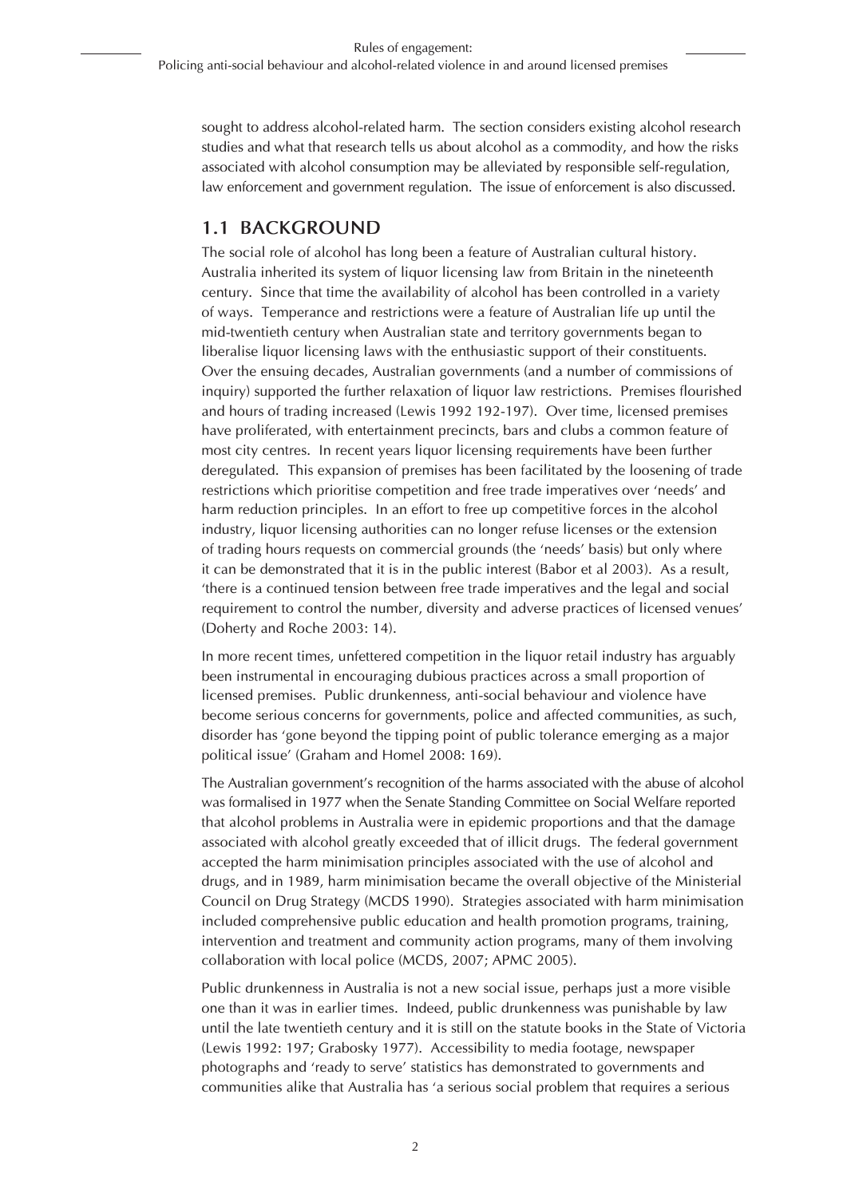sought to address alcohol-related harm. The section considers existing alcohol research studies and what that research tells us about alcohol as a commodity, and how the risks associated with alcohol consumption may be alleviated by responsible self-regulation, law enforcement and government regulation. The issue of enforcement is also discussed.

## 1.1 BACKGROUND

The social role of alcohol has long been a feature of Australian cultural history. Australia inherited its system of liquor licensing law from Britain in the nineteenth century. Since that time the availability of alcohol has been controlled in a variety of ways. Temperance and restrictions were a feature of Australian life up until the mid-twentieth century when Australian state and territory governments began to liberalise liquor licensing laws with the enthusiastic support of their constituents. Over the ensuing decades, Australian governments (and a number of commissions of inquiry) supported the further relaxation of liquor law restrictions. Premises flourished and hours of trading increased (Lewis 1992 192-197). Over time, licensed premises have proliferated, with entertainment precincts, bars and clubs a common feature of most city centres. In recent years liquor licensing requirements have been further deregulated. This expansion of premises has been facilitated by the loosening of trade restrictions which prioritise competition and free trade imperatives over 'needs' and harm reduction principles. In an effort to free up competitive forces in the alcohol industry, liquor licensing authorities can no longer refuse licenses or the extension of trading hours requests on commercial grounds (the 'needs' basis) but only where it can be demonstrated that it is in the public interest (Babor et al 2003). As a result, 'there is a continued tension between free trade imperatives and the legal and social requirement to control the number, diversity and adverse practices of licensed venues' (Doherty and Roche 2003: 14).

In more recent times, unfettered competition in the liquor retail industry has arguably been instrumental in encouraging dubious practices across a small proportion of licensed premises. Public drunkenness, anti-social behaviour and violence have become serious concerns for governments, police and affected communities, as such, disorder has 'gone beyond the tipping point of public tolerance emerging as a major political issue' (Graham and Homel 2008: 169).

The Australian government's recognition of the harms associated with the abuse of alcohol was formalised in 1977 when the Senate Standing Committee on Social Welfare reported that alcohol problems in Australia were in epidemic proportions and that the damage associated with alcohol greatly exceeded that of illicit drugs. The federal government accepted the harm minimisation principles associated with the use of alcohol and drugs, and in 1989, harm minimisation became the overall objective of the Ministerial Council on Drug Strategy (MCDS 1990). Strategies associated with harm minimisation included comprehensive public education and health promotion programs, training, intervention and treatment and community action programs, many of them involving collaboration with local police (MCDS, 2007; APMC 2005).

Public drunkenness in Australia is not a new social issue, perhaps just a more visible one than it was in earlier times. Indeed, public drunkenness was punishable by law until the late twentieth century and it is still on the statute books in the State of Victoria (Lewis 1992: 197; Grabosky 1977). Accessibility to media footage, newspaper photographs and 'ready to serve' statistics has demonstrated to governments and communities alike that Australia has 'a serious social problem that requires a serious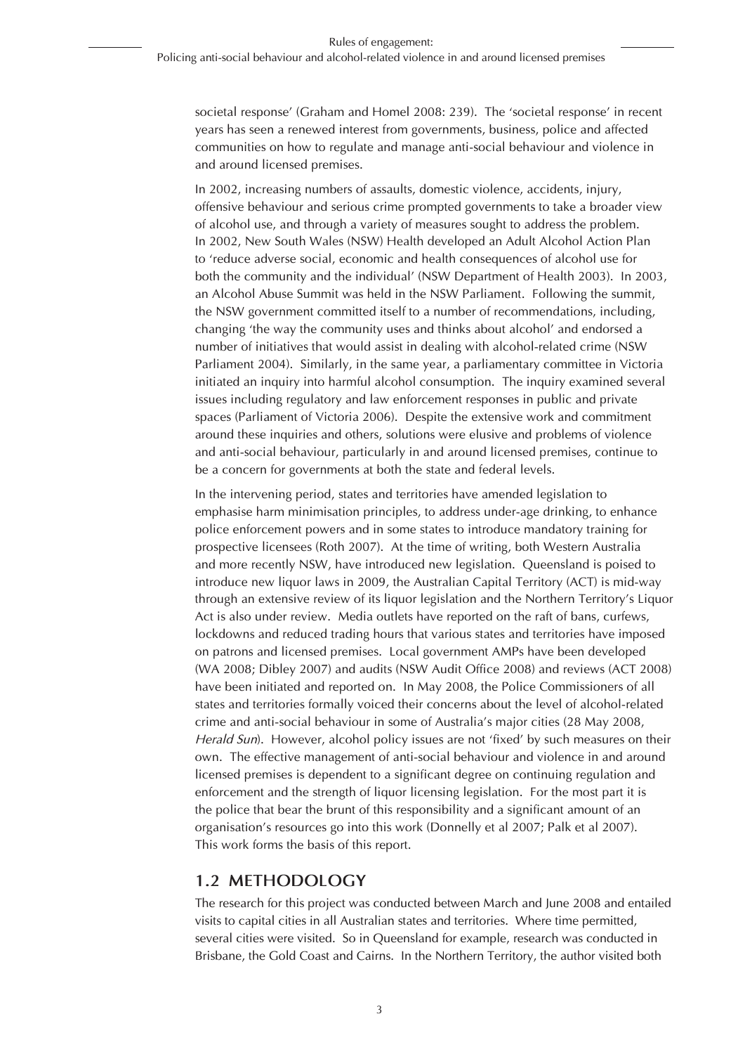societal response' (Graham and Homel 2008: 239). The 'societal response' in recent years has seen a renewed interest from governments, business, police and affected communities on how to regulate and manage anti-social behaviour and violence in and around licensed premises.

In 2002, increasing numbers of assaults, domestic violence, accidents, injury, offensive behaviour and serious crime prompted governments to take a broader view of alcohol use, and through a variety of measures sought to address the problem. In 2002, New South Wales (NSW) Health developed an Adult Alcohol Action Plan to 'reduce adverse social, economic and health consequences of alcohol use for both the community and the individual' (NSW Department of Health 2003). In 2003, an Alcohol Abuse Summit was held in the NSW Parliament. Following the summit, the NSW government committed itself to a number of recommendations, including, changing 'the way the community uses and thinks about alcohol' and endorsed a number of initiatives that would assist in dealing with alcohol-related crime (NSW Parliament 2004). Similarly, in the same year, a parliamentary committee in Victoria initiated an inquiry into harmful alcohol consumption. The inquiry examined several issues including regulatory and law enforcement responses in public and private spaces (Parliament of Victoria 2006). Despite the extensive work and commitment around these inquiries and others, solutions were elusive and problems of violence and anti-social behaviour, particularly in and around licensed premises, continue to be a concern for governments at both the state and federal levels.

In the intervening period, states and territories have amended legislation to emphasise harm minimisation principles, to address under-age drinking, to enhance police enforcement powers and in some states to introduce mandatory training for prospective licensees (Roth 2007). At the time of writing, both Western Australia and more recently NSW, have introduced new legislation. Queensland is poised to introduce new liquor laws in 2009, the Australian Capital Territory (ACT) is mid-way through an extensive review of its liquor legislation and the Northern Territory's Liquor Act is also under review. Media outlets have reported on the raft of bans, curfews, lockdowns and reduced trading hours that various states and territories have imposed on patrons and licensed premises. Local government AMPs have been developed (WA 2008; Dibley 2007) and audits (NSW Audit Office 2008) and reviews (ACT 2008) have been initiated and reported on. In May 2008, the Police Commissioners of all states and territories formally voiced their concerns about the level of alcohol-related crime and anti-social behaviour in some of Australia's major cities (28 May 2008, *Herald Sun*). However, alcohol policy issues are not 'fixed' by such measures on their own. The effective management of anti-social behaviour and violence in and around licensed premises is dependent to a significant degree on continuing regulation and enforcement and the strength of liquor licensing legislation. For the most part it is the police that bear the brunt of this responsibility and a significant amount of an organisation's resources go into this work (Donnelly et al 2007; Palk et al 2007). This work forms the basis of this report.

## 1.2 METHODOLOGY

The research for this project was conducted between March and June 2008 and entailed visits to capital cities in all Australian states and territories. Where time permitted, several cities were visited. So in Queensland for example, research was conducted in Brisbane, the Gold Coast and Cairns. In the Northern Territory, the author visited both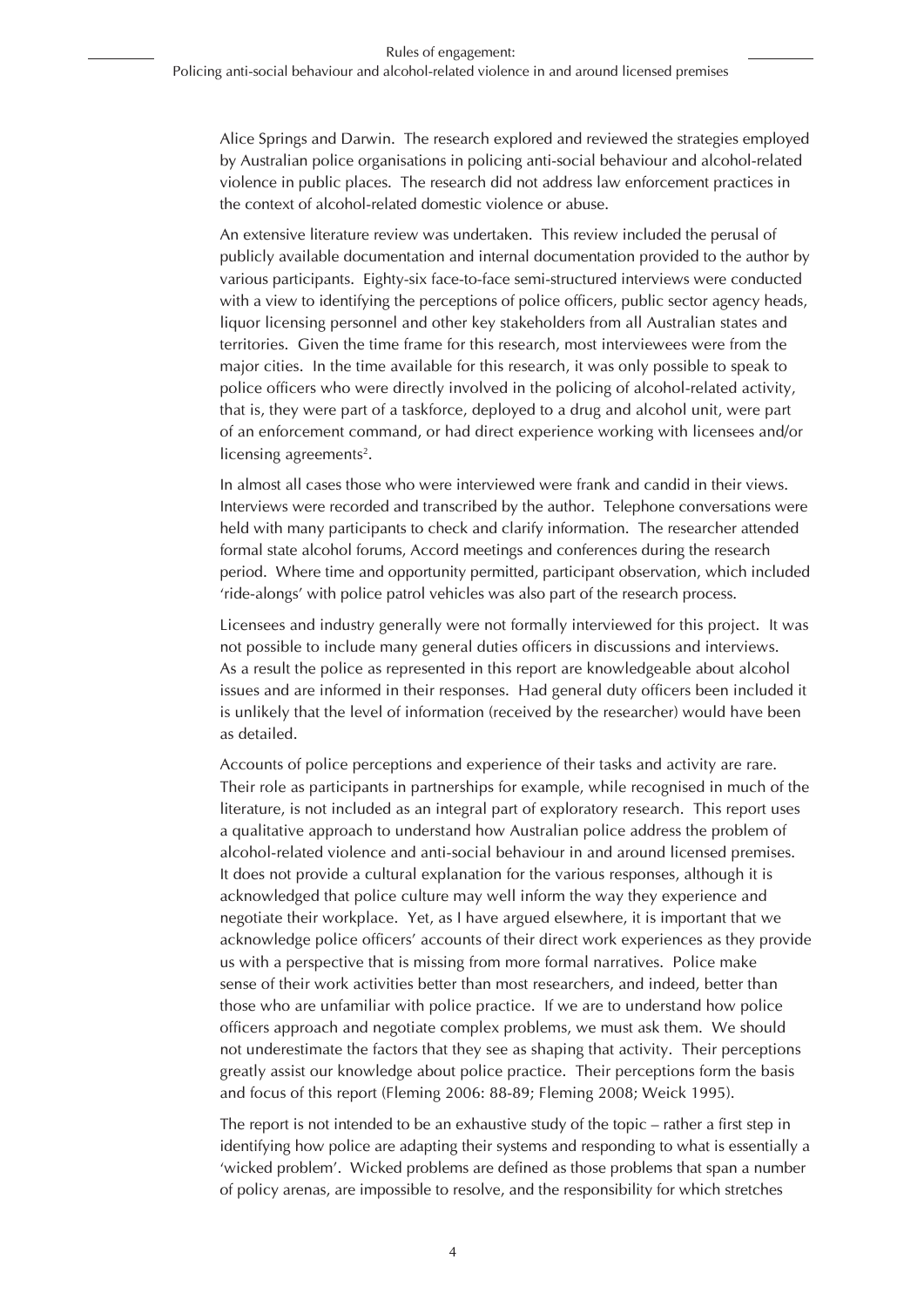Alice Springs and Darwin. The research explored and reviewed the strategies employed by Australian police organisations in policing anti-social behaviour and alcohol-related violence in public places. The research did not address law enforcement practices in the context of alcohol-related domestic violence or abuse.

An extensive literature review was undertaken. This review included the perusal of publicly available documentation and internal documentation provided to the author by various participants. Eighty-six face-to-face semi-structured interviews were conducted with a view to identifying the perceptions of police officers, public sector agency heads, liquor licensing personnel and other key stakeholders from all Australian states and territories. Given the time frame for this research, most interviewees were from the major cities. In the time available for this research, it was only possible to speak to police officers who were directly involved in the policing of alcohol-related activity, that is, they were part of a taskforce, deployed to a drug and alcohol unit, were part of an enforcement command, or had direct experience working with licensees and/or licensing agreements[2].

In almost all cases those who were interviewed were frank and candid in their views. Interviews were recorded and transcribed by the author. Telephone conversations were held with many participants to check and clarify information. The researcher attended formal state alcohol forums, Accord meetings and conferences during the research period. Where time and opportunity permitted, participant observation, which included 'ride-alongs' with police patrol vehicles was also part of the research process.

Licensees and industry generally were not formally interviewed for this project. It was not possible to include many general duties officers in discussions and interviews. As a result the police as represented in this report are knowledgeable about alcohol issues and are informed in their responses. Had general duty officers been included it is unlikely that the level of information (received by the researcher) would have been as detailed.

Accounts of police perceptions and experience of their tasks and activity are rare. Their role as participants in partnerships for example, while recognised in much of the literature, is not included as an integral part of exploratory research. This report uses a qualitative approach to understand how Australian police address the problem of alcohol-related violence and anti-social behaviour in and around licensed premises. It does not provide a cultural explanation for the various responses, although it is acknowledged that police culture may well inform the way they experience and negotiate their workplace. Yet, as I have argued elsewhere, it is important that we acknowledge police officers' accounts of their direct work experiences as they provide us with a perspective that is missing from more formal narratives. Police make sense of their work activities better than most researchers, and indeed, better than those who are unfamiliar with police practice. If we are to understand how police officers approach and negotiate complex problems, we must ask them. We should not underestimate the factors that they see as shaping that activity. Their perceptions greatly assist our knowledge about police practice. Their perceptions form the basis and focus of this report (Fleming 2006: 88-89; Fleming 2008; Weick 1995).

The report is not intended to be an exhaustive study of the topic – rather a first step in identifying how police are adapting their systems and responding to what is essentially a 'wicked problem'. Wicked problems are defined as those problems that span a number of policy arenas, are impossible to resolve, and the responsibility for which stretches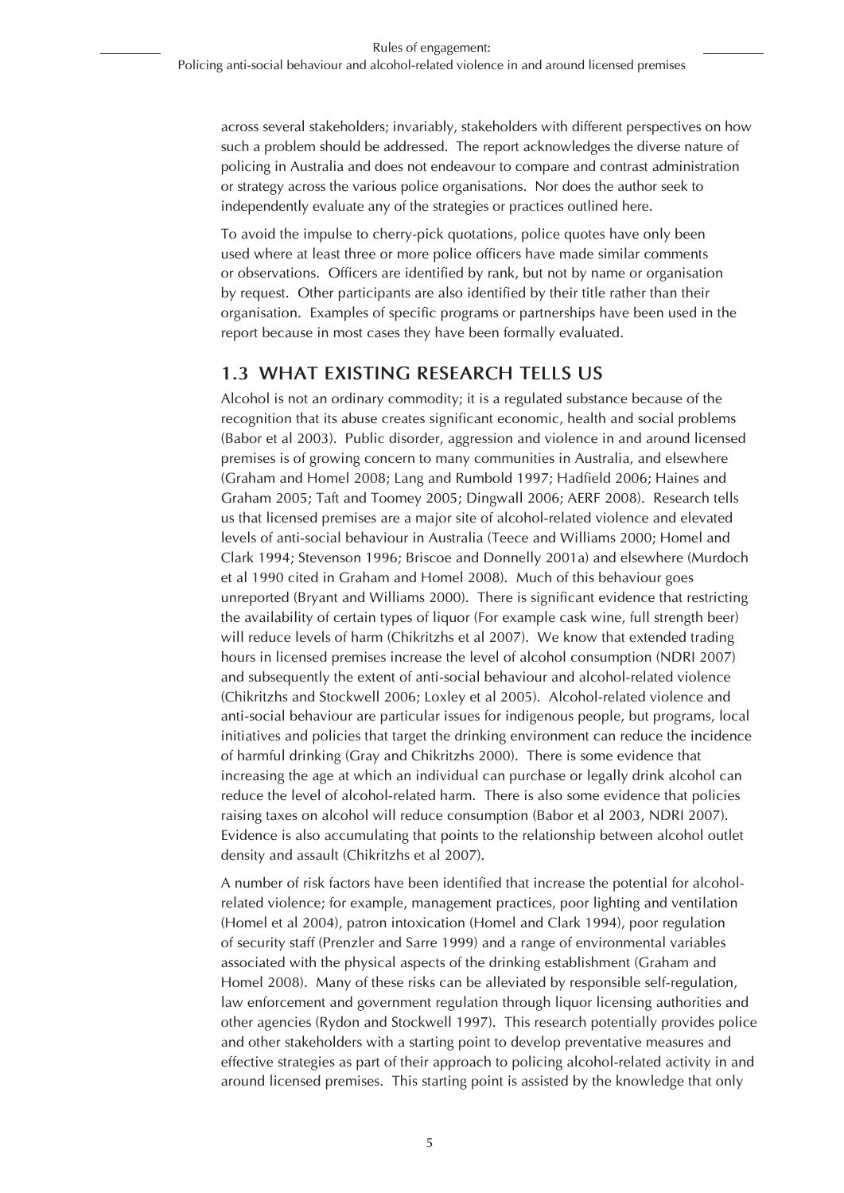across several stakeholders; invariably, stakeholders with different perspectives on how such a problem should be addressed. The report acknowledges the diverse nature of policing in Australia and does not endeavour to compare and contrast administration or strategy across the various police organisations. Nor does the author seek to independently evaluate any of the strategies or practices outlined here.

To avoid the impulse to cherry-pick quotations, police quotes have only been used where at least three or more police officers have made similar comments or observations. Officers are identified by rank, but not by name or organisation by request. Other participants are also identified by their title rather than their organisation. Examples of specific programs or partnerships have been used in the report because in most cases they have been formally evaluated.

## 1.3 WHAT EXISTING RESEARCH TELLS US

Alcohol is not an ordinary commodity; it is a regulated substance because of the recognition that its abuse creates significant economic, health and social problems (Babor et al 2003). Public disorder, aggression and violence in and around licensed premises is of growing concern to many communities in Australia, and elsewhere (Graham and Homel 2008; Lang and Rumbold 1997; Hadfield 2006; Haines and Graham 2005; Taft and Toomey 2005; Dingwall 2006; AERF 2008). Research tells us that licensed premises are a major site of alcohol-related violence and elevated levels of anti-social behaviour in Australia (Teece and Williams 2000; Homel and Clark 1994; Stevenson 1996; Briscoe and Donnelly 2001a) and elsewhere (Murdoch et al 1990 cited in Graham and Homel 2008). Much of this behaviour goes unreported (Bryant and Williams 2000). There is significant evidence that restricting the availability of certain types of liquor (For example cask wine, full strength beer) will reduce levels of harm (Chikritzhs et al 2007). We know that extended trading hours in licensed premises increase the level of alcohol consumption (NDRI 2007) and subsequently the extent of anti-social behaviour and alcohol-related violence (Chikritzhs and Stockwell 2006; Loxley et al 2005). Alcohol-related violence and anti-social behaviour are particular issues for indigenous people, but programs, local initiatives and policies that target the drinking environment can reduce the incidence of harmful drinking (Gray and Chikritzhs 2000). There is some evidence that increasing the age at which an individual can purchase or legally drink alcohol can reduce the level of alcohol-related harm. There is also some evidence that policies raising taxes on alcohol will reduce consumption (Babor et al 2003, NDRI 2007). Evidence is also accumulating that points to the relationship between alcohol outlet density and assault (Chikritzhs et al 2007).

A number of risk factors have been identified that increase the potential for alcohol-related violence; for example, management practices, poor lighting and ventilation (Homel et al 2004), patron intoxication (Homel and Clark 1994), poor regulation of security staff (Prenzler and Sarre 1999) and a range of environmental variables associated with the physical aspects of the drinking establishment (Graham and Homel 2008). Many of these risks can be alleviated by responsible self-regulation, law enforcement and government regulation through liquor licensing authorities and other agencies (Rydon and Stockwell 1997). This research potentially provides police and other stakeholders with a starting point to develop preventative measures and effective strategies as part of their approach to policing alcohol-related activity in and around licensed premises. This starting point is assisted by the knowledge that only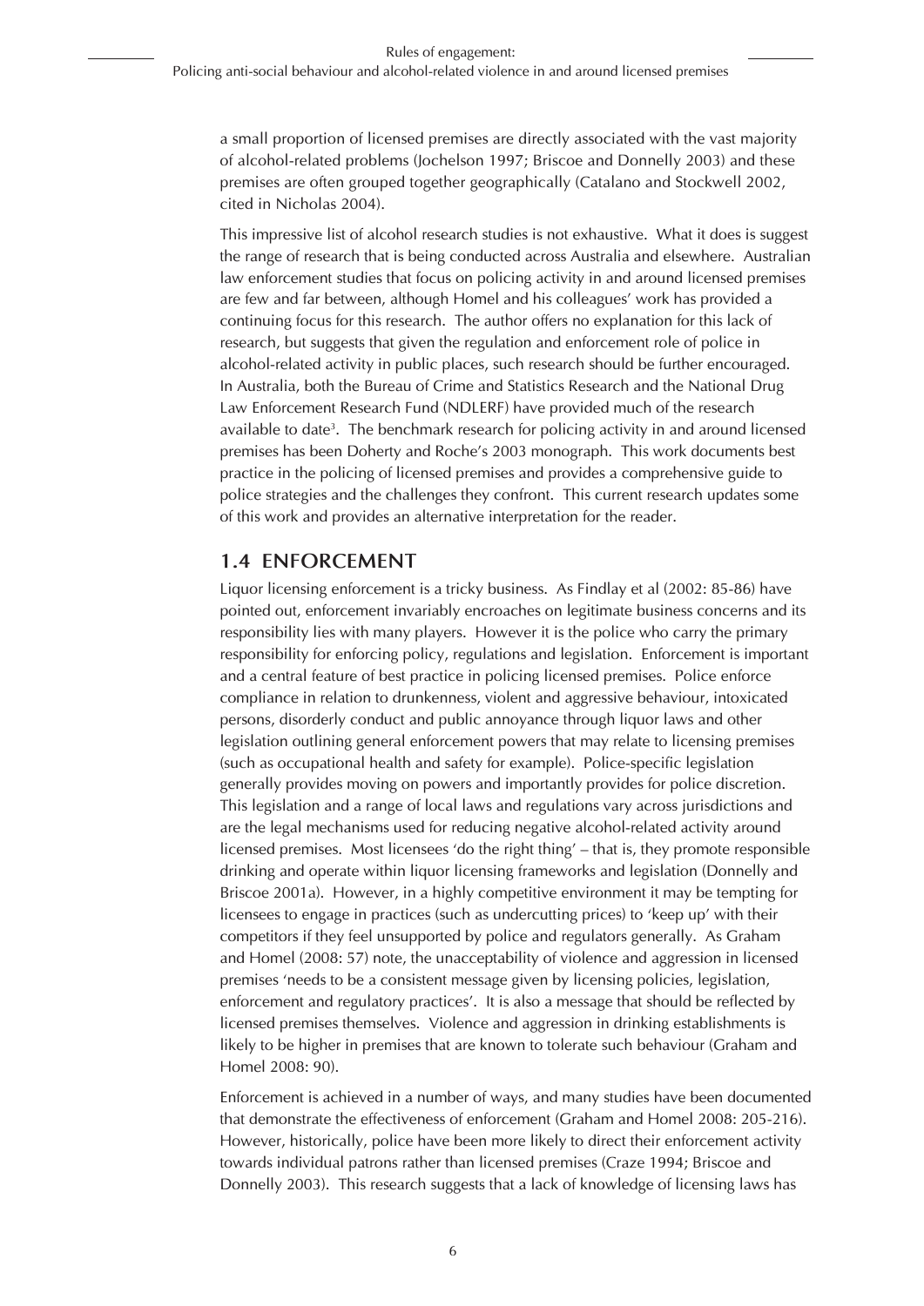a small proportion of licensed premises are directly associated with the vast majority of alcohol-related problems (Jochelson 1997; Briscoe and Donnelly 2003) and these premises are often grouped together geographically (Catalano and Stockwell 2002, cited in Nicholas 2004).

This impressive list of alcohol research studies is not exhaustive. What it does is suggest the range of research that is being conducted across Australia and elsewhere. Australian law enforcement studies that focus on policing activity in and around licensed premises are few and far between, although Homel and his colleagues' work has provided a continuing focus for this research. The author offers no explanation for this lack of research, but suggests that given the regulation and enforcement role of police in alcohol-related activity in public places, such research should be further encouraged. In Australia, both the Bureau of Crime and Statistics Research and the National Drug Law Enforcement Research Fund (NDLERF) have provided much of the research available to date[3]. The benchmark research for policing activity in and around licensed premises has been Doherty and Roche's 2003 monograph. This work documents best practice in the policing of licensed premises and provides a comprehensive guide to police strategies and the challenges they confront. This current research updates some of this work and provides an alternative interpretation for the reader.

## 1.4 ENFORCEMENT

Liquor licensing enforcement is a tricky business. As Findlay et al (2002: 85-86) have pointed out, enforcement invariably encroaches on legitimate business concerns and its responsibility lies with many players. However it is the police who carry the primary responsibility for enforcing policy, regulations and legislation. Enforcement is important and a central feature of best practice in policing licensed premises. Police enforce compliance in relation to drunkenness, violent and aggressive behaviour, intoxicated persons, disorderly conduct and public annoyance through liquor laws and other legislation outlining general enforcement powers that may relate to licensing premises (such as occupational health and safety for example). Police-specific legislation generally provides moving on powers and importantly provides for police discretion. This legislation and a range of local laws and regulations vary across jurisdictions and are the legal mechanisms used for reducing negative alcohol-related activity around licensed premises. Most licensees 'do the right thing' – that is, they promote responsible drinking and operate within liquor licensing frameworks and legislation (Donnelly and Briscoe 2001a). However, in a highly competitive environment it may be tempting for licensees to engage in practices (such as undercutting prices) to 'keep up' with their competitors if they feel unsupported by police and regulators generally. As Graham and Homel (2008: 57) note, the unacceptability of violence and aggression in licensed premises 'needs to be a consistent message given by licensing policies, legislation, enforcement and regulatory practices'. It is also a message that should be reflected by licensed premises themselves. Violence and aggression in drinking establishments is likely to be higher in premises that are known to tolerate such behaviour (Graham and Homel 2008: 90).

Enforcement is achieved in a number of ways, and many studies have been documented that demonstrate the effectiveness of enforcement (Graham and Homel 2008: 205-216). However, historically, police have been more likely to direct their enforcement activity towards individual patrons rather than licensed premises (Craze 1994; Briscoe and Donnelly 2003). This research suggests that a lack of knowledge of licensing laws has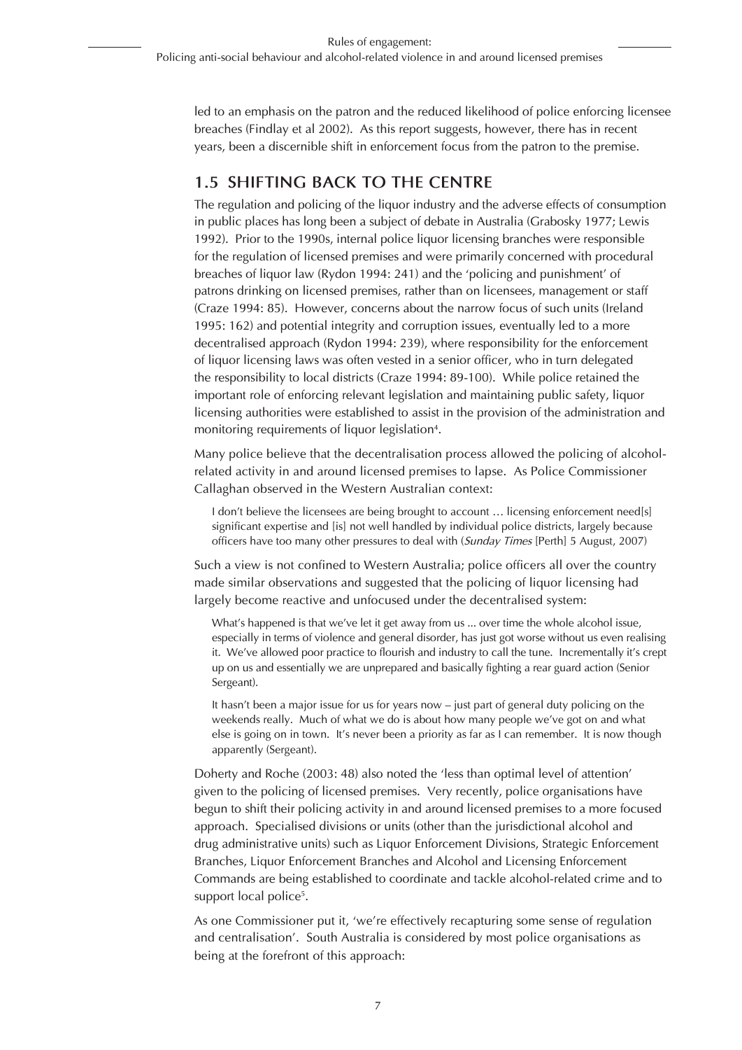led to an emphasis on the patron and the reduced likelihood of police enforcing licensee breaches (Findlay et al 2002). As this report suggests, however, there has in recent years, been a discernible shift in enforcement focus from the patron to the premise.

## 1.5 SHIFTING BACK TO THE CENTRE

The regulation and policing of the liquor industry and the adverse effects of consumption in public places has long been a subject of debate in Australia (Grabosky 1977; Lewis 1992). Prior to the 1990s, internal police liquor licensing branches were responsible for the regulation of licensed premises and were primarily concerned with procedural breaches of liquor law (Rydon 1994: 241) and the 'policing and punishment' of patrons drinking on licensed premises, rather than on licensees, management or staff (Craze 1994: 85). However, concerns about the narrow focus of such units (Ireland 1995: 162) and potential integrity and corruption issues, eventually led to a more decentralised approach (Rydon 1994: 239), where responsibility for the enforcement of liquor licensing laws was often vested in a senior officer, who in turn delegated the responsibility to local districts (Craze 1994: 89-100). While police retained the important role of enforcing relevant legislation and maintaining public safety, liquor licensing authorities were established to assist in the provision of the administration and monitoring requirements of liquor legislation[4].

Many police believe that the decentralisation process allowed the policing of alcohol-related activity in and around licensed premises to lapse. As Police Commissioner Callaghan observed in the Western Australian context:

> I don't believe the licensees are being brought to account … licensing enforcement need[s] significant expertise and [is] not well handled by individual police districts, largely because officers have too many other pressures to deal with (*Sunday Times* [Perth] 5 August, 2007)

Such a view is not confined to Western Australia; police officers all over the country made similar observations and suggested that the policing of liquor licensing had largely become reactive and unfocused under the decentralised system:

> What's happened is that we've let it get away from us ... over time the whole alcohol issue, especially in terms of violence and general disorder, has just got worse without us even realising it. We've allowed poor practice to flourish and industry to call the tune. Incrementally it's crept up on us and essentially we are unprepared and basically fighting a rear guard action (Senior Sergeant).

> It hasn't been a major issue for us for years now – just part of general duty policing on the weekends really. Much of what we do is about how many people we've got on and what else is going on in town. It's never been a priority as far as I can remember. It is now though apparently (Sergeant).

Doherty and Roche (2003: 48) also noted the 'less than optimal level of attention' given to the policing of licensed premises. Very recently, police organisations have begun to shift their policing activity in and around licensed premises to a more focused approach. Specialised divisions or units (other than the jurisdictional alcohol and drug administrative units) such as Liquor Enforcement Divisions, Strategic Enforcement Branches, Liquor Enforcement Branches and Alcohol and Licensing Enforcement Commands are being established to coordinate and tackle alcohol-related crime and to support local police[5].

As one Commissioner put it, 'we're effectively recapturing some sense of regulation and centralisation'. South Australia is considered by most police organisations as being at the forefront of this approach: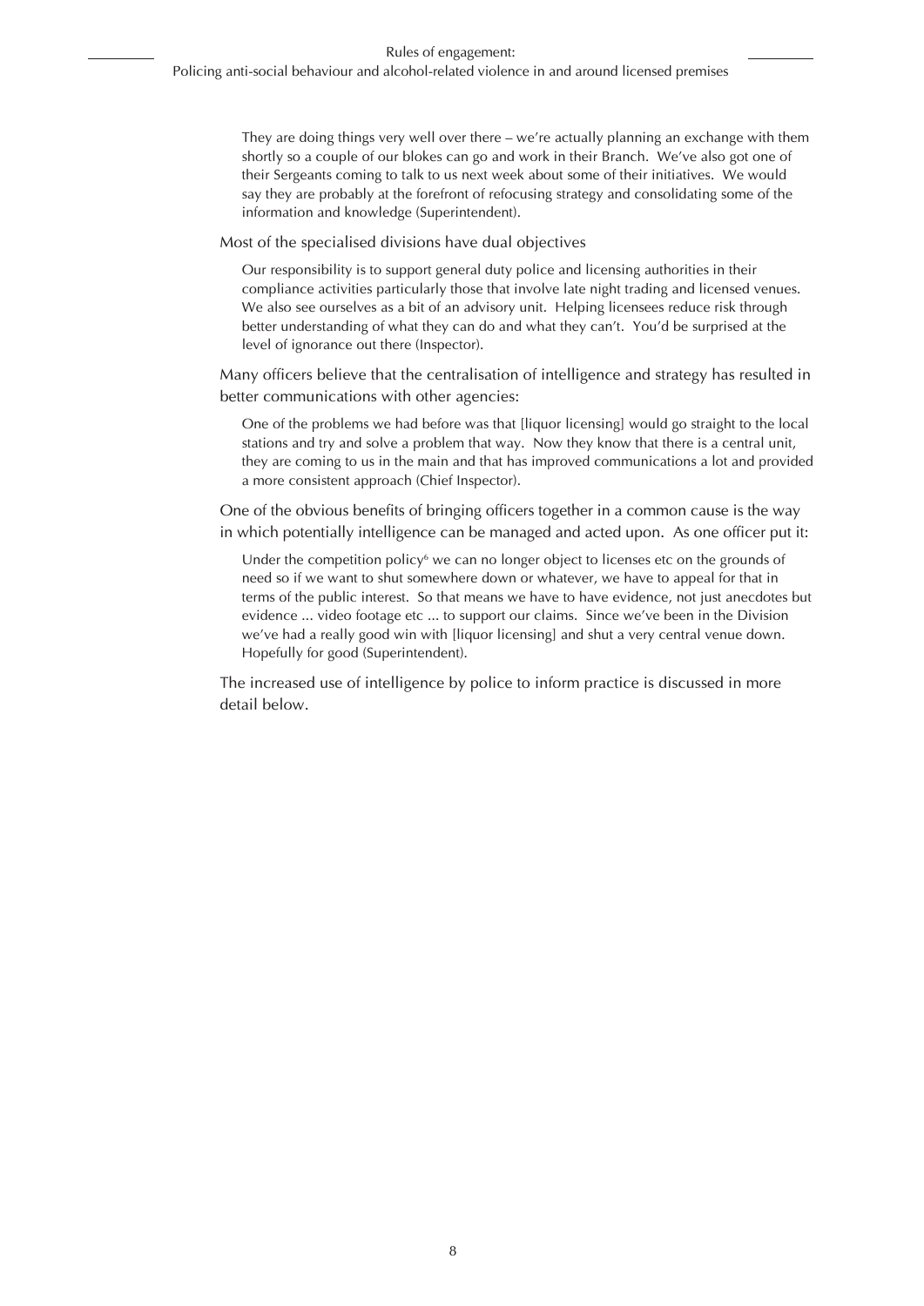> They are doing things very well over there – we're actually planning an exchange with them shortly so a couple of our blokes can go and work in their Branch. We've also got one of their Sergeants coming to talk to us next week about some of their initiatives. We would say they are probably at the forefront of refocusing strategy and consolidating some of the information and knowledge (Superintendent).

Most of the specialised divisions have dual objectives

> Our responsibility is to support general duty police and licensing authorities in their compliance activities particularly those that involve late night trading and licensed venues. We also see ourselves as a bit of an advisory unit. Helping licensees reduce risk through better understanding of what they can do and what they can't. You'd be surprised at the level of ignorance out there (Inspector).

Many officers believe that the centralisation of intelligence and strategy has resulted in better communications with other agencies:

> One of the problems we had before was that [liquor licensing] would go straight to the local stations and try and solve a problem that way. Now they know that there is a central unit, they are coming to us in the main and that has improved communications a lot and provided a more consistent approach (Chief Inspector).

One of the obvious benefits of bringing officers together in a common cause is the way in which potentially intelligence can be managed and acted upon. As one officer put it:

> Under the competition policy[6] we can no longer object to licenses etc on the grounds of need so if we want to shut somewhere down or whatever, we have to appeal for that in terms of the public interest. So that means we have to have evidence, not just anecdotes but evidence ... video footage etc ... to support our claims. Since we've been in the Division we've had a really good win with [liquor licensing] and shut a very central venue down. Hopefully for good (Superintendent).

The increased use of intelligence by police to inform practice is discussed in more detail below.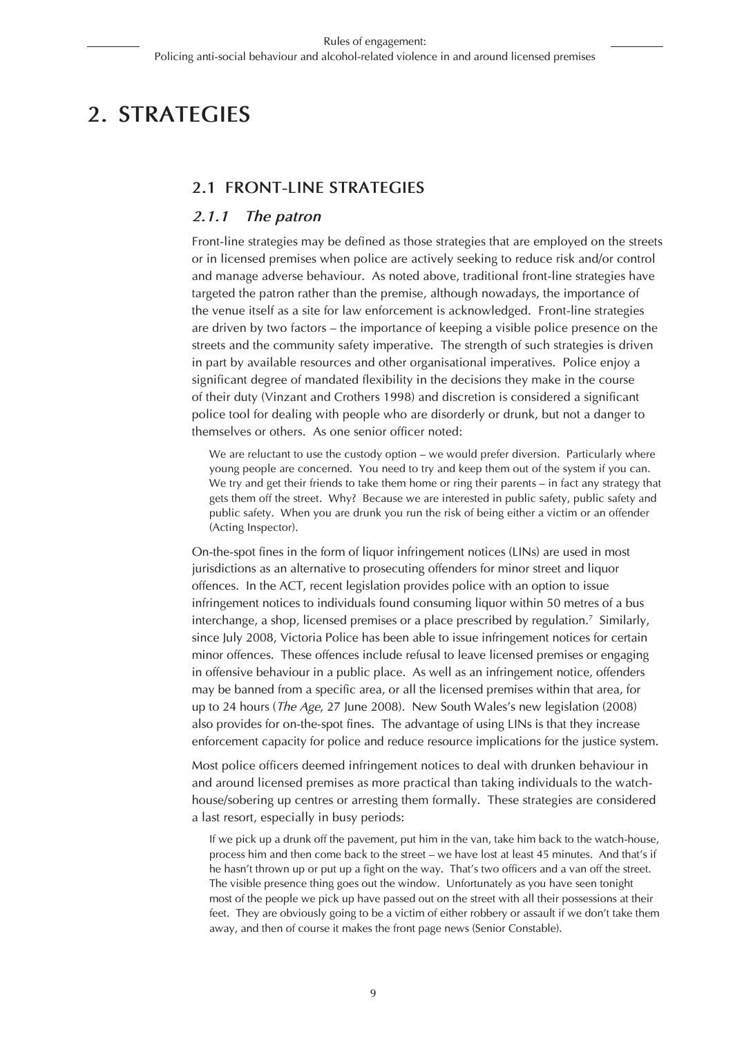# 2. STRATEGIES

## 2.1 FRONT-LINE STRATEGIES

### *2.1.1 The patron*

Front-line strategies may be defined as those strategies that are employed on the streets or in licensed premises when police are actively seeking to reduce risk and/or control and manage adverse behaviour. As noted above, traditional front-line strategies have targeted the patron rather than the premise, although nowadays, the importance of the venue itself as a site for law enforcement is acknowledged. Front-line strategies are driven by two factors – the importance of keeping a visible police presence on the streets and the community safety imperative. The strength of such strategies is driven in part by available resources and other organisational imperatives. Police enjoy a significant degree of mandated flexibility in the decisions they make in the course of their duty (Vinzant and Crothers 1998) and discretion is considered a significant police tool for dealing with people who are disorderly or drunk, but not a danger to themselves or others. As one senior officer noted:

> We are reluctant to use the custody option – we would prefer diversion. Particularly where young people are concerned. You need to try and keep them out of the system if you can. We try and get their friends to take them home or ring their parents – in fact any strategy that gets them off the street. Why? Because we are interested in public safety, public safety and public safety. When you are drunk you run the risk of being either a victim or an offender (Acting Inspector).

On-the-spot fines in the form of liquor infringement notices (LINs) are used in most jurisdictions as an alternative to prosecuting offenders for minor street and liquor offences. In the ACT, recent legislation provides police with an option to issue infringement notices to individuals found consuming liquor within 50 metres of a bus interchange, a shop, licensed premises or a place prescribed by regulation.[7] Similarly, since July 2008, Victoria Police has been able to issue infringement notices for certain minor offences. These offences include refusal to leave licensed premises or engaging in offensive behaviour in a public place. As well as an infringement notice, offenders may be banned from a specific area, or all the licensed premises within that area, for up to 24 hours (*The Age*, 27 June 2008). New South Wales's new legislation (2008) also provides for on-the-spot fines. The advantage of using LINs is that they increase enforcement capacity for police and reduce resource implications for the justice system.

Most police officers deemed infringement notices to deal with drunken behaviour in and around licensed premises as more practical than taking individuals to the watch-house/sobering up centres or arresting them formally. These strategies are considered a last resort, especially in busy periods:

> If we pick up a drunk off the pavement, put him in the van, take him back to the watch-house, process him and then come back to the street – we have lost at least 45 minutes. And that's if he hasn't thrown up or put up a fight on the way. That's two officers and a van off the street. The visible presence thing goes out the window. Unfortunately as you have seen tonight most of the people we pick up have passed out on the street with all their possessions at their feet. They are obviously going to be a victim of either robbery or assault if we don't take them away, and then of course it makes the front page news (Senior Constable).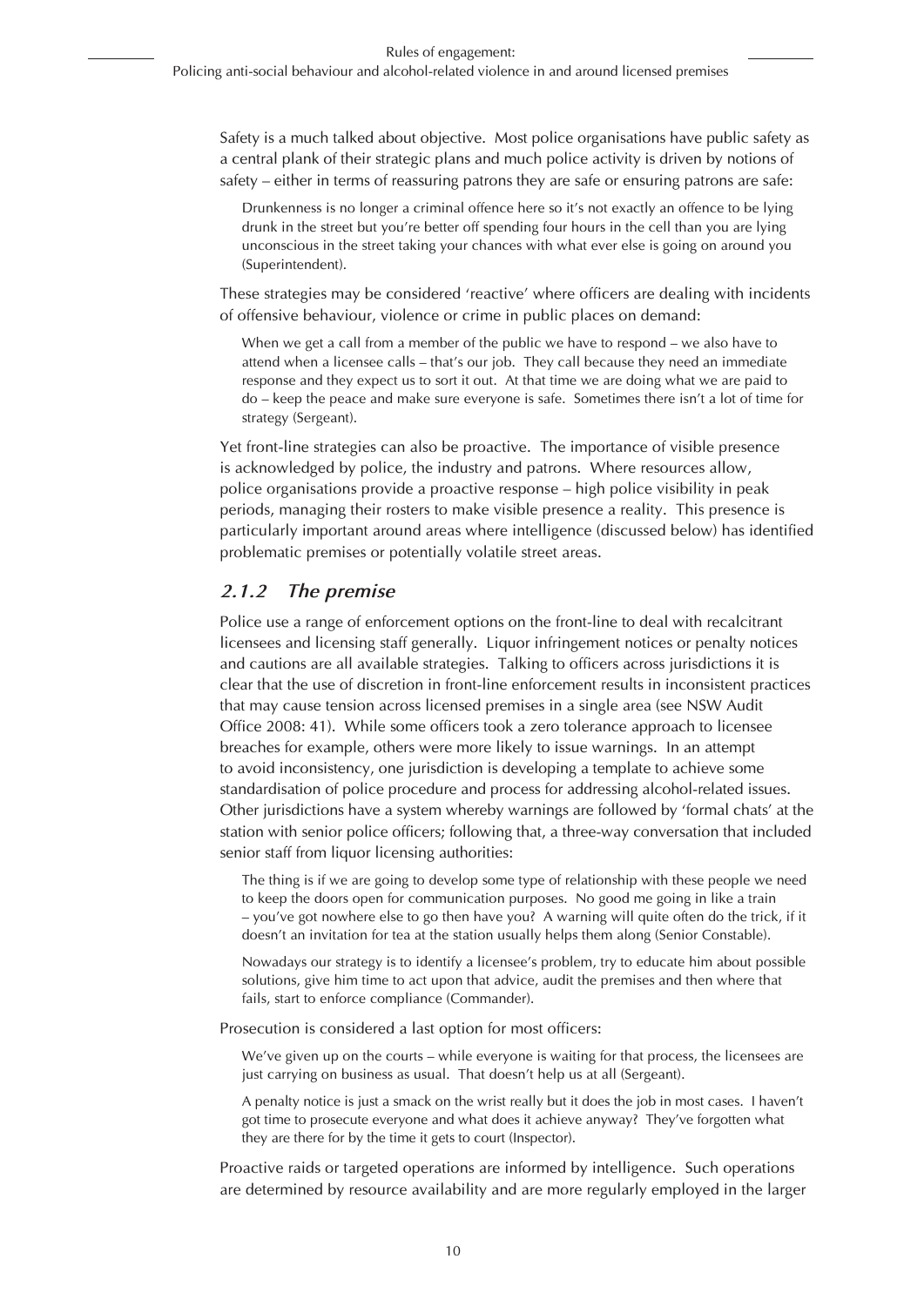Safety is a much talked about objective. Most police organisations have public safety as a central plank of their strategic plans and much police activity is driven by notions of safety – either in terms of reassuring patrons they are safe or ensuring patrons are safe:

> Drunkenness is no longer a criminal offence here so it's not exactly an offence to be lying drunk in the street but you're better off spending four hours in the cell than you are lying unconscious in the street taking your chances with what ever else is going on around you (Superintendent).

These strategies may be considered 'reactive' where officers are dealing with incidents of offensive behaviour, violence or crime in public places on demand:

> When we get a call from a member of the public we have to respond – we also have to attend when a licensee calls – that's our job. They call because they need an immediate response and they expect us to sort it out. At that time we are doing what we are paid to do – keep the peace and make sure everyone is safe. Sometimes there isn't a lot of time for strategy (Sergeant).

Yet front-line strategies can also be proactive. The importance of visible presence is acknowledged by police, the industry and patrons. Where resources allow, police organisations provide a proactive response – high police visibility in peak periods, managing their rosters to make visible presence a reality. This presence is particularly important around areas where intelligence (discussed below) has identified problematic premises or potentially volatile street areas.

### *2.1.2 The premise*

Police use a range of enforcement options on the front-line to deal with recalcitrant licensees and licensing staff generally. Liquor infringement notices or penalty notices and cautions are all available strategies. Talking to officers across jurisdictions it is clear that the use of discretion in front-line enforcement results in inconsistent practices that may cause tension across licensed premises in a single area (see NSW Audit Office 2008: 41). While some officers took a zero tolerance approach to licensee breaches for example, others were more likely to issue warnings. In an attempt to avoid inconsistency, one jurisdiction is developing a template to achieve some standardisation of police procedure and process for addressing alcohol-related issues. Other jurisdictions have a system whereby warnings are followed by 'formal chats' at the station with senior police officers; following that, a three-way conversation that included senior staff from liquor licensing authorities:

> The thing is if we are going to develop some type of relationship with these people we need to keep the doors open for communication purposes. No good me going in like a train – you've got nowhere else to go then have you? A warning will quite often do the trick, if it doesn't an invitation for tea at the station usually helps them along (Senior Constable).

> Nowadays our strategy is to identify a licensee's problem, try to educate him about possible solutions, give him time to act upon that advice, audit the premises and then where that fails, start to enforce compliance (Commander).

Prosecution is considered a last option for most officers:

> We've given up on the courts – while everyone is waiting for that process, the licensees are just carrying on business as usual. That doesn't help us at all (Sergeant).

> A penalty notice is just a smack on the wrist really but it does the job in most cases. I haven't got time to prosecute everyone and what does it achieve anyway? They've forgotten what they are there for by the time it gets to court (Inspector).

Proactive raids or targeted operations are informed by intelligence. Such operations are determined by resource availability and are more regularly employed in the larger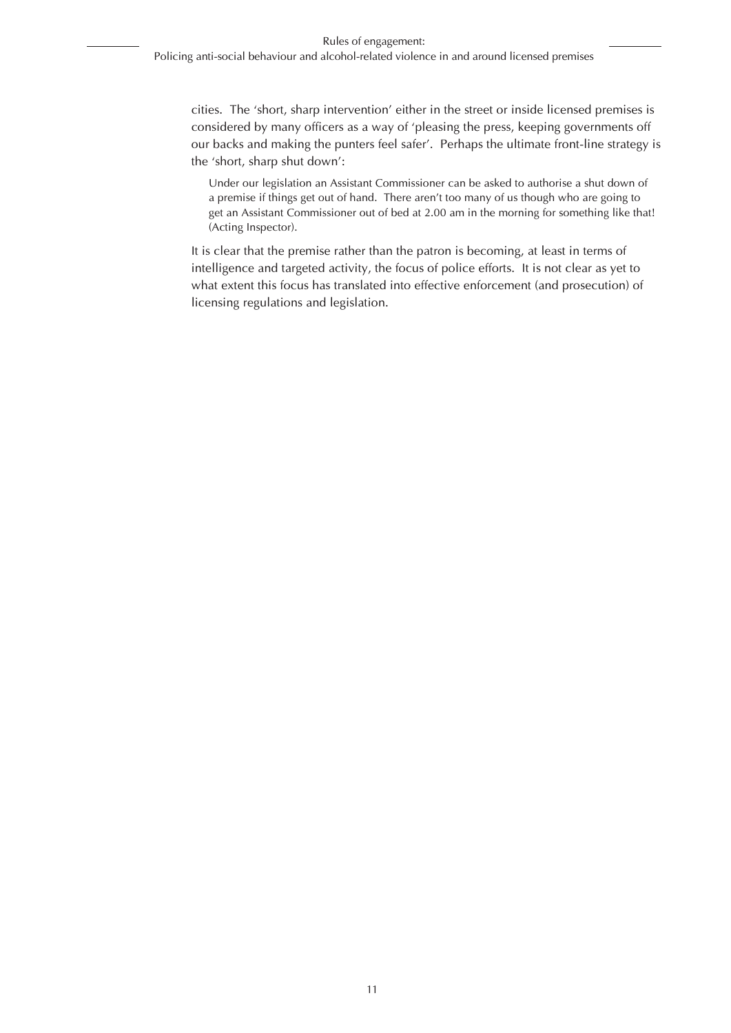cities. The 'short, sharp intervention' either in the street or inside licensed premises is considered by many officers as a way of 'pleasing the press, keeping governments off our backs and making the punters feel safer'. Perhaps the ultimate front-line strategy is the 'short, sharp shut down':

> Under our legislation an Assistant Commissioner can be asked to authorise a shut down of a premise if things get out of hand. There aren't too many of us though who are going to get an Assistant Commissioner out of bed at 2.00 am in the morning for something like that! (Acting Inspector).

It is clear that the premise rather than the patron is becoming, at least in terms of intelligence and targeted activity, the focus of police efforts. It is not clear as yet to what extent this focus has translated into effective enforcement (and prosecution) of licensing regulations and legislation.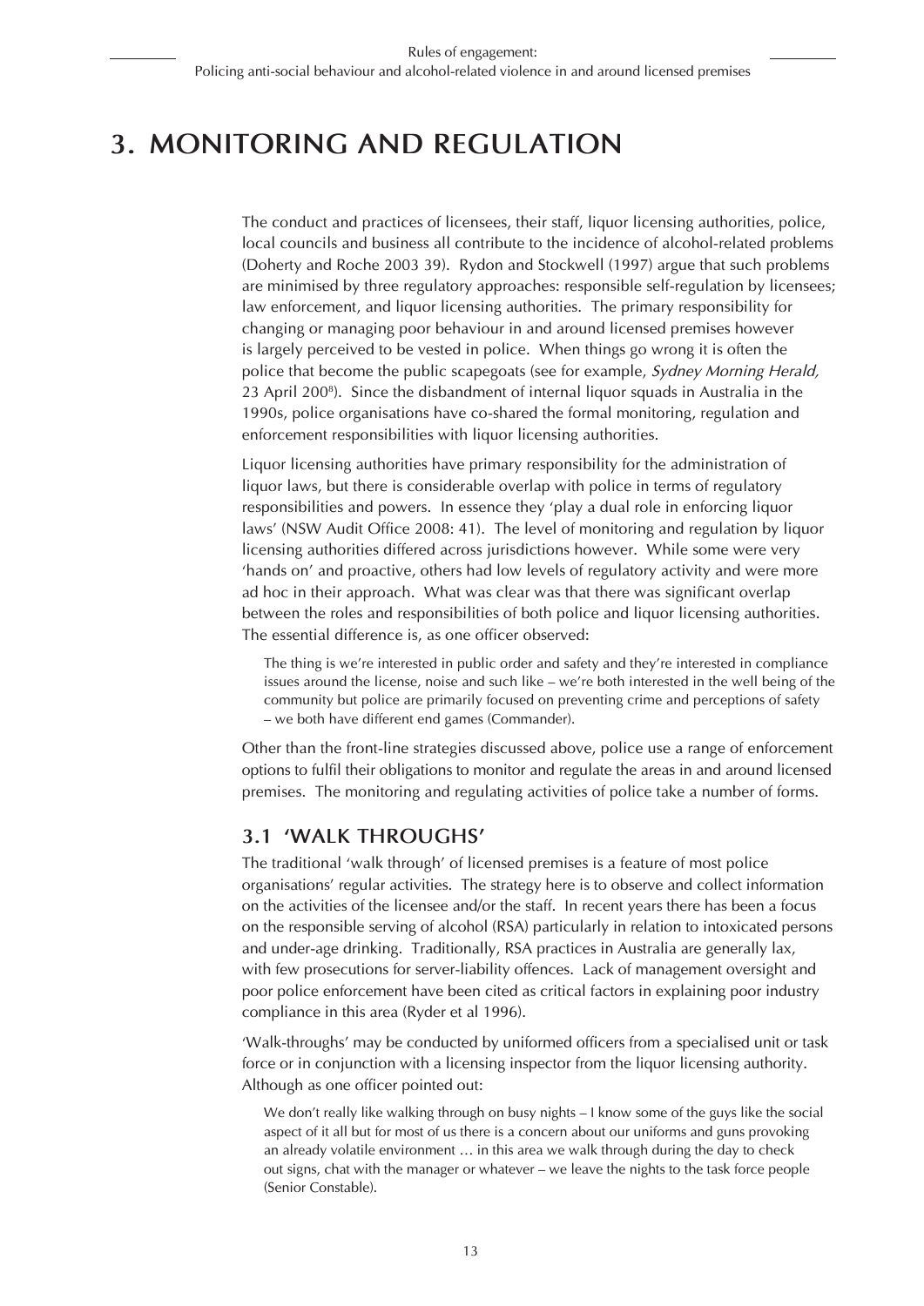# 3. MONITORING AND REGULATION

The conduct and practices of licensees, their staff, liquor licensing authorities, police, local councils and business all contribute to the incidence of alcohol-related problems (Doherty and Roche 2003 39). Rydon and Stockwell (1997) argue that such problems are minimised by three regulatory approaches: responsible self-regulation by licensees; law enforcement, and liquor licensing authorities. The primary responsibility for changing or managing poor behaviour in and around licensed premises however is largely perceived to be vested in police. When things go wrong it is often the police that become the public scapegoats (see for example, *Sydney Morning Herald,* 23 April 200[8]). Since the disbandment of internal liquor squads in Australia in the 1990s, police organisations have co-shared the formal monitoring, regulation and enforcement responsibilities with liquor licensing authorities.

Liquor licensing authorities have primary responsibility for the administration of liquor laws, but there is considerable overlap with police in terms of regulatory responsibilities and powers. In essence they 'play a dual role in enforcing liquor laws' (NSW Audit Office 2008: 41). The level of monitoring and regulation by liquor licensing authorities differed across jurisdictions however. While some were very 'hands on' and proactive, others had low levels of regulatory activity and were more ad hoc in their approach. What was clear was that there was significant overlap between the roles and responsibilities of both police and liquor licensing authorities. The essential difference is, as one officer observed:

> The thing is we're interested in public order and safety and they're interested in compliance issues around the license, noise and such like – we're both interested in the well being of the community but police are primarily focused on preventing crime and perceptions of safety – we both have different end games (Commander).

Other than the front-line strategies discussed above, police use a range of enforcement options to fulfil their obligations to monitor and regulate the areas in and around licensed premises. The monitoring and regulating activities of police take a number of forms.

## 3.1 'WALK THROUGHS'

The traditional 'walk through' of licensed premises is a feature of most police organisations' regular activities. The strategy here is to observe and collect information on the activities of the licensee and/or the staff. In recent years there has been a focus on the responsible serving of alcohol (RSA) particularly in relation to intoxicated persons and under-age drinking. Traditionally, RSA practices in Australia are generally lax, with few prosecutions for server-liability offences. Lack of management oversight and poor police enforcement have been cited as critical factors in explaining poor industry compliance in this area (Ryder et al 1996).

'Walk-throughs' may be conducted by uniformed officers from a specialised unit or task force or in conjunction with a licensing inspector from the liquor licensing authority. Although as one officer pointed out:

> We don't really like walking through on busy nights – I know some of the guys like the social aspect of it all but for most of us there is a concern about our uniforms and guns provoking an already volatile environment … in this area we walk through during the day to check out signs, chat with the manager or whatever – we leave the nights to the task force people (Senior Constable).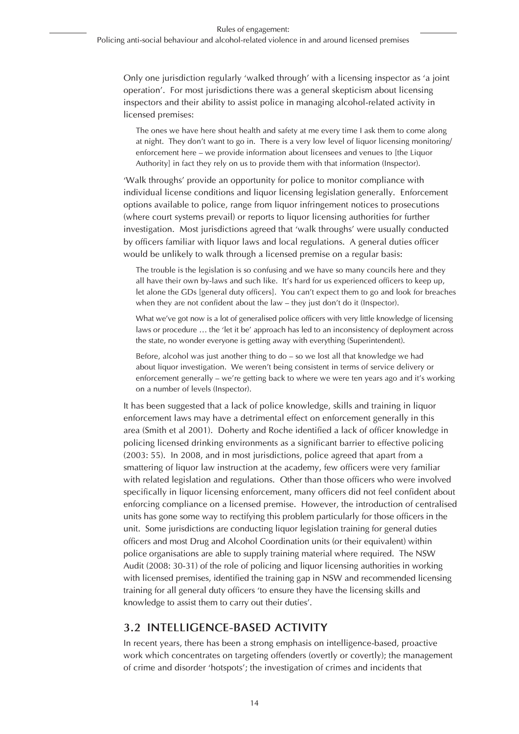Only one jurisdiction regularly 'walked through' with a licensing inspector as 'a joint operation'. For most jurisdictions there was a general skepticism about licensing inspectors and their ability to assist police in managing alcohol-related activity in licensed premises:

> The ones we have here shout health and safety at me every time I ask them to come along at night. They don't want to go in. There is a very low level of liquor licensing monitoring/enforcement here – we provide information about licensees and venues to [the Liquor Authority] in fact they rely on us to provide them with that information (Inspector).

'Walk throughs' provide an opportunity for police to monitor compliance with individual license conditions and liquor licensing legislation generally. Enforcement options available to police, range from liquor infringement notices to prosecutions (where court systems prevail) or reports to liquor licensing authorities for further investigation. Most jurisdictions agreed that 'walk throughs' were usually conducted by officers familiar with liquor laws and local regulations. A general duties officer would be unlikely to walk through a licensed premise on a regular basis:

> The trouble is the legislation is so confusing and we have so many councils here and they all have their own by-laws and such like. It's hard for us experienced officers to keep up, let alone the GDs [general duty officers]. You can't expect them to go and look for breaches when they are not confident about the law – they just don't do it (Inspector).

> What we've got now is a lot of generalised police officers with very little knowledge of licensing laws or procedure … the 'let it be' approach has led to an inconsistency of deployment across the state, no wonder everyone is getting away with everything (Superintendent).

> Before, alcohol was just another thing to do – so we lost all that knowledge we had about liquor investigation. We weren't being consistent in terms of service delivery or enforcement generally – we're getting back to where we were ten years ago and it's working on a number of levels (Inspector).

It has been suggested that a lack of police knowledge, skills and training in liquor enforcement laws may have a detrimental effect on enforcement generally in this area (Smith et al 2001). Doherty and Roche identified a lack of officer knowledge in policing licensed drinking environments as a significant barrier to effective policing (2003: 55). In 2008, and in most jurisdictions, police agreed that apart from a smattering of liquor law instruction at the academy, few officers were very familiar with related legislation and regulations. Other than those officers who were involved specifically in liquor licensing enforcement, many officers did not feel confident about enforcing compliance on a licensed premise. However, the introduction of centralised units has gone some way to rectifying this problem particularly for those officers in the unit. Some jurisdictions are conducting liquor legislation training for general duties officers and most Drug and Alcohol Coordination units (or their equivalent) within police organisations are able to supply training material where required. The NSW Audit (2008: 30-31) of the role of policing and liquor licensing authorities in working with licensed premises, identified the training gap in NSW and recommended licensing training for all general duty officers 'to ensure they have the licensing skills and knowledge to assist them to carry out their duties'.

## 3.2 INTELLIGENCE-BASED ACTIVITY

In recent years, there has been a strong emphasis on intelligence-based, proactive work which concentrates on targeting offenders (overtly or covertly); the management of crime and disorder 'hotspots'; the investigation of crimes and incidents that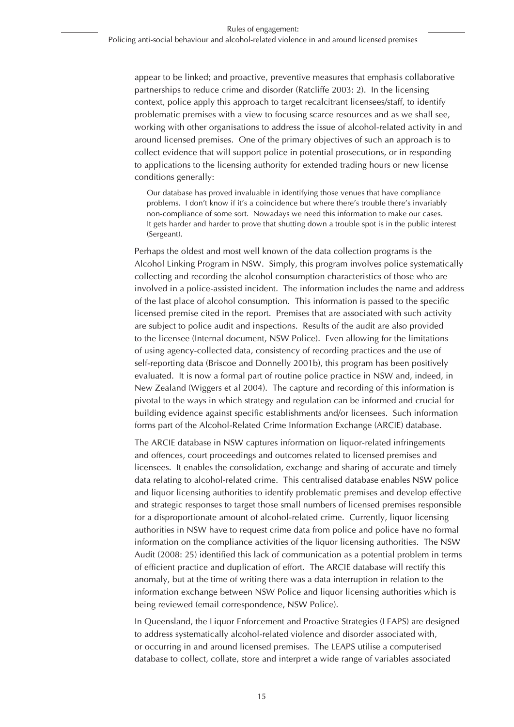appear to be linked; and proactive, preventive measures that emphasis collaborative partnerships to reduce crime and disorder (Ratcliffe 2003: 2). In the licensing context, police apply this approach to target recalcitrant licensees/staff, to identify problematic premises with a view to focusing scarce resources and as we shall see, working with other organisations to address the issue of alcohol-related activity in and around licensed premises. One of the primary objectives of such an approach is to collect evidence that will support police in potential prosecutions, or in responding to applications to the licensing authority for extended trading hours or new license conditions generally:

> Our database has proved invaluable in identifying those venues that have compliance problems. I don't know if it's a coincidence but where there's trouble there's invariably non-compliance of some sort. Nowadays we need this information to make our cases. It gets harder and harder to prove that shutting down a trouble spot is in the public interest (Sergeant).

Perhaps the oldest and most well known of the data collection programs is the Alcohol Linking Program in NSW. Simply, this program involves police systematically collecting and recording the alcohol consumption characteristics of those who are involved in a police-assisted incident. The information includes the name and address of the last place of alcohol consumption. This information is passed to the specific licensed premise cited in the report. Premises that are associated with such activity are subject to police audit and inspections. Results of the audit are also provided to the licensee (Internal document, NSW Police). Even allowing for the limitations of using agency-collected data, consistency of recording practices and the use of self-reporting data (Briscoe and Donnelly 2001b), this program has been positively evaluated. It is now a formal part of routine police practice in NSW and, indeed, in New Zealand (Wiggers et al 2004). The capture and recording of this information is pivotal to the ways in which strategy and regulation can be informed and crucial for building evidence against specific establishments and/or licensees. Such information forms part of the Alcohol-Related Crime Information Exchange (ARCIE) database.

The ARCIE database in NSW captures information on liquor-related infringements and offences, court proceedings and outcomes related to licensed premises and licensees. It enables the consolidation, exchange and sharing of accurate and timely data relating to alcohol-related crime. This centralised database enables NSW police and liquor licensing authorities to identify problematic premises and develop effective and strategic responses to target those small numbers of licensed premises responsible for a disproportionate amount of alcohol-related crime. Currently, liquor licensing authorities in NSW have to request crime data from police and police have no formal information on the compliance activities of the liquor licensing authorities. The NSW Audit (2008: 25) identified this lack of communication as a potential problem in terms of efficient practice and duplication of effort. The ARCIE database will rectify this anomaly, but at the time of writing there was a data interruption in relation to the information exchange between NSW Police and liquor licensing authorities which is being reviewed (email correspondence, NSW Police).

In Queensland, the Liquor Enforcement and Proactive Strategies (LEAPS) are designed to address systematically alcohol-related violence and disorder associated with, or occurring in and around licensed premises. The LEAPS utilise a computerised database to collect, collate, store and interpret a wide range of variables associated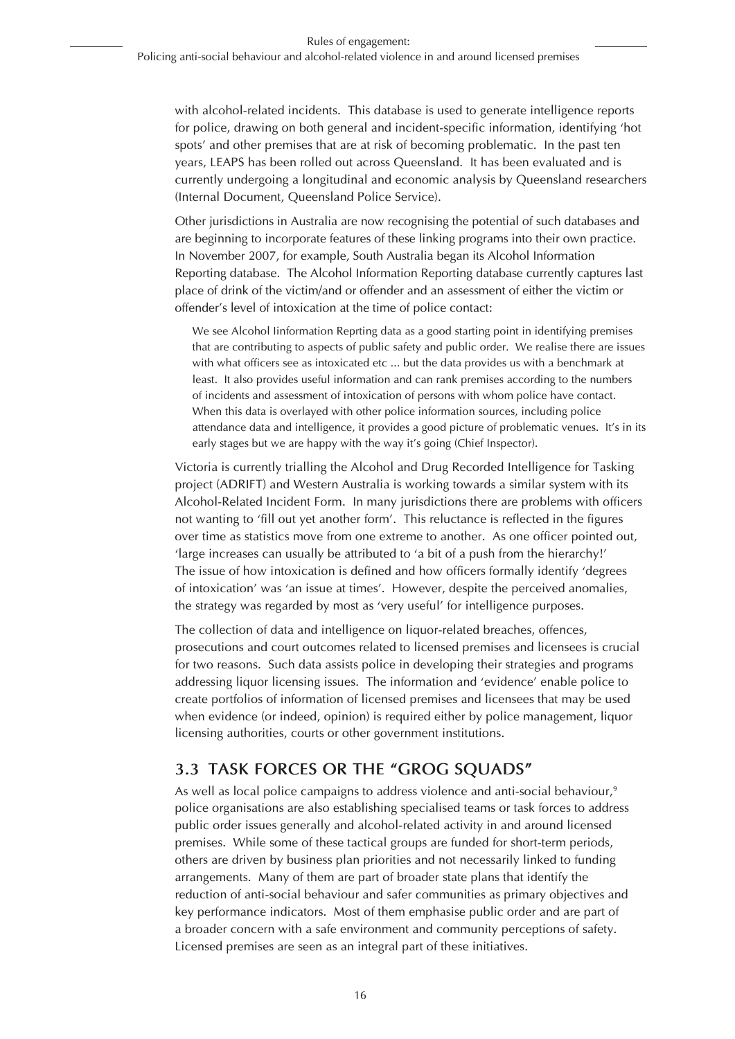with alcohol-related incidents. This database is used to generate intelligence reports for police, drawing on both general and incident-specific information, identifying 'hot spots' and other premises that are at risk of becoming problematic. In the past ten years, LEAPS has been rolled out across Queensland. It has been evaluated and is currently undergoing a longitudinal and economic analysis by Queensland researchers (Internal Document, Queensland Police Service).

Other jurisdictions in Australia are now recognising the potential of such databases and are beginning to incorporate features of these linking programs into their own practice. In November 2007, for example, South Australia began its Alcohol Information Reporting database. The Alcohol Information Reporting database currently captures last place of drink of the victim/and or offender and an assessment of either the victim or offender's level of intoxication at the time of police contact:

> We see Alcohol Iinformation Reprting data as a good starting point in identifying premises that are contributing to aspects of public safety and public order. We realise there are issues with what officers see as intoxicated etc ... but the data provides us with a benchmark at least. It also provides useful information and can rank premises according to the numbers of incidents and assessment of intoxication of persons with whom police have contact. When this data is overlayed with other police information sources, including police attendance data and intelligence, it provides a good picture of problematic venues. It's in its early stages but we are happy with the way it's going (Chief Inspector).

Victoria is currently trialling the Alcohol and Drug Recorded Intelligence for Tasking project (ADRIFT) and Western Australia is working towards a similar system with its Alcohol-Related Incident Form. In many jurisdictions there are problems with officers not wanting to 'fill out yet another form'. This reluctance is reflected in the figures over time as statistics move from one extreme to another. As one officer pointed out, 'large increases can usually be attributed to 'a bit of a push from the hierarchy!' The issue of how intoxication is defined and how officers formally identify 'degrees of intoxication' was 'an issue at times'. However, despite the perceived anomalies, the strategy was regarded by most as 'very useful' for intelligence purposes.

The collection of data and intelligence on liquor-related breaches, offences, prosecutions and court outcomes related to licensed premises and licensees is crucial for two reasons. Such data assists police in developing their strategies and programs addressing liquor licensing issues. The information and 'evidence' enable police to create portfolios of information of licensed premises and licensees that may be used when evidence (or indeed, opinion) is required either by police management, liquor licensing authorities, courts or other government institutions.

## 3.3 TASK FORCES OR THE "GROG SQUADS"

As well as local police campaigns to address violence and anti-social behaviour,[9] police organisations are also establishing specialised teams or task forces to address public order issues generally and alcohol-related activity in and around licensed premises. While some of these tactical groups are funded for short-term periods, others are driven by business plan priorities and not necessarily linked to funding arrangements. Many of them are part of broader state plans that identify the reduction of anti-social behaviour and safer communities as primary objectives and key performance indicators. Most of them emphasise public order and are part of a broader concern with a safe environment and community perceptions of safety. Licensed premises are seen as an integral part of these initiatives.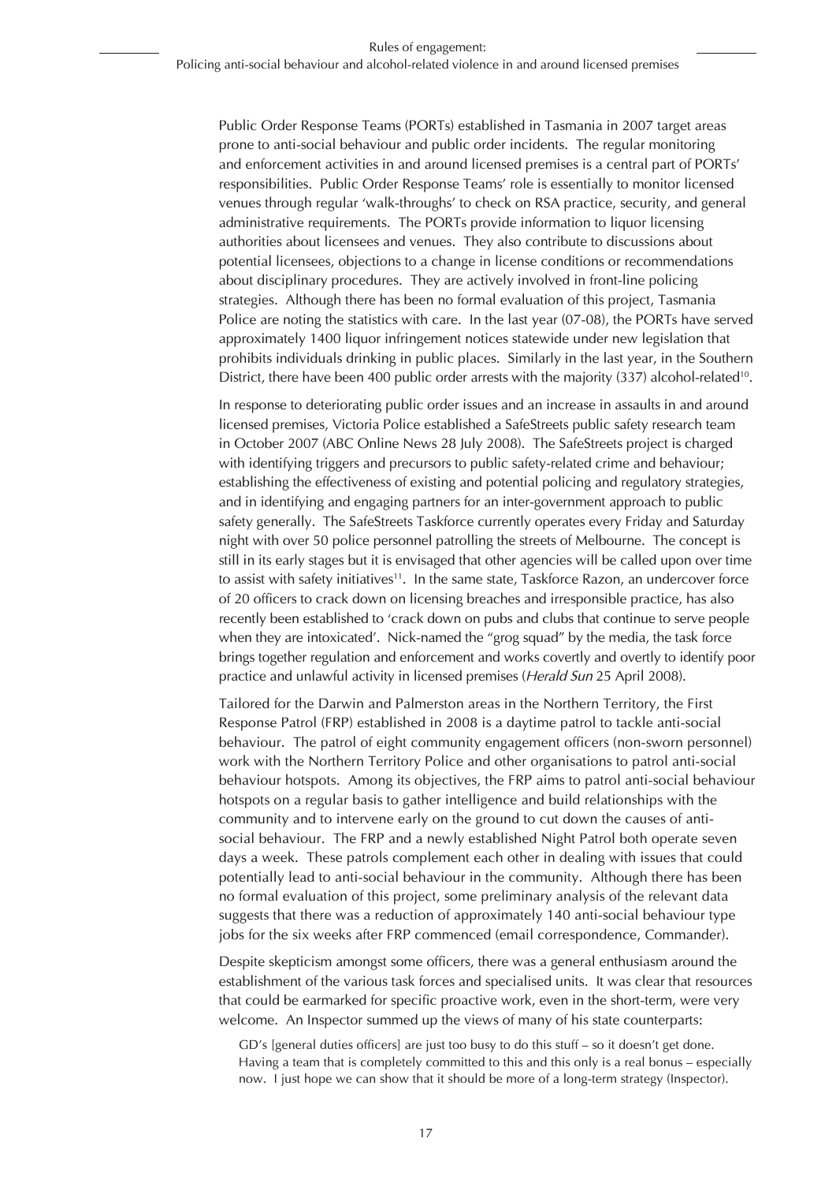Public Order Response Teams (PORTs) established in Tasmania in 2007 target areas prone to anti-social behaviour and public order incidents. The regular monitoring and enforcement activities in and around licensed premises is a central part of PORTs' responsibilities. Public Order Response Teams' role is essentially to monitor licensed venues through regular 'walk-throughs' to check on RSA practice, security, and general administrative requirements. The PORTs provide information to liquor licensing authorities about licensees and venues. They also contribute to discussions about potential licensees, objections to a change in license conditions or recommendations about disciplinary procedures. They are actively involved in front-line policing strategies. Although there has been no formal evaluation of this project, Tasmania Police are noting the statistics with care. In the last year (07-08), the PORTs have served approximately 1400 liquor infringement notices statewide under new legislation that prohibits individuals drinking in public places. Similarly in the last year, in the Southern District, there have been 400 public order arrests with the majority (337) alcohol-related[10].

In response to deteriorating public order issues and an increase in assaults in and around licensed premises, Victoria Police established a SafeStreets public safety research team in October 2007 (ABC Online News 28 July 2008). The SafeStreets project is charged with identifying triggers and precursors to public safety-related crime and behaviour; establishing the effectiveness of existing and potential policing and regulatory strategies, and in identifying and engaging partners for an inter-government approach to public safety generally. The SafeStreets Taskforce currently operates every Friday and Saturday night with over 50 police personnel patrolling the streets of Melbourne. The concept is still in its early stages but it is envisaged that other agencies will be called upon over time to assist with safety initiatives[11]. In the same state, Taskforce Razon, an undercover force of 20 officers to crack down on licensing breaches and irresponsible practice, has also recently been established to 'crack down on pubs and clubs that continue to serve people when they are intoxicated'. Nick-named the "grog squad" by the media, the task force brings together regulation and enforcement and works covertly and overtly to identify poor practice and unlawful activity in licensed premises (*Herald Sun* 25 April 2008).

Tailored for the Darwin and Palmerston areas in the Northern Territory, the First Response Patrol (FRP) established in 2008 is a daytime patrol to tackle anti-social behaviour. The patrol of eight community engagement officers (non-sworn personnel) work with the Northern Territory Police and other organisations to patrol anti-social behaviour hotspots. Among its objectives, the FRP aims to patrol anti-social behaviour hotspots on a regular basis to gather intelligence and build relationships with the community and to intervene early on the ground to cut down the causes of anti-social behaviour. The FRP and a newly established Night Patrol both operate seven days a week. These patrols complement each other in dealing with issues that could potentially lead to anti-social behaviour in the community. Although there has been no formal evaluation of this project, some preliminary analysis of the relevant data suggests that there was a reduction of approximately 140 anti-social behaviour type jobs for the six weeks after FRP commenced (email correspondence, Commander).

Despite skepticism amongst some officers, there was a general enthusiasm around the establishment of the various task forces and specialised units. It was clear that resources that could be earmarked for specific proactive work, even in the short-term, were very welcome. An Inspector summed up the views of many of his state counterparts:

> GD's [general duties officers] are just too busy to do this stuff – so it doesn't get done. Having a team that is completely committed to this and this only is a real bonus – especially now. I just hope we can show that it should be more of a long-term strategy (Inspector).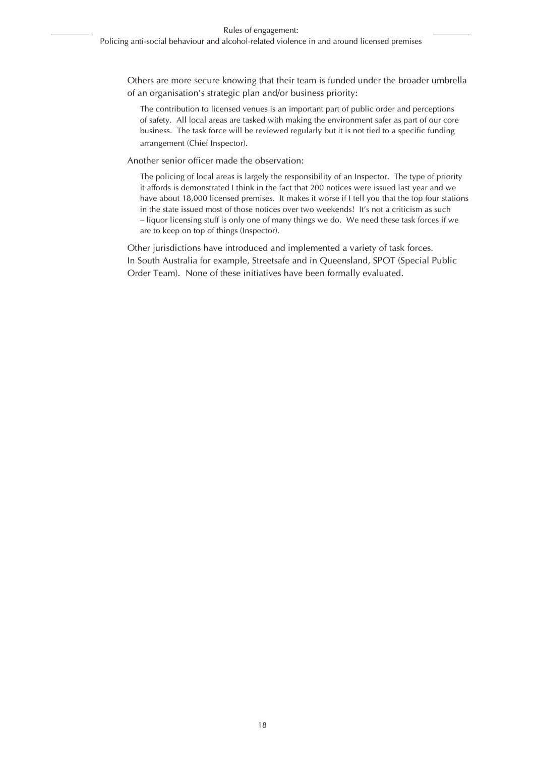Others are more secure knowing that their team is funded under the broader umbrella of an organisation's strategic plan and/or business priority:

> The contribution to licensed venues is an important part of public order and perceptions of safety. All local areas are tasked with making the environment safer as part of our core business. The task force will be reviewed regularly but it is not tied to a specific funding arrangement (Chief Inspector).

Another senior officer made the observation:

> The policing of local areas is largely the responsibility of an Inspector. The type of priority it affords is demonstrated I think in the fact that 200 notices were issued last year and we have about 18,000 licensed premises. It makes it worse if I tell you that the top four stations in the state issued most of those notices over two weekends! It's not a criticism as such – liquor licensing stuff is only one of many things we do. We need these task forces if we are to keep on top of things (Inspector).

Other jurisdictions have introduced and implemented a variety of task forces. In South Australia for example, Streetsafe and in Queensland, SPOT (Special Public Order Team). None of these initiatives have been formally evaluated.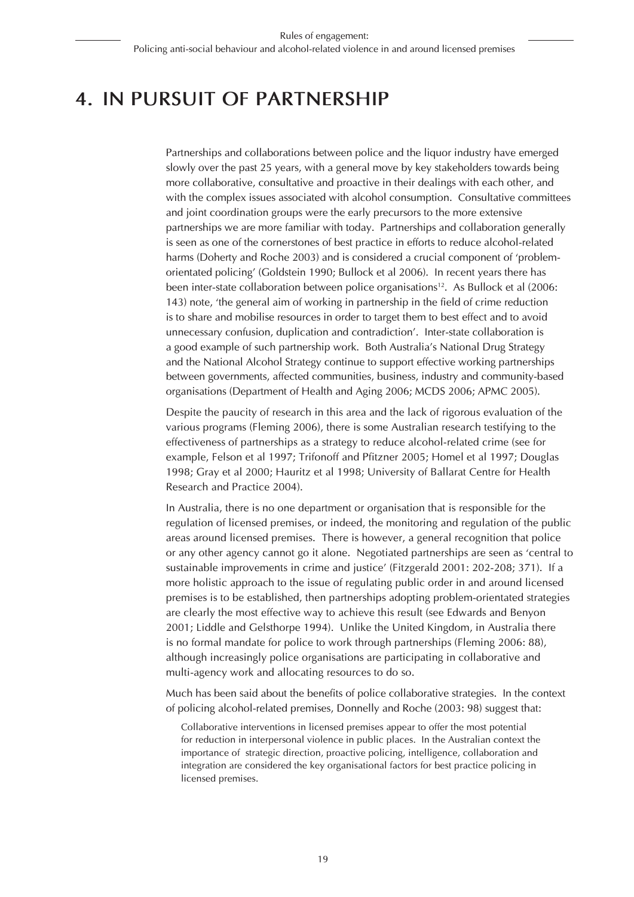# 4. IN PURSUIT OF PARTNERSHIP

Partnerships and collaborations between police and the liquor industry have emerged slowly over the past 25 years, with a general move by key stakeholders towards being more collaborative, consultative and proactive in their dealings with each other, and with the complex issues associated with alcohol consumption. Consultative committees and joint coordination groups were the early precursors to the more extensive partnerships we are more familiar with today. Partnerships and collaboration generally is seen as one of the cornerstones of best practice in efforts to reduce alcohol-related harms (Doherty and Roche 2003) and is considered a crucial component of 'problem-orientated policing' (Goldstein 1990; Bullock et al 2006). In recent years there has been inter-state collaboration between police organisations[12]. As Bullock et al (2006: 143) note, 'the general aim of working in partnership in the field of crime reduction is to share and mobilise resources in order to target them to best effect and to avoid unnecessary confusion, duplication and contradiction'. Inter-state collaboration is a good example of such partnership work. Both Australia's National Drug Strategy and the National Alcohol Strategy continue to support effective working partnerships between governments, affected communities, business, industry and community-based organisations (Department of Health and Aging 2006; MCDS 2006; APMC 2005).

Despite the paucity of research in this area and the lack of rigorous evaluation of the various programs (Fleming 2006), there is some Australian research testifying to the effectiveness of partnerships as a strategy to reduce alcohol-related crime (see for example, Felson et al 1997; Trifonoff and Pfitzner 2005; Homel et al 1997; Douglas 1998; Gray et al 2000; Hauritz et al 1998; University of Ballarat Centre for Health Research and Practice 2004).

In Australia, there is no one department or organisation that is responsible for the regulation of licensed premises, or indeed, the monitoring and regulation of the public areas around licensed premises. There is however, a general recognition that police or any other agency cannot go it alone. Negotiated partnerships are seen as 'central to sustainable improvements in crime and justice' (Fitzgerald 2001: 202-208; 371). If a more holistic approach to the issue of regulating public order in and around licensed premises is to be established, then partnerships adopting problem-orientated strategies are clearly the most effective way to achieve this result (see Edwards and Benyon 2001; Liddle and Gelsthorpe 1994). Unlike the United Kingdom, in Australia there is no formal mandate for police to work through partnerships (Fleming 2006: 88), although increasingly police organisations are participating in collaborative and multi-agency work and allocating resources to do so.

Much has been said about the benefits of police collaborative strategies. In the context of policing alcohol-related premises, Donnelly and Roche (2003: 98) suggest that:

> Collaborative interventions in licensed premises appear to offer the most potential for reduction in interpersonal violence in public places. In the Australian context the importance of strategic direction, proactive policing, intelligence, collaboration and integration are considered the key organisational factors for best practice policing in licensed premises.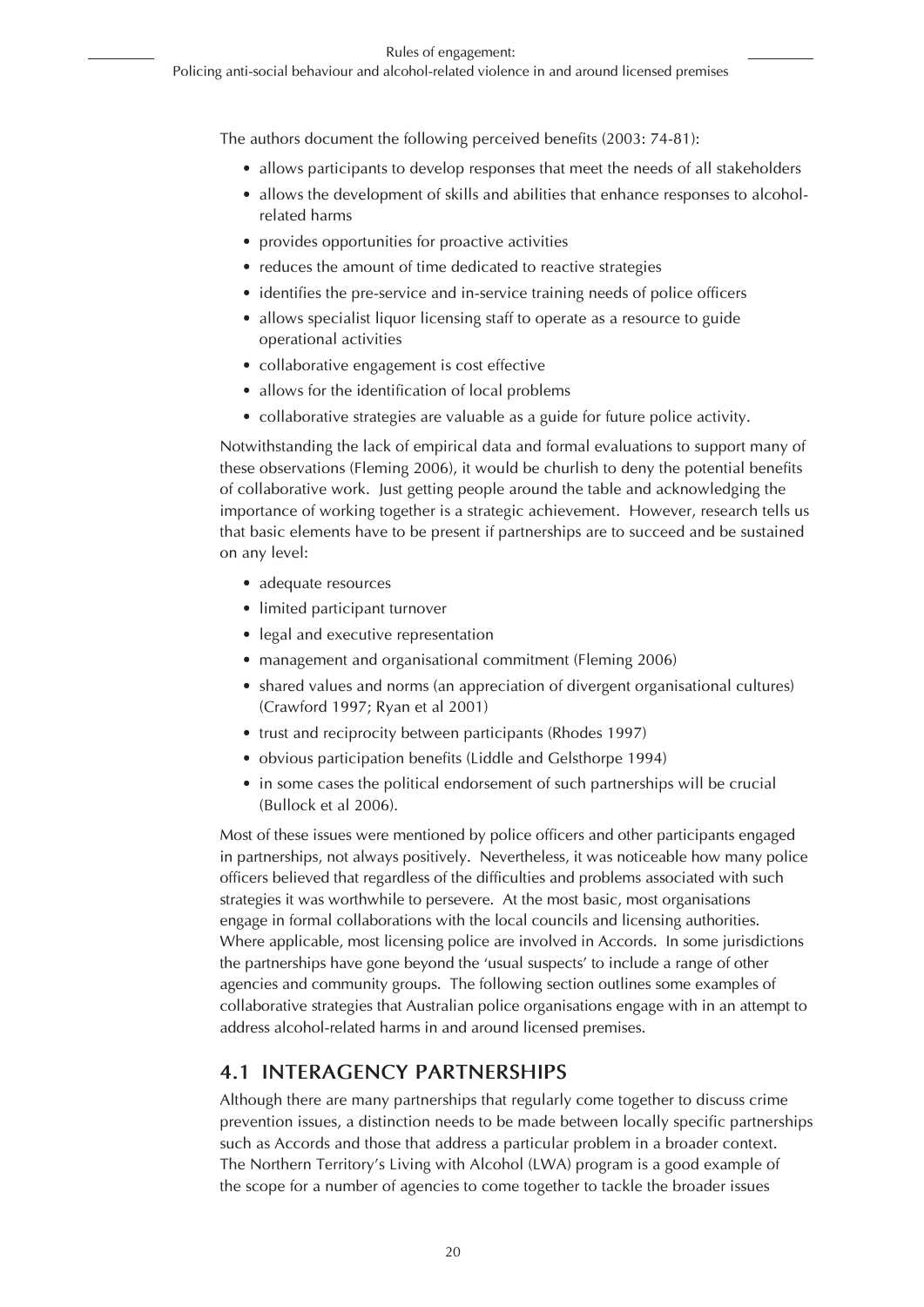The authors document the following perceived benefits (2003: 74-81):

- allows participants to develop responses that meet the needs of all stakeholders
- allows the development of skills and abilities that enhance responses to alcohol-related harms
- provides opportunities for proactive activities
- reduces the amount of time dedicated to reactive strategies
- identifies the pre-service and in-service training needs of police officers
- allows specialist liquor licensing staff to operate as a resource to guide operational activities
- collaborative engagement is cost effective
- allows for the identification of local problems
- collaborative strategies are valuable as a guide for future police activity.

Notwithstanding the lack of empirical data and formal evaluations to support many of these observations (Fleming 2006), it would be churlish to deny the potential benefits of collaborative work. Just getting people around the table and acknowledging the importance of working together is a strategic achievement. However, research tells us that basic elements have to be present if partnerships are to succeed and be sustained on any level:

- adequate resources
- limited participant turnover
- legal and executive representation
- management and organisational commitment (Fleming 2006)
- shared values and norms (an appreciation of divergent organisational cultures) (Crawford 1997; Ryan et al 2001)
- trust and reciprocity between participants (Rhodes 1997)
- obvious participation benefits (Liddle and Gelsthorpe 1994)
- in some cases the political endorsement of such partnerships will be crucial (Bullock et al 2006).

Most of these issues were mentioned by police officers and other participants engaged in partnerships, not always positively. Nevertheless, it was noticeable how many police officers believed that regardless of the difficulties and problems associated with such strategies it was worthwhile to persevere. At the most basic, most organisations engage in formal collaborations with the local councils and licensing authorities. Where applicable, most licensing police are involved in Accords. In some jurisdictions the partnerships have gone beyond the 'usual suspects' to include a range of other agencies and community groups. The following section outlines some examples of collaborative strategies that Australian police organisations engage with in an attempt to address alcohol-related harms in and around licensed premises.

## 4.1 INTERAGENCY PARTNERSHIPS

Although there are many partnerships that regularly come together to discuss crime prevention issues, a distinction needs to be made between locally specific partnerships such as Accords and those that address a particular problem in a broader context. The Northern Territory's Living with Alcohol (LWA) program is a good example of the scope for a number of agencies to come together to tackle the broader issues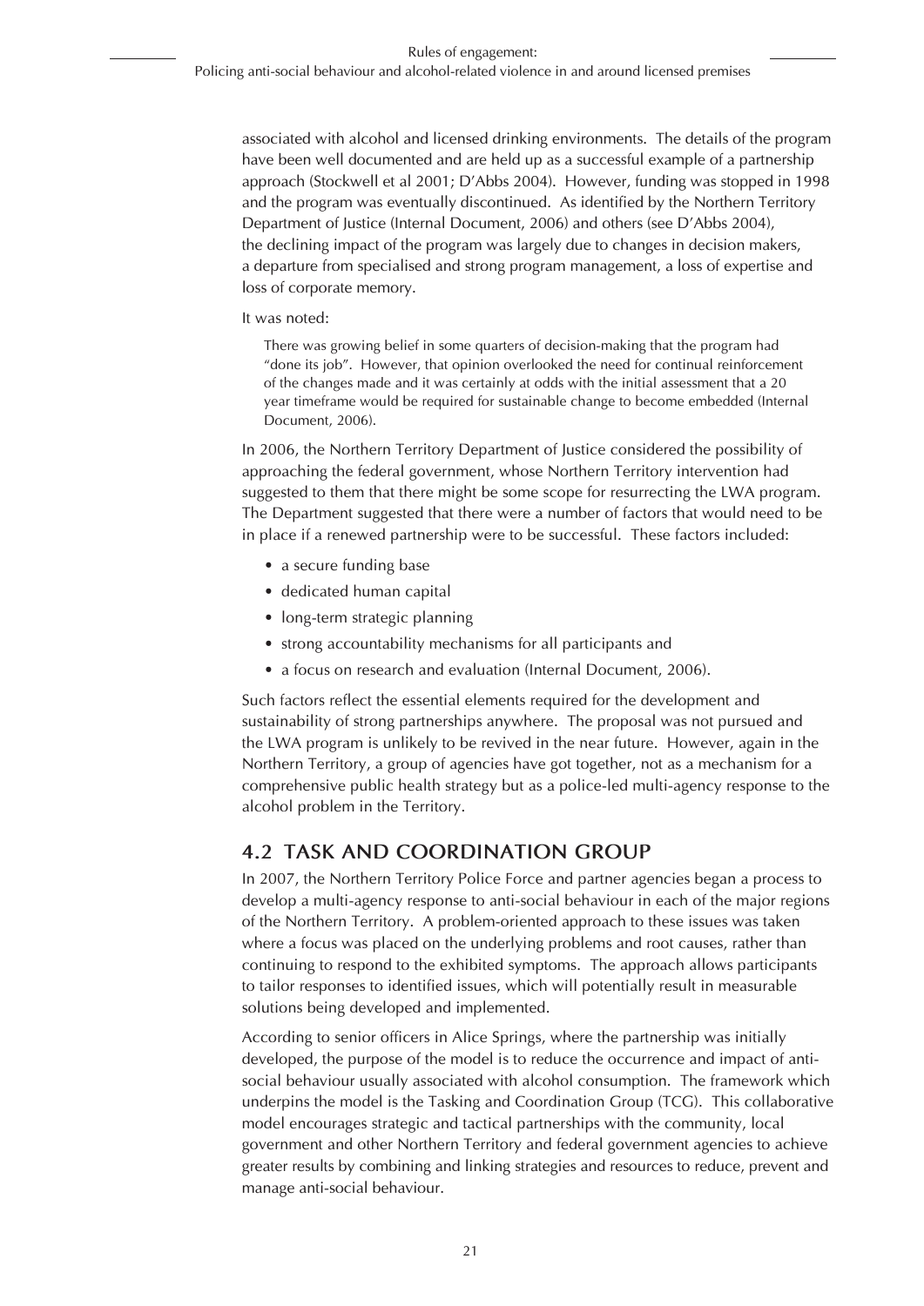associated with alcohol and licensed drinking environments. The details of the program have been well documented and are held up as a successful example of a partnership approach (Stockwell et al 2001; D'Abbs 2004). However, funding was stopped in 1998 and the program was eventually discontinued. As identified by the Northern Territory Department of Justice (Internal Document, 2006) and others (see D'Abbs 2004), the declining impact of the program was largely due to changes in decision makers, a departure from specialised and strong program management, a loss of expertise and loss of corporate memory.

It was noted:

> There was growing belief in some quarters of decision-making that the program had "done its job". However, that opinion overlooked the need for continual reinforcement of the changes made and it was certainly at odds with the initial assessment that a 20 year timeframe would be required for sustainable change to become embedded (Internal Document, 2006).

In 2006, the Northern Territory Department of Justice considered the possibility of approaching the federal government, whose Northern Territory intervention had suggested to them that there might be some scope for resurrecting the LWA program. The Department suggested that there were a number of factors that would need to be in place if a renewed partnership were to be successful. These factors included:

- a secure funding base
- dedicated human capital
- long-term strategic planning
- strong accountability mechanisms for all participants and
- a focus on research and evaluation (Internal Document, 2006).

Such factors reflect the essential elements required for the development and sustainability of strong partnerships anywhere. The proposal was not pursued and the LWA program is unlikely to be revived in the near future. However, again in the Northern Territory, a group of agencies have got together, not as a mechanism for a comprehensive public health strategy but as a police-led multi-agency response to the alcohol problem in the Territory.

## 4.2 TASK AND COORDINATION GROUP

In 2007, the Northern Territory Police Force and partner agencies began a process to develop a multi-agency response to anti-social behaviour in each of the major regions of the Northern Territory. A problem-oriented approach to these issues was taken where a focus was placed on the underlying problems and root causes, rather than continuing to respond to the exhibited symptoms. The approach allows participants to tailor responses to identified issues, which will potentially result in measurable solutions being developed and implemented.

According to senior officers in Alice Springs, where the partnership was initially developed, the purpose of the model is to reduce the occurrence and impact of anti-social behaviour usually associated with alcohol consumption. The framework which underpins the model is the Tasking and Coordination Group (TCG). This collaborative model encourages strategic and tactical partnerships with the community, local government and other Northern Territory and federal government agencies to achieve greater results by combining and linking strategies and resources to reduce, prevent and manage anti-social behaviour.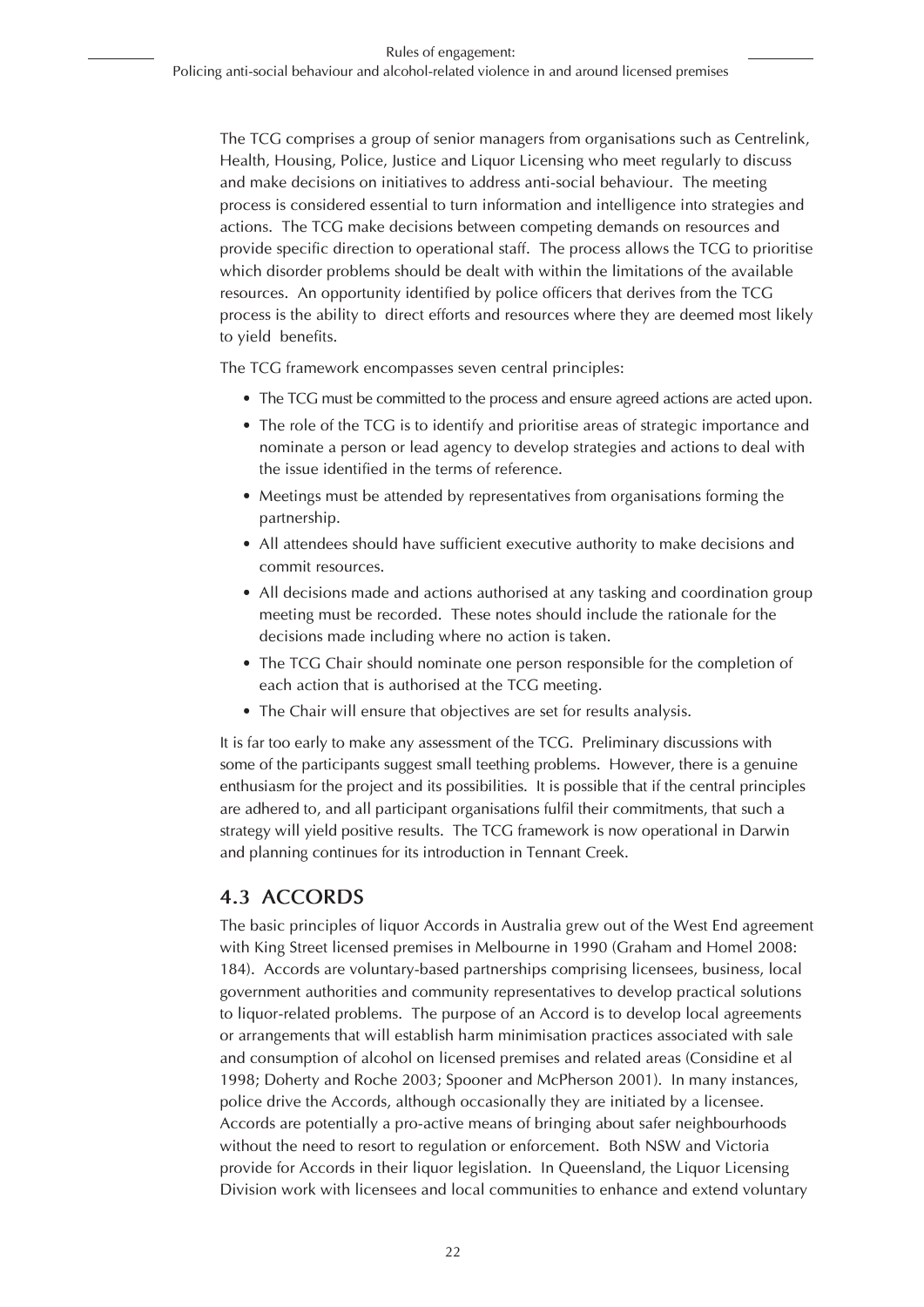The TCG comprises a group of senior managers from organisations such as Centrelink, Health, Housing, Police, Justice and Liquor Licensing who meet regularly to discuss and make decisions on initiatives to address anti-social behaviour. The meeting process is considered essential to turn information and intelligence into strategies and actions. The TCG make decisions between competing demands on resources and provide specific direction to operational staff. The process allows the TCG to prioritise which disorder problems should be dealt with within the limitations of the available resources. An opportunity identified by police officers that derives from the TCG process is the ability to direct efforts and resources where they are deemed most likely to yield benefits.

The TCG framework encompasses seven central principles:

- The TCG must be committed to the process and ensure agreed actions are acted upon.
- The role of the TCG is to identify and prioritise areas of strategic importance and nominate a person or lead agency to develop strategies and actions to deal with the issue identified in the terms of reference.
- Meetings must be attended by representatives from organisations forming the partnership.
- All attendees should have sufficient executive authority to make decisions and commit resources.
- All decisions made and actions authorised at any tasking and coordination group meeting must be recorded. These notes should include the rationale for the decisions made including where no action is taken.
- The TCG Chair should nominate one person responsible for the completion of each action that is authorised at the TCG meeting.
- The Chair will ensure that objectives are set for results analysis.

It is far too early to make any assessment of the TCG. Preliminary discussions with some of the participants suggest small teething problems. However, there is a genuine enthusiasm for the project and its possibilities. It is possible that if the central principles are adhered to, and all participant organisations fulfil their commitments, that such a strategy will yield positive results. The TCG framework is now operational in Darwin and planning continues for its introduction in Tennant Creek.

## 4.3 ACCORDS

The basic principles of liquor Accords in Australia grew out of the West End agreement with King Street licensed premises in Melbourne in 1990 (Graham and Homel 2008: 184). Accords are voluntary-based partnerships comprising licensees, business, local government authorities and community representatives to develop practical solutions to liquor-related problems. The purpose of an Accord is to develop local agreements or arrangements that will establish harm minimisation practices associated with sale and consumption of alcohol on licensed premises and related areas (Considine et al 1998; Doherty and Roche 2003; Spooner and McPherson 2001). In many instances, police drive the Accords, although occasionally they are initiated by a licensee. Accords are potentially a pro-active means of bringing about safer neighbourhoods without the need to resort to regulation or enforcement. Both NSW and Victoria provide for Accords in their liquor legislation. In Queensland, the Liquor Licensing Division work with licensees and local communities to enhance and extend voluntary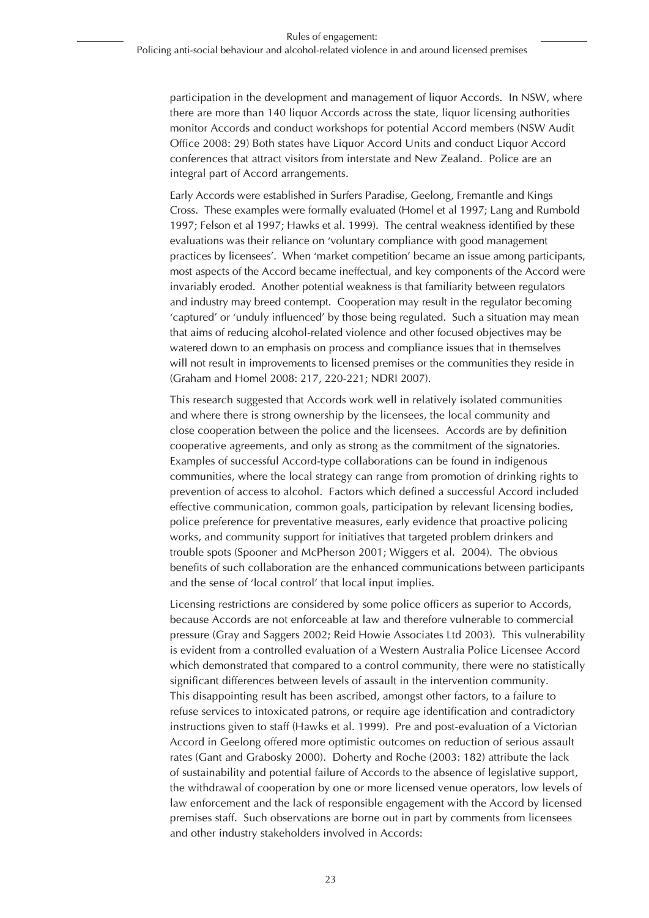participation in the development and management of liquor Accords. In NSW, where there are more than 140 liquor Accords across the state, liquor licensing authorities monitor Accords and conduct workshops for potential Accord members (NSW Audit Office 2008: 29) Both states have Liquor Accord Units and conduct Liquor Accord conferences that attract visitors from interstate and New Zealand. Police are an integral part of Accord arrangements.

Early Accords were established in Surfers Paradise, Geelong, Fremantle and Kings Cross. These examples were formally evaluated (Homel et al 1997; Lang and Rumbold 1997; Felson et al 1997; Hawks et al. 1999). The central weakness identified by these evaluations was their reliance on 'voluntary compliance with good management practices by licensees'. When 'market competition' became an issue among participants, most aspects of the Accord became ineffectual, and key components of the Accord were invariably eroded. Another potential weakness is that familiarity between regulators and industry may breed contempt. Cooperation may result in the regulator becoming 'captured' or 'unduly influenced' by those being regulated. Such a situation may mean that aims of reducing alcohol-related violence and other focused objectives may be watered down to an emphasis on process and compliance issues that in themselves will not result in improvements to licensed premises or the communities they reside in (Graham and Homel 2008: 217, 220-221; NDRI 2007).

This research suggested that Accords work well in relatively isolated communities and where there is strong ownership by the licensees, the local community and close cooperation between the police and the licensees. Accords are by definition cooperative agreements, and only as strong as the commitment of the signatories. Examples of successful Accord-type collaborations can be found in indigenous communities, where the local strategy can range from promotion of drinking rights to prevention of access to alcohol. Factors which defined a successful Accord included effective communication, common goals, participation by relevant licensing bodies, police preference for preventative measures, early evidence that proactive policing works, and community support for initiatives that targeted problem drinkers and trouble spots (Spooner and McPherson 2001; Wiggers et al. 2004). The obvious benefits of such collaboration are the enhanced communications between participants and the sense of 'local control' that local input implies.

Licensing restrictions are considered by some police officers as superior to Accords, because Accords are not enforceable at law and therefore vulnerable to commercial pressure (Gray and Saggers 2002; Reid Howie Associates Ltd 2003). This vulnerability is evident from a controlled evaluation of a Western Australia Police Licensee Accord which demonstrated that compared to a control community, there were no statistically significant differences between levels of assault in the intervention community. This disappointing result has been ascribed, amongst other factors, to a failure to refuse services to intoxicated patrons, or require age identification and contradictory instructions given to staff (Hawks et al. 1999). Pre and post-evaluation of a Victorian Accord in Geelong offered more optimistic outcomes on reduction of serious assault rates (Gant and Grabosky 2000). Doherty and Roche (2003: 182) attribute the lack of sustainability and potential failure of Accords to the absence of legislative support, the withdrawal of cooperation by one or more licensed venue operators, low levels of law enforcement and the lack of responsible engagement with the Accord by licensed premises staff. Such observations are borne out in part by comments from licensees and other industry stakeholders involved in Accords: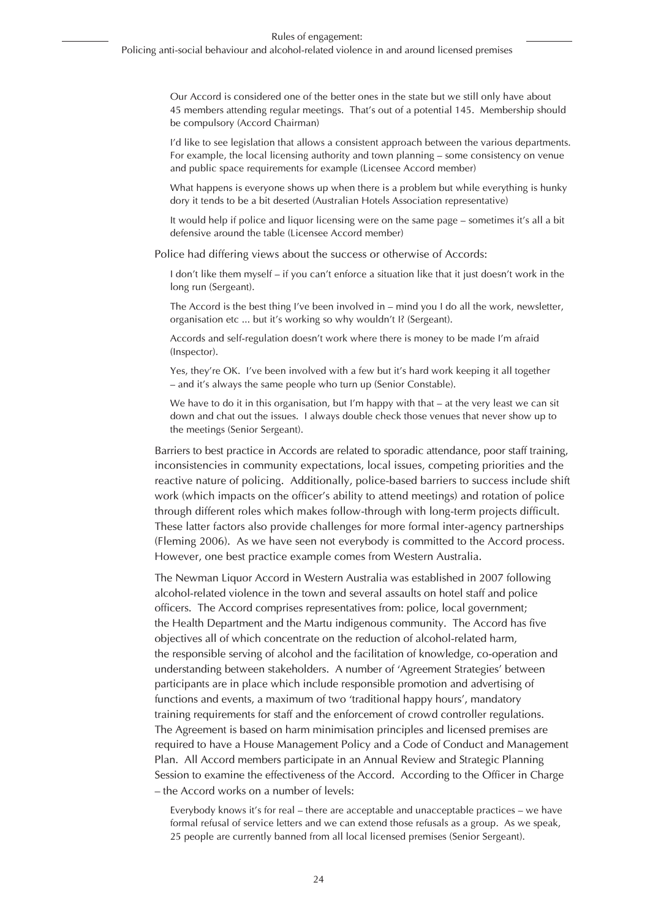> Our Accord is considered one of the better ones in the state but we still only have about 45 members attending regular meetings. That's out of a potential 145. Membership should be compulsory (Accord Chairman)

> I'd like to see legislation that allows a consistent approach between the various departments. For example, the local licensing authority and town planning – some consistency on venue and public space requirements for example (Licensee Accord member)

> What happens is everyone shows up when there is a problem but while everything is hunky dory it tends to be a bit deserted (Australian Hotels Association representative)

> It would help if police and liquor licensing were on the same page – sometimes it's all a bit defensive around the table (Licensee Accord member)

Police had differing views about the success or otherwise of Accords:

> I don't like them myself – if you can't enforce a situation like that it just doesn't work in the long run (Sergeant).

> The Accord is the best thing I've been involved in – mind you I do all the work, newsletter, organisation etc ... but it's working so why wouldn't I? (Sergeant).

> Accords and self-regulation doesn't work where there is money to be made I'm afraid (Inspector).

> Yes, they're OK. I've been involved with a few but it's hard work keeping it all together – and it's always the same people who turn up (Senior Constable).

> We have to do it in this organisation, but I'm happy with that – at the very least we can sit down and chat out the issues. I always double check those venues that never show up to the meetings (Senior Sergeant).

Barriers to best practice in Accords are related to sporadic attendance, poor staff training, inconsistencies in community expectations, local issues, competing priorities and the reactive nature of policing. Additionally, police-based barriers to success include shift work (which impacts on the officer's ability to attend meetings) and rotation of police through different roles which makes follow-through with long-term projects difficult. These latter factors also provide challenges for more formal inter-agency partnerships (Fleming 2006). As we have seen not everybody is committed to the Accord process. However, one best practice example comes from Western Australia.

The Newman Liquor Accord in Western Australia was established in 2007 following alcohol-related violence in the town and several assaults on hotel staff and police officers. The Accord comprises representatives from: police, local government; the Health Department and the Martu indigenous community. The Accord has five objectives all of which concentrate on the reduction of alcohol-related harm, the responsible serving of alcohol and the facilitation of knowledge, co-operation and understanding between stakeholders. A number of 'Agreement Strategies' between participants are in place which include responsible promotion and advertising of functions and events, a maximum of two 'traditional happy hours', mandatory training requirements for staff and the enforcement of crowd controller regulations. The Agreement is based on harm minimisation principles and licensed premises are required to have a House Management Policy and a Code of Conduct and Management Plan. All Accord members participate in an Annual Review and Strategic Planning Session to examine the effectiveness of the Accord. According to the Officer in Charge – the Accord works on a number of levels:

> Everybody knows it's for real – there are acceptable and unacceptable practices – we have formal refusal of service letters and we can extend those refusals as a group. As we speak, 25 people are currently banned from all local licensed premises (Senior Sergeant).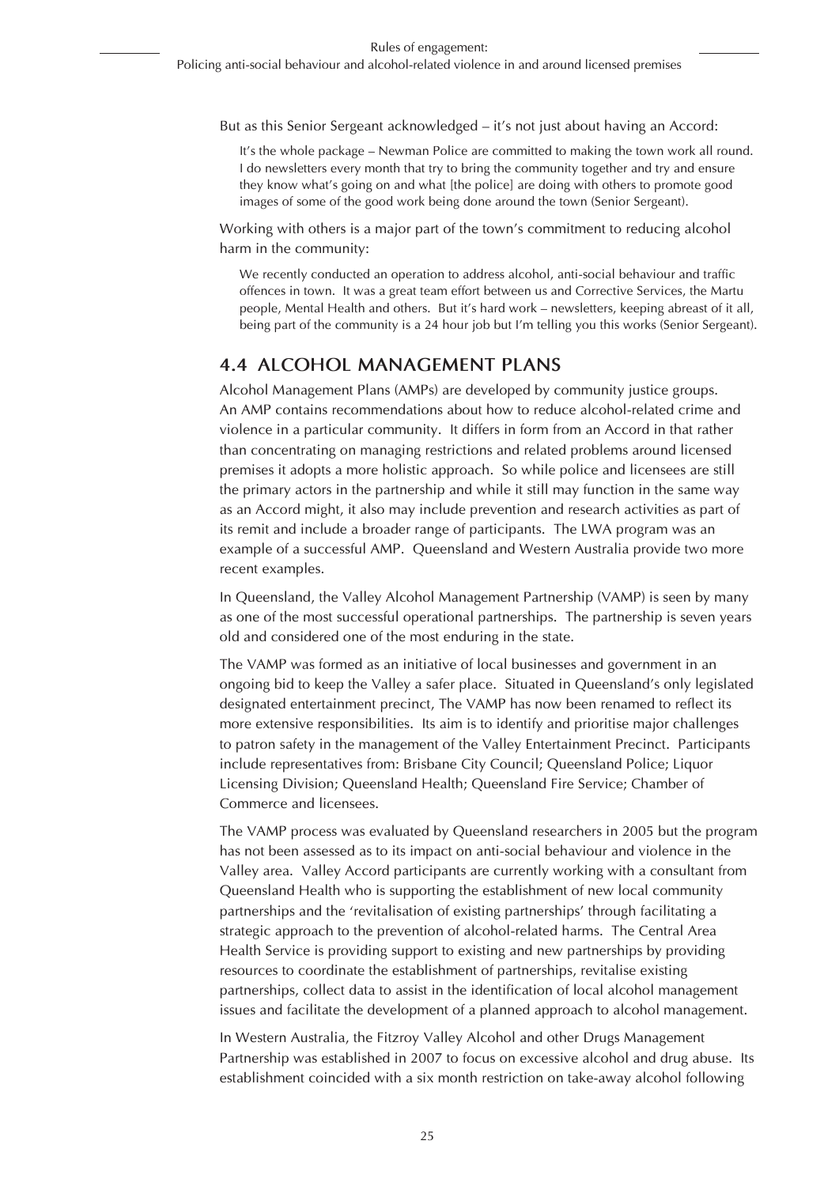But as this Senior Sergeant acknowledged – it's not just about having an Accord:

> It's the whole package – Newman Police are committed to making the town work all round. I do newsletters every month that try to bring the community together and try and ensure they know what's going on and what [the police] are doing with others to promote good images of some of the good work being done around the town (Senior Sergeant).

Working with others is a major part of the town's commitment to reducing alcohol harm in the community:

> We recently conducted an operation to address alcohol, anti-social behaviour and traffic offences in town. It was a great team effort between us and Corrective Services, the Martu people, Mental Health and others. But it's hard work – newsletters, keeping abreast of it all, being part of the community is a 24 hour job but I'm telling you this works (Senior Sergeant).

## 4.4 ALCOHOL MANAGEMENT PLANS

Alcohol Management Plans (AMPs) are developed by community justice groups. An AMP contains recommendations about how to reduce alcohol-related crime and violence in a particular community. It differs in form from an Accord in that rather than concentrating on managing restrictions and related problems around licensed premises it adopts a more holistic approach. So while police and licensees are still the primary actors in the partnership and while it still may function in the same way as an Accord might, it also may include prevention and research activities as part of its remit and include a broader range of participants. The LWA program was an example of a successful AMP. Queensland and Western Australia provide two more recent examples.

In Queensland, the Valley Alcohol Management Partnership (VAMP) is seen by many as one of the most successful operational partnerships. The partnership is seven years old and considered one of the most enduring in the state.

The VAMP was formed as an initiative of local businesses and government in an ongoing bid to keep the Valley a safer place. Situated in Queensland's only legislated designated entertainment precinct, The VAMP has now been renamed to reflect its more extensive responsibilities. Its aim is to identify and prioritise major challenges to patron safety in the management of the Valley Entertainment Precinct. Participants include representatives from: Brisbane City Council; Queensland Police; Liquor Licensing Division; Queensland Health; Queensland Fire Service; Chamber of Commerce and licensees.

The VAMP process was evaluated by Queensland researchers in 2005 but the program has not been assessed as to its impact on anti-social behaviour and violence in the Valley area. Valley Accord participants are currently working with a consultant from Queensland Health who is supporting the establishment of new local community partnerships and the 'revitalisation of existing partnerships' through facilitating a strategic approach to the prevention of alcohol-related harms. The Central Area Health Service is providing support to existing and new partnerships by providing resources to coordinate the establishment of partnerships, revitalise existing partnerships, collect data to assist in the identification of local alcohol management issues and facilitate the development of a planned approach to alcohol management.

In Western Australia, the Fitzroy Valley Alcohol and other Drugs Management Partnership was established in 2007 to focus on excessive alcohol and drug abuse. Its establishment coincided with a six month restriction on take-away alcohol following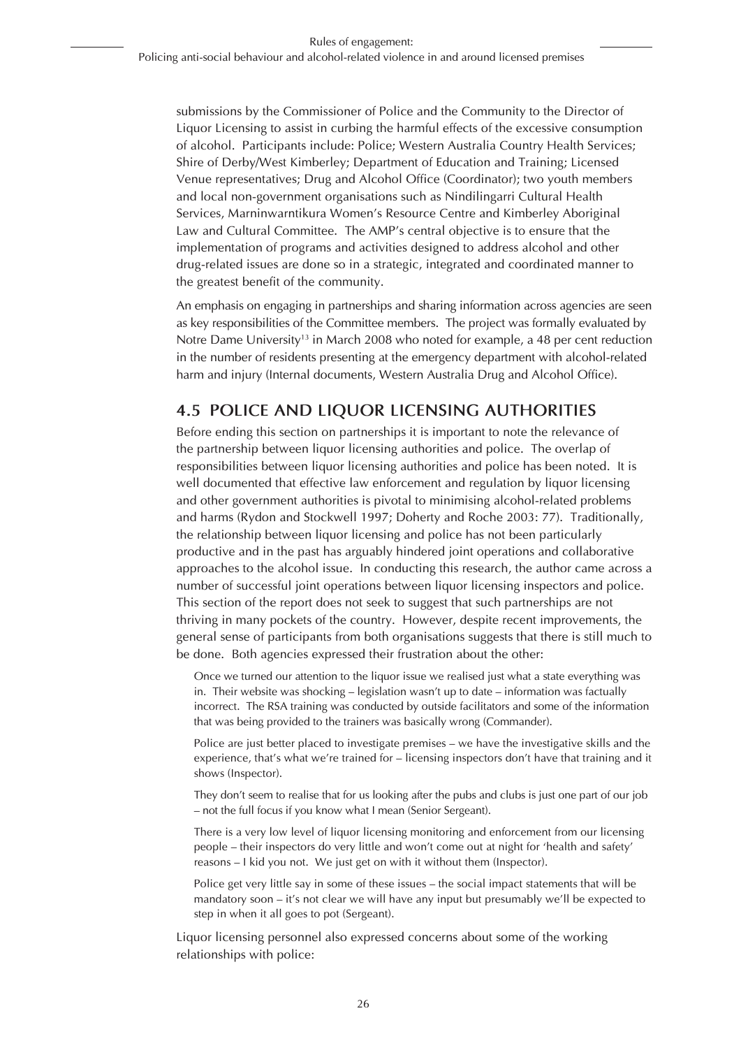submissions by the Commissioner of Police and the Community to the Director of Liquor Licensing to assist in curbing the harmful effects of the excessive consumption of alcohol. Participants include: Police; Western Australia Country Health Services; Shire of Derby/West Kimberley; Department of Education and Training; Licensed Venue representatives; Drug and Alcohol Office (Coordinator); two youth members and local non-government organisations such as Nindilingarri Cultural Health Services, Marninwarntikura Women's Resource Centre and Kimberley Aboriginal Law and Cultural Committee. The AMP's central objective is to ensure that the implementation of programs and activities designed to address alcohol and other drug-related issues are done so in a strategic, integrated and coordinated manner to the greatest benefit of the community.

An emphasis on engaging in partnerships and sharing information across agencies are seen as key responsibilities of the Committee members. The project was formally evaluated by Notre Dame University[13] in March 2008 who noted for example, a 48 per cent reduction in the number of residents presenting at the emergency department with alcohol-related harm and injury (Internal documents, Western Australia Drug and Alcohol Office).

## 4.5 POLICE AND LIQUOR LICENSING AUTHORITIES

Before ending this section on partnerships it is important to note the relevance of the partnership between liquor licensing authorities and police. The overlap of responsibilities between liquor licensing authorities and police has been noted. It is well documented that effective law enforcement and regulation by liquor licensing and other government authorities is pivotal to minimising alcohol-related problems and harms (Rydon and Stockwell 1997; Doherty and Roche 2003: 77). Traditionally, the relationship between liquor licensing and police has not been particularly productive and in the past has arguably hindered joint operations and collaborative approaches to the alcohol issue. In conducting this research, the author came across a number of successful joint operations between liquor licensing inspectors and police. This section of the report does not seek to suggest that such partnerships are not thriving in many pockets of the country. However, despite recent improvements, the general sense of participants from both organisations suggests that there is still much to be done. Both agencies expressed their frustration about the other:

> Once we turned our attention to the liquor issue we realised just what a state everything was in. Their website was shocking – legislation wasn't up to date – information was factually incorrect. The RSA training was conducted by outside facilitators and some of the information that was being provided to the trainers was basically wrong (Commander).

> Police are just better placed to investigate premises – we have the investigative skills and the experience, that's what we're trained for – licensing inspectors don't have that training and it shows (Inspector).

> They don't seem to realise that for us looking after the pubs and clubs is just one part of our job – not the full focus if you know what I mean (Senior Sergeant).

> There is a very low level of liquor licensing monitoring and enforcement from our licensing people – their inspectors do very little and won't come out at night for 'health and safety' reasons – I kid you not. We just get on with it without them (Inspector).

> Police get very little say in some of these issues – the social impact statements that will be mandatory soon – it's not clear we will have any input but presumably we'll be expected to step in when it all goes to pot (Sergeant).

Liquor licensing personnel also expressed concerns about some of the working relationships with police: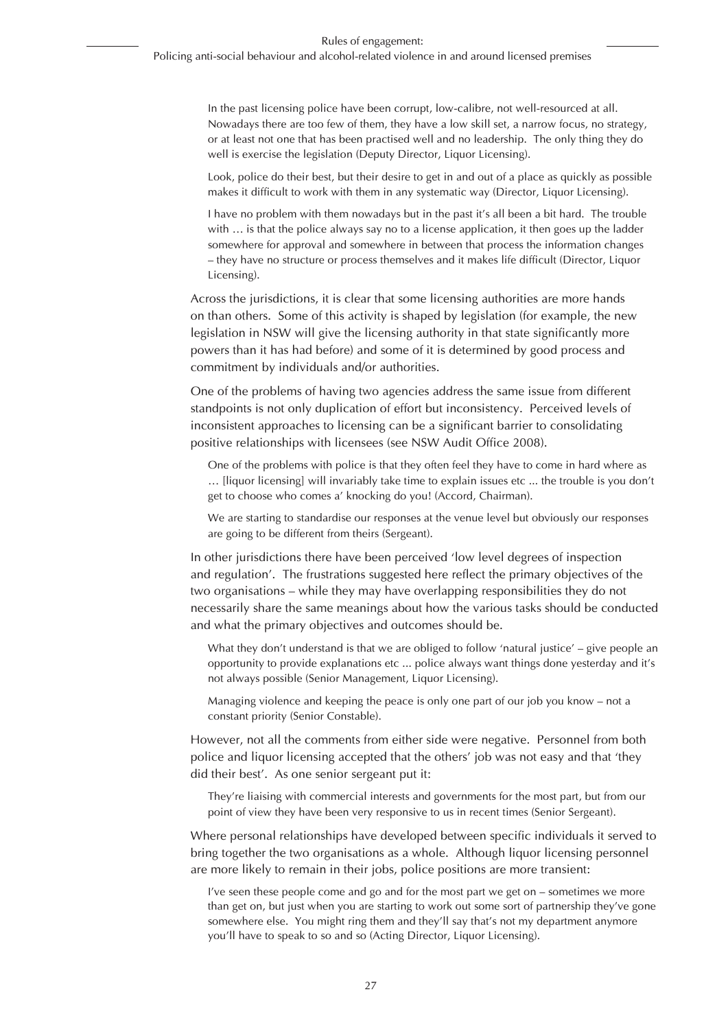> In the past licensing police have been corrupt, low-calibre, not well-resourced at all. Nowadays there are too few of them, they have a low skill set, a narrow focus, no strategy, or at least not one that has been practised well and no leadership. The only thing they do well is exercise the legislation (Deputy Director, Liquor Licensing).

> Look, police do their best, but their desire to get in and out of a place as quickly as possible makes it difficult to work with them in any systematic way (Director, Liquor Licensing).

> I have no problem with them nowadays but in the past it's all been a bit hard. The trouble with … is that the police always say no to a license application, it then goes up the ladder somewhere for approval and somewhere in between that process the information changes – they have no structure or process themselves and it makes life difficult (Director, Liquor Licensing).

Across the jurisdictions, it is clear that some licensing authorities are more hands on than others. Some of this activity is shaped by legislation (for example, the new legislation in NSW will give the licensing authority in that state significantly more powers than it has had before) and some of it is determined by good process and commitment by individuals and/or authorities.

One of the problems of having two agencies address the same issue from different standpoints is not only duplication of effort but inconsistency. Perceived levels of inconsistent approaches to licensing can be a significant barrier to consolidating positive relationships with licensees (see NSW Audit Office 2008).

> One of the problems with police is that they often feel they have to come in hard where as … [liquor licensing] will invariably take time to explain issues etc ... the trouble is you don't get to choose who comes a' knocking do you! (Accord, Chairman).

> We are starting to standardise our responses at the venue level but obviously our responses are going to be different from theirs (Sergeant).

In other jurisdictions there have been perceived 'low level degrees of inspection and regulation'. The frustrations suggested here reflect the primary objectives of the two organisations – while they may have overlapping responsibilities they do not necessarily share the same meanings about how the various tasks should be conducted and what the primary objectives and outcomes should be.

> What they don't understand is that we are obliged to follow 'natural justice' – give people an opportunity to provide explanations etc ... police always want things done yesterday and it's not always possible (Senior Management, Liquor Licensing).

> Managing violence and keeping the peace is only one part of our job you know – not a constant priority (Senior Constable).

However, not all the comments from either side were negative. Personnel from both police and liquor licensing accepted that the others' job was not easy and that 'they did their best'. As one senior sergeant put it:

> They're liaising with commercial interests and governments for the most part, but from our point of view they have been very responsive to us in recent times (Senior Sergeant).

Where personal relationships have developed between specific individuals it served to bring together the two organisations as a whole. Although liquor licensing personnel are more likely to remain in their jobs, police positions are more transient:

> I've seen these people come and go and for the most part we get on – sometimes we more than get on, but just when you are starting to work out some sort of partnership they've gone somewhere else. You might ring them and they'll say that's not my department anymore you'll have to speak to so and so (Acting Director, Liquor Licensing).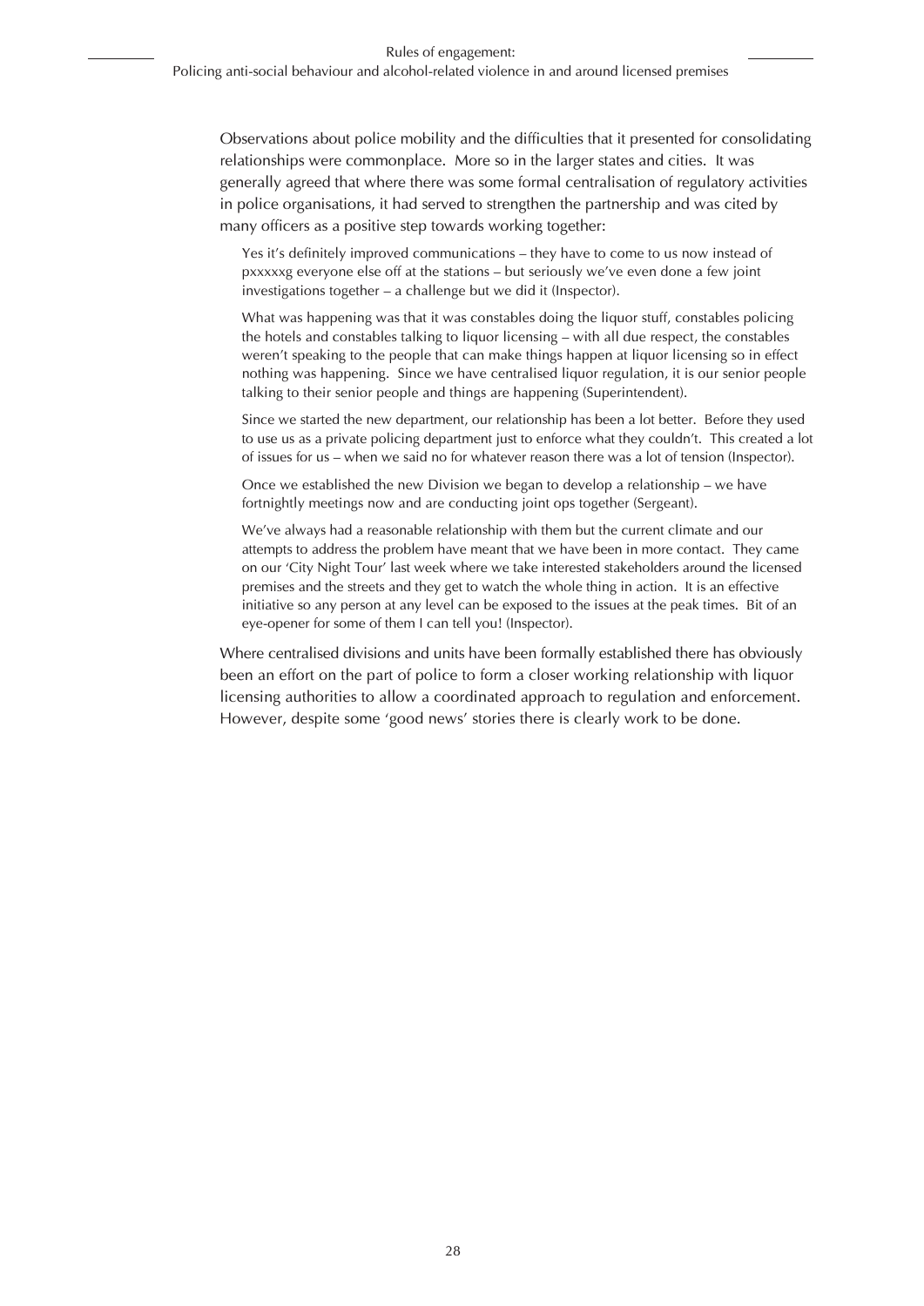Observations about police mobility and the difficulties that it presented for consolidating relationships were commonplace. More so in the larger states and cities. It was generally agreed that where there was some formal centralisation of regulatory activities in police organisations, it had served to strengthen the partnership and was cited by many officers as a positive step towards working together:

> Yes it's definitely improved communications – they have to come to us now instead of pxxxxxg everyone else off at the stations – but seriously we've even done a few joint investigations together – a challenge but we did it (Inspector).

> What was happening was that it was constables doing the liquor stuff, constables policing the hotels and constables talking to liquor licensing – with all due respect, the constables weren't speaking to the people that can make things happen at liquor licensing so in effect nothing was happening. Since we have centralised liquor regulation, it is our senior people talking to their senior people and things are happening (Superintendent).

> Since we started the new department, our relationship has been a lot better. Before they used to use us as a private policing department just to enforce what they couldn't. This created a lot of issues for us – when we said no for whatever reason there was a lot of tension (Inspector).

> Once we established the new Division we began to develop a relationship – we have fortnightly meetings now and are conducting joint ops together (Sergeant).

> We've always had a reasonable relationship with them but the current climate and our attempts to address the problem have meant that we have been in more contact. They came on our 'City Night Tour' last week where we take interested stakeholders around the licensed premises and the streets and they get to watch the whole thing in action. It is an effective initiative so any person at any level can be exposed to the issues at the peak times. Bit of an eye-opener for some of them I can tell you! (Inspector).

Where centralised divisions and units have been formally established there has obviously been an effort on the part of police to form a closer working relationship with liquor licensing authorities to allow a coordinated approach to regulation and enforcement. However, despite some 'good news' stories there is clearly work to be done.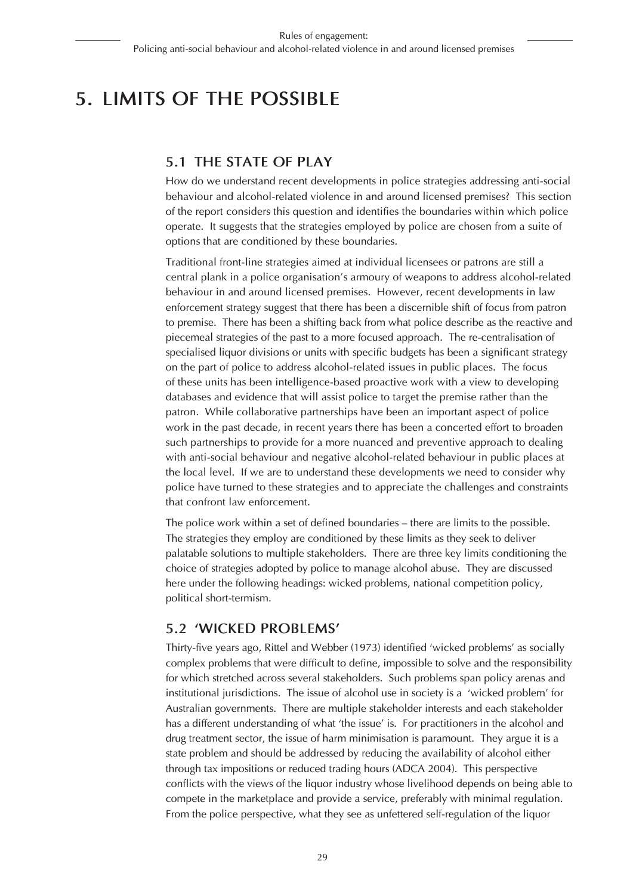# 5. LIMITS OF THE POSSIBLE

## 5.1 THE STATE OF PLAY

How do we understand recent developments in police strategies addressing anti-social behaviour and alcohol-related violence in and around licensed premises? This section of the report considers this question and identifies the boundaries within which police operate. It suggests that the strategies employed by police are chosen from a suite of options that are conditioned by these boundaries.

Traditional front-line strategies aimed at individual licensees or patrons are still a central plank in a police organisation's armoury of weapons to address alcohol-related behaviour in and around licensed premises. However, recent developments in law enforcement strategy suggest that there has been a discernible shift of focus from patron to premise. There has been a shifting back from what police describe as the reactive and piecemeal strategies of the past to a more focused approach. The re-centralisation of specialised liquor divisions or units with specific budgets has been a significant strategy on the part of police to address alcohol-related issues in public places. The focus of these units has been intelligence-based proactive work with a view to developing databases and evidence that will assist police to target the premise rather than the patron. While collaborative partnerships have been an important aspect of police work in the past decade, in recent years there has been a concerted effort to broaden such partnerships to provide for a more nuanced and preventive approach to dealing with anti-social behaviour and negative alcohol-related behaviour in public places at the local level. If we are to understand these developments we need to consider why police have turned to these strategies and to appreciate the challenges and constraints that confront law enforcement.

The police work within a set of defined boundaries – there are limits to the possible. The strategies they employ are conditioned by these limits as they seek to deliver palatable solutions to multiple stakeholders. There are three key limits conditioning the choice of strategies adopted by police to manage alcohol abuse. They are discussed here under the following headings: wicked problems, national competition policy, political short-termism.

## 5.2 'WICKED PROBLEMS'

Thirty-five years ago, Rittel and Webber (1973) identified 'wicked problems' as socially complex problems that were difficult to define, impossible to solve and the responsibility for which stretched across several stakeholders. Such problems span policy arenas and institutional jurisdictions. The issue of alcohol use in society is a 'wicked problem' for Australian governments. There are multiple stakeholder interests and each stakeholder has a different understanding of what 'the issue' is. For practitioners in the alcohol and drug treatment sector, the issue of harm minimisation is paramount. They argue it is a state problem and should be addressed by reducing the availability of alcohol either through tax impositions or reduced trading hours (ADCA 2004). This perspective conflicts with the views of the liquor industry whose livelihood depends on being able to compete in the marketplace and provide a service, preferably with minimal regulation. From the police perspective, what they see as unfettered self-regulation of the liquor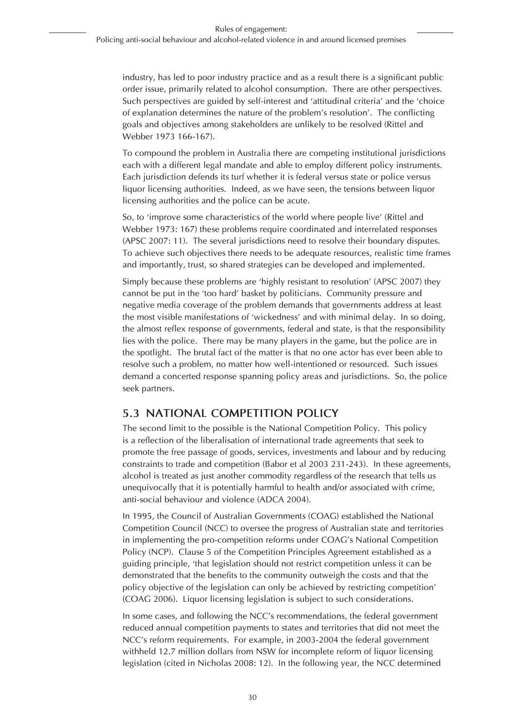industry, has led to poor industry practice and as a result there is a significant public order issue, primarily related to alcohol consumption. There are other perspectives. Such perspectives are guided by self-interest and 'attitudinal criteria' and the 'choice of explanation determines the nature of the problem's resolution'. The conflicting goals and objectives among stakeholders are unlikely to be resolved (Rittel and Webber 1973 166-167).

To compound the problem in Australia there are competing institutional jurisdictions each with a different legal mandate and able to employ different policy instruments. Each jurisdiction defends its turf whether it is federal versus state or police versus liquor licensing authorities. Indeed, as we have seen, the tensions between liquor licensing authorities and the police can be acute.

So, to 'improve some characteristics of the world where people live' (Rittel and Webber 1973: 167) these problems require coordinated and interrelated responses (APSC 2007: 11). The several jurisdictions need to resolve their boundary disputes. To achieve such objectives there needs to be adequate resources, realistic time frames and importantly, trust, so shared strategies can be developed and implemented.

Simply because these problems are 'highly resistant to resolution' (APSC 2007) they cannot be put in the 'too hard' basket by politicians. Community pressure and negative media coverage of the problem demands that governments address at least the most visible manifestations of 'wickedness' and with minimal delay. In so doing, the almost reflex response of governments, federal and state, is that the responsibility lies with the police. There may be many players in the game, but the police are in the spotlight. The brutal fact of the matter is that no one actor has ever been able to resolve such a problem, no matter how well-intentioned or resourced. Such issues demand a concerted response spanning policy areas and jurisdictions. So, the police seek partners.

## 5.3 NATIONAL COMPETITION POLICY

The second limit to the possible is the National Competition Policy. This policy is a reflection of the liberalisation of international trade agreements that seek to promote the free passage of goods, services, investments and labour and by reducing constraints to trade and competition (Babor et al 2003 231-243). In these agreements, alcohol is treated as just another commodity regardless of the research that tells us unequivocally that it is potentially harmful to health and/or associated with crime, anti-social behaviour and violence (ADCA 2004).

In 1995, the Council of Australian Governments (COAG) established the National Competition Council (NCC) to oversee the progress of Australian state and territories in implementing the pro-competition reforms under COAG's National Competition Policy (NCP). Clause 5 of the Competition Principles Agreement established as a guiding principle, 'that legislation should not restrict competition unless it can be demonstrated that the benefits to the community outweigh the costs and that the policy objective of the legislation can only be achieved by restricting competition' (COAG 2006). Liquor licensing legislation is subject to such considerations.

In some cases, and following the NCC's recommendations, the federal government reduced annual competition payments to states and territories that did not meet the NCC's reform requirements. For example, in 2003-2004 the federal government withheld 12.7 million dollars from NSW for incomplete reform of liquor licensing legislation (cited in Nicholas 2008: 12). In the following year, the NCC determined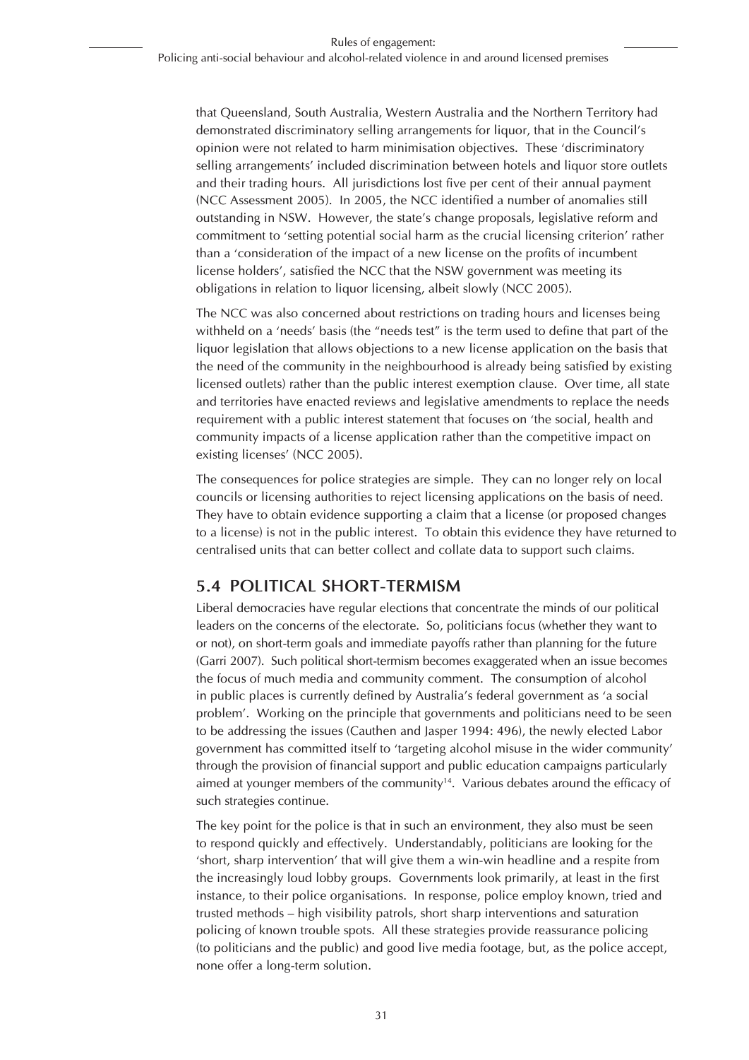that Queensland, South Australia, Western Australia and the Northern Territory had demonstrated discriminatory selling arrangements for liquor, that in the Council's opinion were not related to harm minimisation objectives. These 'discriminatory selling arrangements' included discrimination between hotels and liquor store outlets and their trading hours. All jurisdictions lost five per cent of their annual payment (NCC Assessment 2005). In 2005, the NCC identified a number of anomalies still outstanding in NSW. However, the state's change proposals, legislative reform and commitment to 'setting potential social harm as the crucial licensing criterion' rather than a 'consideration of the impact of a new license on the profits of incumbent license holders', satisfied the NCC that the NSW government was meeting its obligations in relation to liquor licensing, albeit slowly (NCC 2005).

The NCC was also concerned about restrictions on trading hours and licenses being withheld on a 'needs' basis (the "needs test" is the term used to define that part of the liquor legislation that allows objections to a new license application on the basis that the need of the community in the neighbourhood is already being satisfied by existing licensed outlets) rather than the public interest exemption clause. Over time, all state and territories have enacted reviews and legislative amendments to replace the needs requirement with a public interest statement that focuses on 'the social, health and community impacts of a license application rather than the competitive impact on existing licenses' (NCC 2005).

The consequences for police strategies are simple. They can no longer rely on local councils or licensing authorities to reject licensing applications on the basis of need. They have to obtain evidence supporting a claim that a license (or proposed changes to a license) is not in the public interest. To obtain this evidence they have returned to centralised units that can better collect and collate data to support such claims.

## 5.4 POLITICAL SHORT-TERMISM

Liberal democracies have regular elections that concentrate the minds of our political leaders on the concerns of the electorate. So, politicians focus (whether they want to or not), on short-term goals and immediate payoffs rather than planning for the future (Garri 2007). Such political short-termism becomes exaggerated when an issue becomes the focus of much media and community comment. The consumption of alcohol in public places is currently defined by Australia's federal government as 'a social problem'. Working on the principle that governments and politicians need to be seen to be addressing the issues (Cauthen and Jasper 1994: 496), the newly elected Labor government has committed itself to 'targeting alcohol misuse in the wider community' through the provision of financial support and public education campaigns particularly aimed at younger members of the community[14]. Various debates around the efficacy of such strategies continue.

The key point for the police is that in such an environment, they also must be seen to respond quickly and effectively. Understandably, politicians are looking for the 'short, sharp intervention' that will give them a win-win headline and a respite from the increasingly loud lobby groups. Governments look primarily, at least in the first instance, to their police organisations. In response, police employ known, tried and trusted methods – high visibility patrols, short sharp interventions and saturation policing of known trouble spots. All these strategies provide reassurance policing (to politicians and the public) and good live media footage, but, as the police accept, none offer a long-term solution.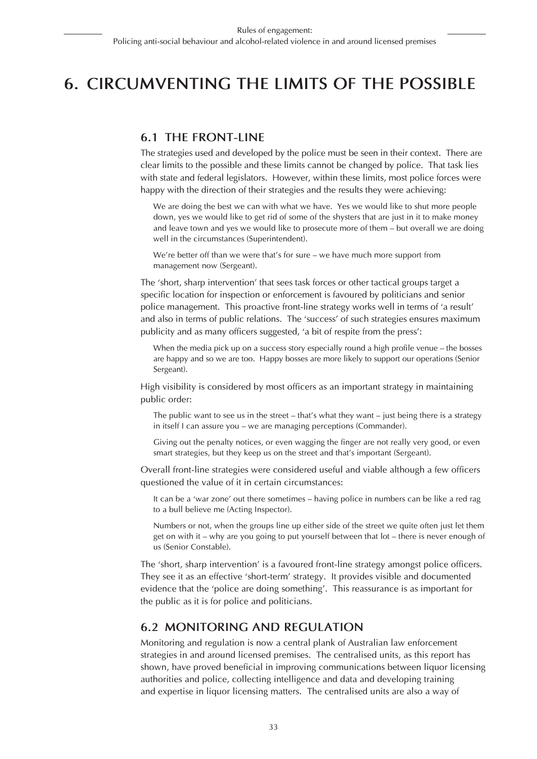# 6. CIRCUMVENTING THE LIMITS OF THE POSSIBLE

## 6.1 THE FRONT-LINE

The strategies used and developed by the police must be seen in their context. There are clear limits to the possible and these limits cannot be changed by police. That task lies with state and federal legislators. However, within these limits, most police forces were happy with the direction of their strategies and the results they were achieving:

> We are doing the best we can with what we have. Yes we would like to shut more people down, yes we would like to get rid of some of the shysters that are just in it to make money and leave town and yes we would like to prosecute more of them – but overall we are doing well in the circumstances (Superintendent).

> We're better off than we were that's for sure – we have much more support from management now (Sergeant).

The 'short, sharp intervention' that sees task forces or other tactical groups target a specific location for inspection or enforcement is favoured by politicians and senior police management. This proactive front-line strategy works well in terms of 'a result' and also in terms of public relations. The 'success' of such strategies ensures maximum publicity and as many officers suggested, 'a bit of respite from the press':

> When the media pick up on a success story especially round a high profile venue – the bosses are happy and so we are too. Happy bosses are more likely to support our operations (Senior Sergeant).

High visibility is considered by most officers as an important strategy in maintaining public order:

> The public want to see us in the street – that's what they want – just being there is a strategy in itself I can assure you – we are managing perceptions (Commander).

> Giving out the penalty notices, or even wagging the finger are not really very good, or even smart strategies, but they keep us on the street and that's important (Sergeant).

Overall front-line strategies were considered useful and viable although a few officers questioned the value of it in certain circumstances:

> It can be a 'war zone' out there sometimes – having police in numbers can be like a red rag to a bull believe me (Acting Inspector).

> Numbers or not, when the groups line up either side of the street we quite often just let them get on with it – why are you going to put yourself between that lot – there is never enough of us (Senior Constable).

The 'short, sharp intervention' is a favoured front-line strategy amongst police officers. They see it as an effective 'short-term' strategy. It provides visible and documented evidence that the 'police are doing something'. This reassurance is as important for the public as it is for police and politicians.

## 6.2 MONITORING AND REGULATION

Monitoring and regulation is now a central plank of Australian law enforcement strategies in and around licensed premises. The centralised units, as this report has shown, have proved beneficial in improving communications between liquor licensing authorities and police, collecting intelligence and data and developing training and expertise in liquor licensing matters. The centralised units are also a way of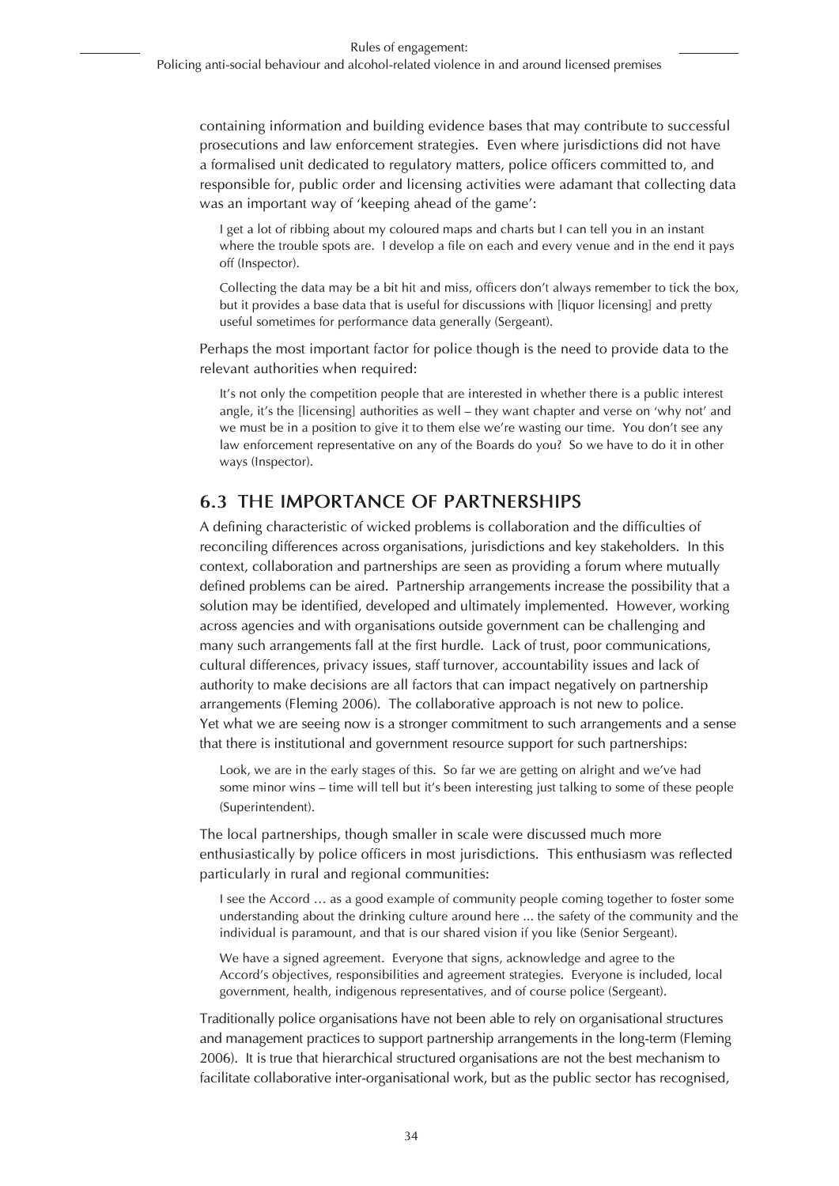containing information and building evidence bases that may contribute to successful prosecutions and law enforcement strategies. Even where jurisdictions did not have a formalised unit dedicated to regulatory matters, police officers committed to, and responsible for, public order and licensing activities were adamant that collecting data was an important way of 'keeping ahead of the game':

> I get a lot of ribbing about my coloured maps and charts but I can tell you in an instant where the trouble spots are. I develop a file on each and every venue and in the end it pays off (Inspector).

> Collecting the data may be a bit hit and miss, officers don't always remember to tick the box, but it provides a base data that is useful for discussions with [liquor licensing] and pretty useful sometimes for performance data generally (Sergeant).

Perhaps the most important factor for police though is the need to provide data to the relevant authorities when required:

> It's not only the competition people that are interested in whether there is a public interest angle, it's the [licensing] authorities as well – they want chapter and verse on 'why not' and we must be in a position to give it to them else we're wasting our time. You don't see any law enforcement representative on any of the Boards do you? So we have to do it in other ways (Inspector).

## 6.3 THE IMPORTANCE OF PARTNERSHIPS

A defining characteristic of wicked problems is collaboration and the difficulties of reconciling differences across organisations, jurisdictions and key stakeholders. In this context, collaboration and partnerships are seen as providing a forum where mutually defined problems can be aired. Partnership arrangements increase the possibility that a solution may be identified, developed and ultimately implemented. However, working across agencies and with organisations outside government can be challenging and many such arrangements fall at the first hurdle. Lack of trust, poor communications, cultural differences, privacy issues, staff turnover, accountability issues and lack of authority to make decisions are all factors that can impact negatively on partnership arrangements (Fleming 2006). The collaborative approach is not new to police. Yet what we are seeing now is a stronger commitment to such arrangements and a sense that there is institutional and government resource support for such partnerships:

> Look, we are in the early stages of this. So far we are getting on alright and we've had some minor wins – time will tell but it's been interesting just talking to some of these people (Superintendent).

The local partnerships, though smaller in scale were discussed much more enthusiastically by police officers in most jurisdictions. This enthusiasm was reflected particularly in rural and regional communities:

> I see the Accord … as a good example of community people coming together to foster some understanding about the drinking culture around here ... the safety of the community and the individual is paramount, and that is our shared vision if you like (Senior Sergeant).

> We have a signed agreement. Everyone that signs, acknowledge and agree to the Accord's objectives, responsibilities and agreement strategies. Everyone is included, local government, health, indigenous representatives, and of course police (Sergeant).

Traditionally police organisations have not been able to rely on organisational structures and management practices to support partnership arrangements in the long-term (Fleming 2006). It is true that hierarchical structured organisations are not the best mechanism to facilitate collaborative inter-organisational work, but as the public sector has recognised,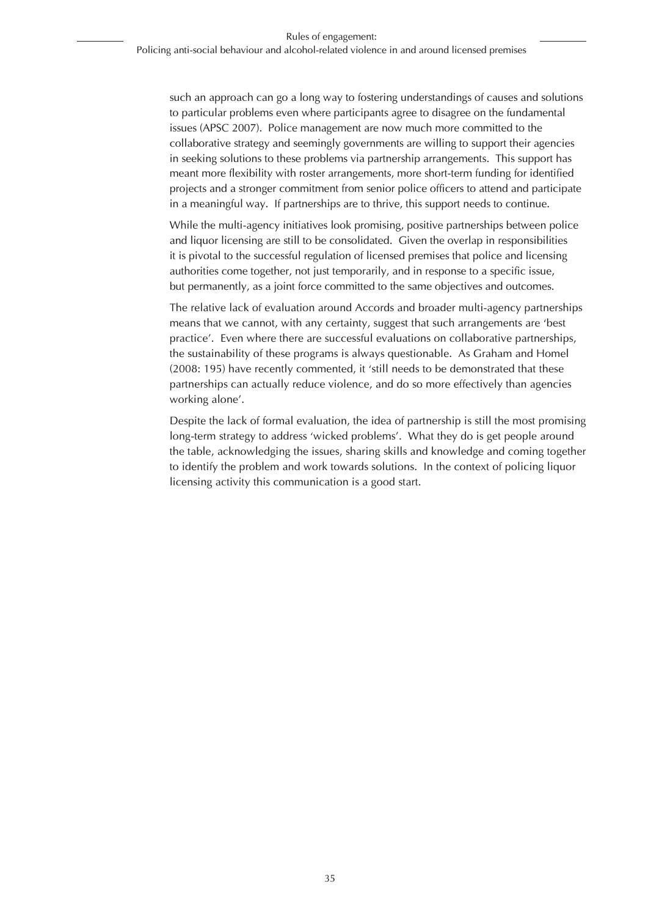such an approach can go a long way to fostering understandings of causes and solutions to particular problems even where participants agree to disagree on the fundamental issues (APSC 2007). Police management are now much more committed to the collaborative strategy and seemingly governments are willing to support their agencies in seeking solutions to these problems via partnership arrangements. This support has meant more flexibility with roster arrangements, more short-term funding for identified projects and a stronger commitment from senior police officers to attend and participate in a meaningful way. If partnerships are to thrive, this support needs to continue.

While the multi-agency initiatives look promising, positive partnerships between police and liquor licensing are still to be consolidated. Given the overlap in responsibilities it is pivotal to the successful regulation of licensed premises that police and licensing authorities come together, not just temporarily, and in response to a specific issue, but permanently, as a joint force committed to the same objectives and outcomes.

The relative lack of evaluation around Accords and broader multi-agency partnerships means that we cannot, with any certainty, suggest that such arrangements are 'best practice'. Even where there are successful evaluations on collaborative partnerships, the sustainability of these programs is always questionable. As Graham and Homel (2008: 195) have recently commented, it 'still needs to be demonstrated that these partnerships can actually reduce violence, and do so more effectively than agencies working alone'.

Despite the lack of formal evaluation, the idea of partnership is still the most promising long-term strategy to address 'wicked problems'. What they do is get people around the table, acknowledging the issues, sharing skills and knowledge and coming together to identify the problem and work towards solutions. In the context of policing liquor licensing activity this communication is a good start.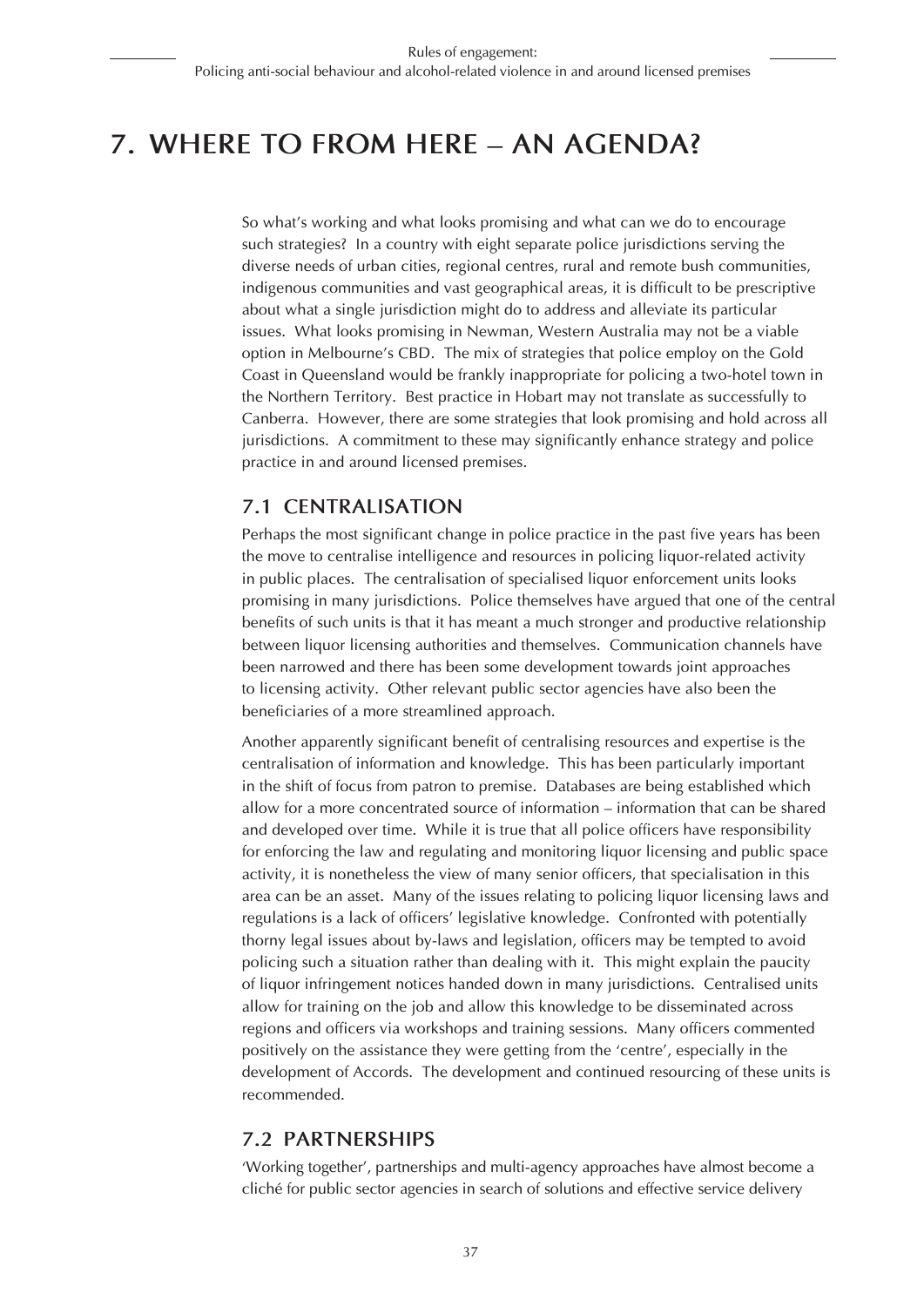# 7. WHERE TO FROM HERE – AN AGENDA?

So what's working and what looks promising and what can we do to encourage such strategies? In a country with eight separate police jurisdictions serving the diverse needs of urban cities, regional centres, rural and remote bush communities, indigenous communities and vast geographical areas, it is difficult to be prescriptive about what a single jurisdiction might do to address and alleviate its particular issues. What looks promising in Newman, Western Australia may not be a viable option in Melbourne's CBD. The mix of strategies that police employ on the Gold Coast in Queensland would be frankly inappropriate for policing a two-hotel town in the Northern Territory. Best practice in Hobart may not translate as successfully to Canberra. However, there are some strategies that look promising and hold across all jurisdictions. A commitment to these may significantly enhance strategy and police practice in and around licensed premises.

## 7.1 CENTRALISATION

Perhaps the most significant change in police practice in the past five years has been the move to centralise intelligence and resources in policing liquor-related activity in public places. The centralisation of specialised liquor enforcement units looks promising in many jurisdictions. Police themselves have argued that one of the central benefits of such units is that it has meant a much stronger and productive relationship between liquor licensing authorities and themselves. Communication channels have been narrowed and there has been some development towards joint approaches to licensing activity. Other relevant public sector agencies have also been the beneficiaries of a more streamlined approach.

Another apparently significant benefit of centralising resources and expertise is the centralisation of information and knowledge. This has been particularly important in the shift of focus from patron to premise. Databases are being established which allow for a more concentrated source of information – information that can be shared and developed over time. While it is true that all police officers have responsibility for enforcing the law and regulating and monitoring liquor licensing and public space activity, it is nonetheless the view of many senior officers, that specialisation in this area can be an asset. Many of the issues relating to policing liquor licensing laws and regulations is a lack of officers' legislative knowledge. Confronted with potentially thorny legal issues about by-laws and legislation, officers may be tempted to avoid policing such a situation rather than dealing with it. This might explain the paucity of liquor infringement notices handed down in many jurisdictions. Centralised units allow for training on the job and allow this knowledge to be disseminated across regions and officers via workshops and training sessions. Many officers commented positively on the assistance they were getting from the 'centre', especially in the development of Accords. The development and continued resourcing of these units is recommended.

## 7.2 PARTNERSHIPS

'Working together', partnerships and multi-agency approaches have almost become a cliché for public sector agencies in search of solutions and effective service delivery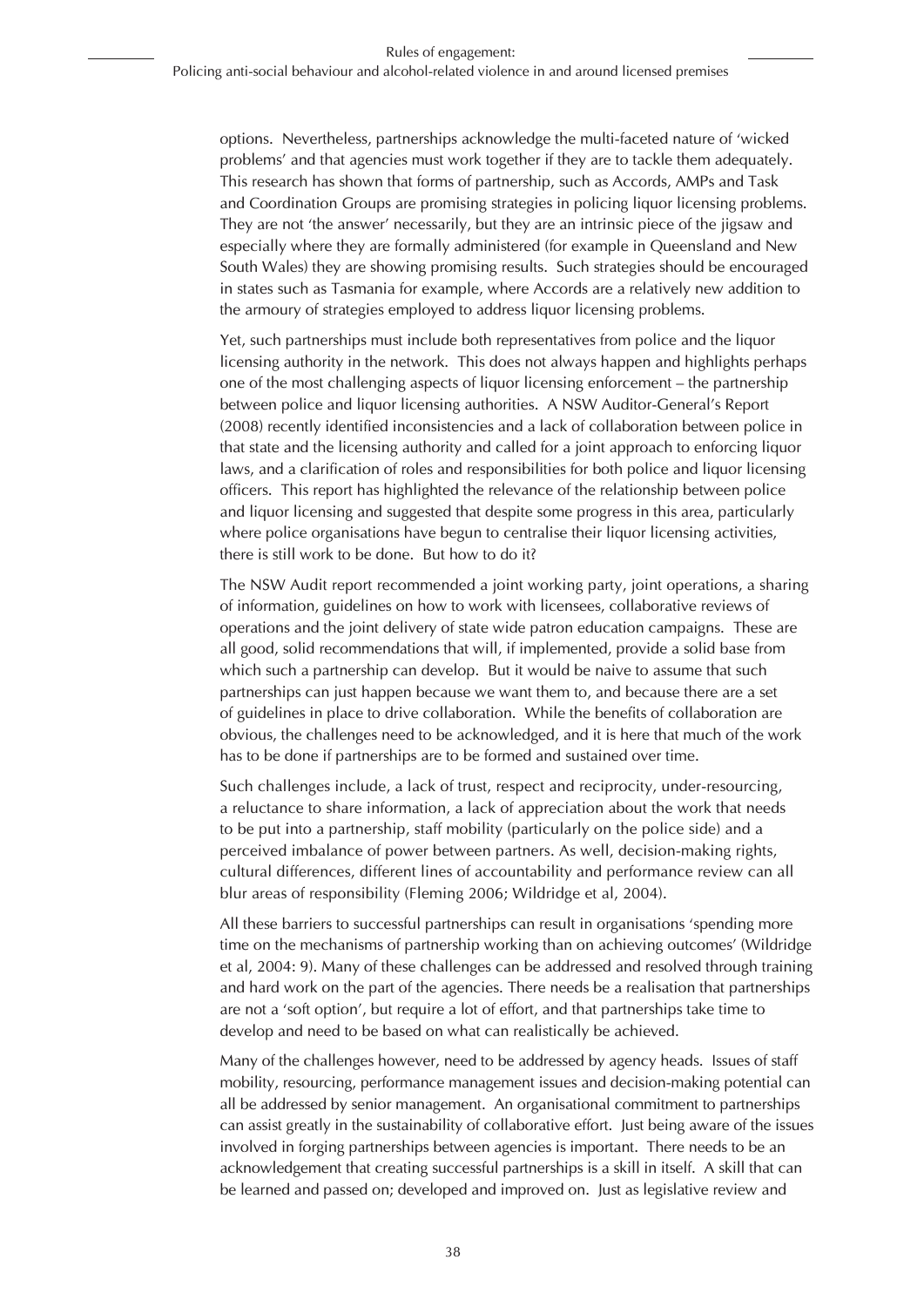options. Nevertheless, partnerships acknowledge the multi-faceted nature of 'wicked problems' and that agencies must work together if they are to tackle them adequately. This research has shown that forms of partnership, such as Accords, AMPs and Task and Coordination Groups are promising strategies in policing liquor licensing problems. They are not 'the answer' necessarily, but they are an intrinsic piece of the jigsaw and especially where they are formally administered (for example in Queensland and New South Wales) they are showing promising results. Such strategies should be encouraged in states such as Tasmania for example, where Accords are a relatively new addition to the armoury of strategies employed to address liquor licensing problems.

Yet, such partnerships must include both representatives from police and the liquor licensing authority in the network. This does not always happen and highlights perhaps one of the most challenging aspects of liquor licensing enforcement – the partnership between police and liquor licensing authorities. A NSW Auditor-General's Report (2008) recently identified inconsistencies and a lack of collaboration between police in that state and the licensing authority and called for a joint approach to enforcing liquor laws, and a clarification of roles and responsibilities for both police and liquor licensing officers. This report has highlighted the relevance of the relationship between police and liquor licensing and suggested that despite some progress in this area, particularly where police organisations have begun to centralise their liquor licensing activities, there is still work to be done. But how to do it?

The NSW Audit report recommended a joint working party, joint operations, a sharing of information, guidelines on how to work with licensees, collaborative reviews of operations and the joint delivery of state wide patron education campaigns. These are all good, solid recommendations that will, if implemented, provide a solid base from which such a partnership can develop. But it would be naive to assume that such partnerships can just happen because we want them to, and because there are a set of guidelines in place to drive collaboration. While the benefits of collaboration are obvious, the challenges need to be acknowledged, and it is here that much of the work has to be done if partnerships are to be formed and sustained over time.

Such challenges include, a lack of trust, respect and reciprocity, under-resourcing, a reluctance to share information, a lack of appreciation about the work that needs to be put into a partnership, staff mobility (particularly on the police side) and a perceived imbalance of power between partners. As well, decision-making rights, cultural differences, different lines of accountability and performance review can all blur areas of responsibility (Fleming 2006; Wildridge et al, 2004).

All these barriers to successful partnerships can result in organisations 'spending more time on the mechanisms of partnership working than on achieving outcomes' (Wildridge et al, 2004: 9). Many of these challenges can be addressed and resolved through training and hard work on the part of the agencies. There needs be a realisation that partnerships are not a 'soft option', but require a lot of effort, and that partnerships take time to develop and need to be based on what can realistically be achieved.

Many of the challenges however, need to be addressed by agency heads. Issues of staff mobility, resourcing, performance management issues and decision-making potential can all be addressed by senior management. An organisational commitment to partnerships can assist greatly in the sustainability of collaborative effort. Just being aware of the issues involved in forging partnerships between agencies is important. There needs to be an acknowledgement that creating successful partnerships is a skill in itself. A skill that can be learned and passed on; developed and improved on. Just as legislative review and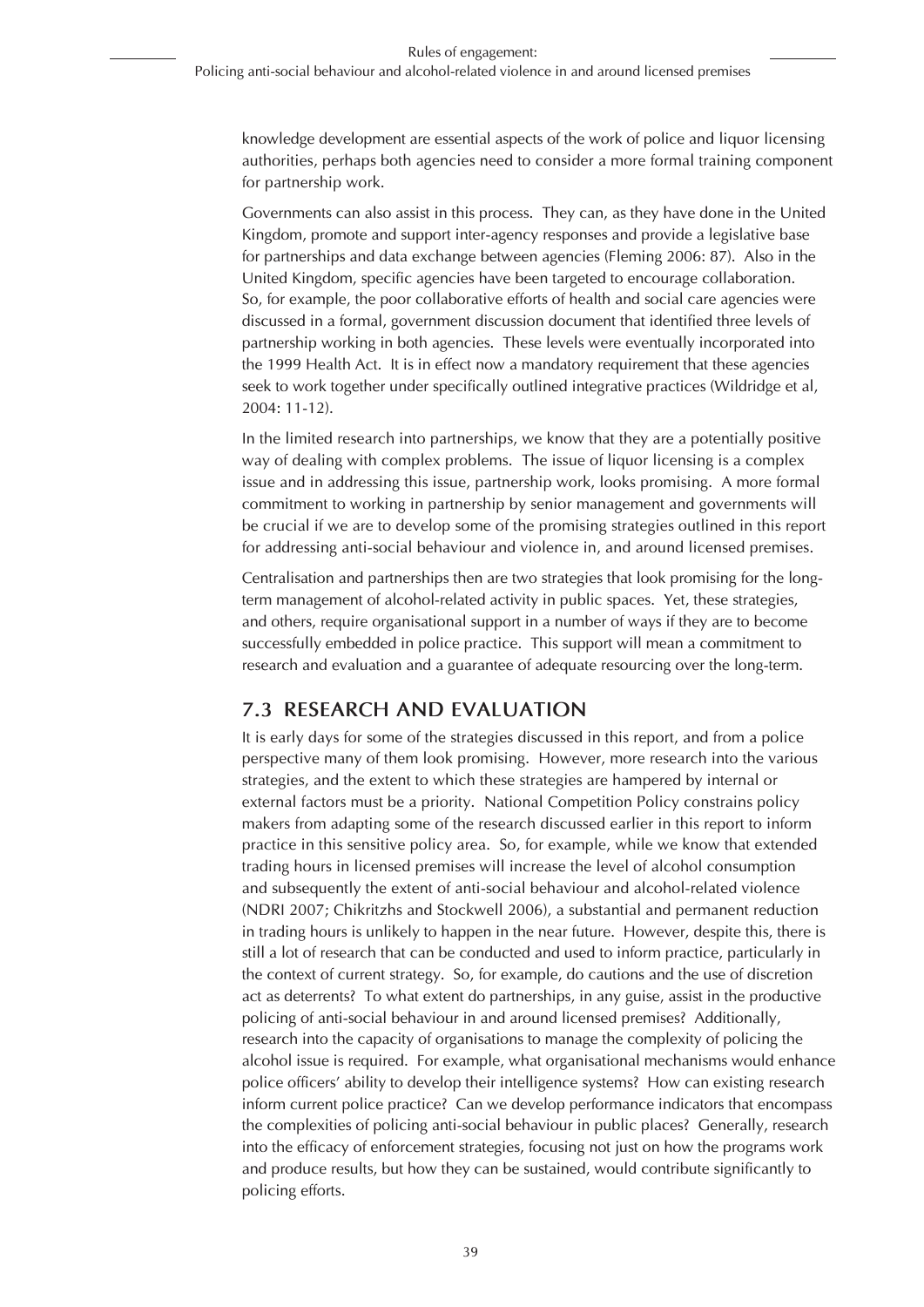knowledge development are essential aspects of the work of police and liquor licensing authorities, perhaps both agencies need to consider a more formal training component for partnership work.

Governments can also assist in this process. They can, as they have done in the United Kingdom, promote and support inter-agency responses and provide a legislative base for partnerships and data exchange between agencies (Fleming 2006: 87). Also in the United Kingdom, specific agencies have been targeted to encourage collaboration. So, for example, the poor collaborative efforts of health and social care agencies were discussed in a formal, government discussion document that identified three levels of partnership working in both agencies. These levels were eventually incorporated into the 1999 Health Act. It is in effect now a mandatory requirement that these agencies seek to work together under specifically outlined integrative practices (Wildridge et al, 2004: 11-12).

In the limited research into partnerships, we know that they are a potentially positive way of dealing with complex problems. The issue of liquor licensing is a complex issue and in addressing this issue, partnership work, looks promising. A more formal commitment to working in partnership by senior management and governments will be crucial if we are to develop some of the promising strategies outlined in this report for addressing anti-social behaviour and violence in, and around licensed premises.

Centralisation and partnerships then are two strategies that look promising for the long-term management of alcohol-related activity in public spaces. Yet, these strategies, and others, require organisational support in a number of ways if they are to become successfully embedded in police practice. This support will mean a commitment to research and evaluation and a guarantee of adequate resourcing over the long-term.

## 7.3 RESEARCH AND EVALUATION

It is early days for some of the strategies discussed in this report, and from a police perspective many of them look promising. However, more research into the various strategies, and the extent to which these strategies are hampered by internal or external factors must be a priority. National Competition Policy constrains policy makers from adapting some of the research discussed earlier in this report to inform practice in this sensitive policy area. So, for example, while we know that extended trading hours in licensed premises will increase the level of alcohol consumption and subsequently the extent of anti-social behaviour and alcohol-related violence (NDRI 2007; Chikritzhs and Stockwell 2006), a substantial and permanent reduction in trading hours is unlikely to happen in the near future. However, despite this, there is still a lot of research that can be conducted and used to inform practice, particularly in the context of current strategy. So, for example, do cautions and the use of discretion act as deterrents? To what extent do partnerships, in any guise, assist in the productive policing of anti-social behaviour in and around licensed premises? Additionally, research into the capacity of organisations to manage the complexity of policing the alcohol issue is required. For example, what organisational mechanisms would enhance police officers' ability to develop their intelligence systems? How can existing research inform current police practice? Can we develop performance indicators that encompass the complexities of policing anti-social behaviour in public places? Generally, research into the efficacy of enforcement strategies, focusing not just on how the programs work and produce results, but how they can be sustained, would contribute significantly to policing efforts.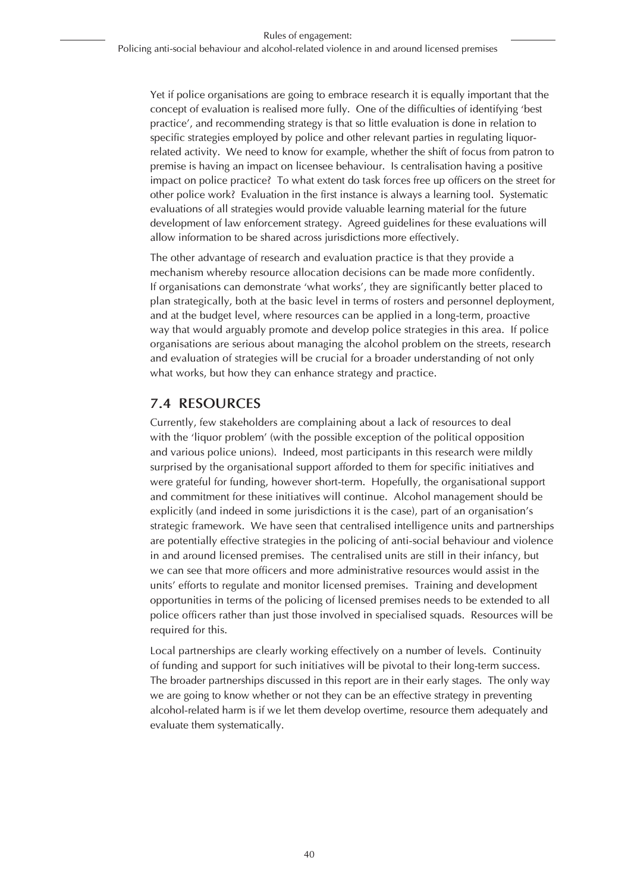Yet if police organisations are going to embrace research it is equally important that the concept of evaluation is realised more fully. One of the difficulties of identifying 'best practice', and recommending strategy is that so little evaluation is done in relation to specific strategies employed by police and other relevant parties in regulating liquor-related activity. We need to know for example, whether the shift of focus from patron to premise is having an impact on licensee behaviour. Is centralisation having a positive impact on police practice? To what extent do task forces free up officers on the street for other police work? Evaluation in the first instance is always a learning tool. Systematic evaluations of all strategies would provide valuable learning material for the future development of law enforcement strategy. Agreed guidelines for these evaluations will allow information to be shared across jurisdictions more effectively.

The other advantage of research and evaluation practice is that they provide a mechanism whereby resource allocation decisions can be made more confidently. If organisations can demonstrate 'what works', they are significantly better placed to plan strategically, both at the basic level in terms of rosters and personnel deployment, and at the budget level, where resources can be applied in a long-term, proactive way that would arguably promote and develop police strategies in this area. If police organisations are serious about managing the alcohol problem on the streets, research and evaluation of strategies will be crucial for a broader understanding of not only what works, but how they can enhance strategy and practice.

## 7.4 RESOURCES

Currently, few stakeholders are complaining about a lack of resources to deal with the 'liquor problem' (with the possible exception of the political opposition and various police unions). Indeed, most participants in this research were mildly surprised by the organisational support afforded to them for specific initiatives and were grateful for funding, however short-term. Hopefully, the organisational support and commitment for these initiatives will continue. Alcohol management should be explicitly (and indeed in some jurisdictions it is the case), part of an organisation's strategic framework. We have seen that centralised intelligence units and partnerships are potentially effective strategies in the policing of anti-social behaviour and violence in and around licensed premises. The centralised units are still in their infancy, but we can see that more officers and more administrative resources would assist in the units' efforts to regulate and monitor licensed premises. Training and development opportunities in terms of the policing of licensed premises needs to be extended to all police officers rather than just those involved in specialised squads. Resources will be required for this.

Local partnerships are clearly working effectively on a number of levels. Continuity of funding and support for such initiatives will be pivotal to their long-term success. The broader partnerships discussed in this report are in their early stages. The only way we are going to know whether or not they can be an effective strategy in preventing alcohol-related harm is if we let them develop overtime, resource them adequately and evaluate them systematically.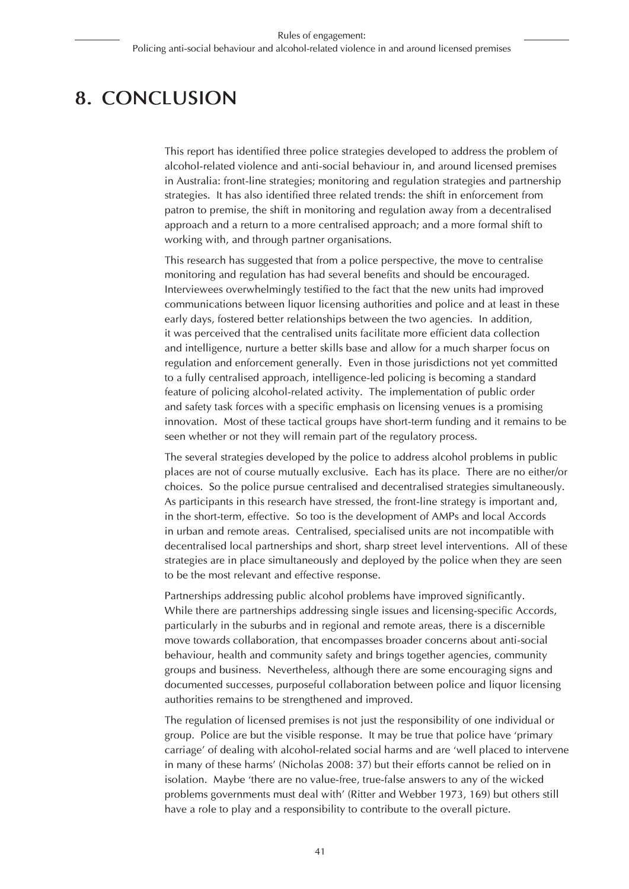# 8. CONCLUSION

This report has identified three police strategies developed to address the problem of alcohol-related violence and anti-social behaviour in, and around licensed premises in Australia: front-line strategies; monitoring and regulation strategies and partnership strategies. It has also identified three related trends: the shift in enforcement from patron to premise, the shift in monitoring and regulation away from a decentralised approach and a return to a more centralised approach; and a more formal shift to working with, and through partner organisations.

This research has suggested that from a police perspective, the move to centralise monitoring and regulation has had several benefits and should be encouraged. Interviewees overwhelmingly testified to the fact that the new units had improved communications between liquor licensing authorities and police and at least in these early days, fostered better relationships between the two agencies. In addition, it was perceived that the centralised units facilitate more efficient data collection and intelligence, nurture a better skills base and allow for a much sharper focus on regulation and enforcement generally. Even in those jurisdictions not yet committed to a fully centralised approach, intelligence-led policing is becoming a standard feature of policing alcohol-related activity. The implementation of public order and safety task forces with a specific emphasis on licensing venues is a promising innovation. Most of these tactical groups have short-term funding and it remains to be seen whether or not they will remain part of the regulatory process.

The several strategies developed by the police to address alcohol problems in public places are not of course mutually exclusive. Each has its place. There are no either/or choices. So the police pursue centralised and decentralised strategies simultaneously. As participants in this research have stressed, the front-line strategy is important and, in the short-term, effective. So too is the development of AMPs and local Accords in urban and remote areas. Centralised, specialised units are not incompatible with decentralised local partnerships and short, sharp street level interventions. All of these strategies are in place simultaneously and deployed by the police when they are seen to be the most relevant and effective response.

Partnerships addressing public alcohol problems have improved significantly. While there are partnerships addressing single issues and licensing-specific Accords, particularly in the suburbs and in regional and remote areas, there is a discernible move towards collaboration, that encompasses broader concerns about anti-social behaviour, health and community safety and brings together agencies, community groups and business. Nevertheless, although there are some encouraging signs and documented successes, purposeful collaboration between police and liquor licensing authorities remains to be strengthened and improved.

The regulation of licensed premises is not just the responsibility of one individual or group. Police are but the visible response. It may be true that police have 'primary carriage' of dealing with alcohol-related social harms and are 'well placed to intervene in many of these harms' (Nicholas 2008: 37) but their efforts cannot be relied on in isolation. Maybe 'there are no value-free, true-false answers to any of the wicked problems governments must deal with' (Ritter and Webber 1973, 169) but others still have a role to play and a responsibility to contribute to the overall picture.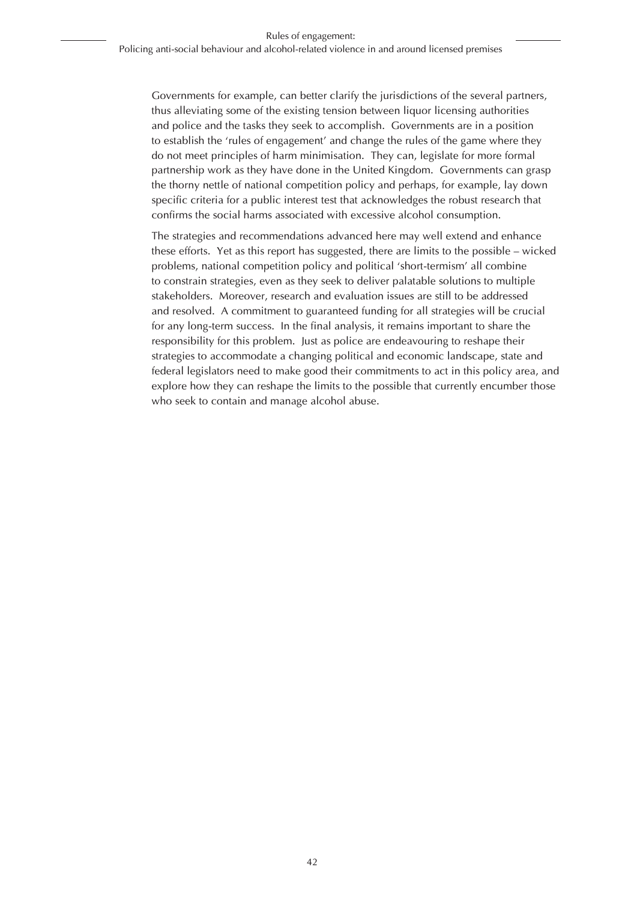Governments for example, can better clarify the jurisdictions of the several partners, thus alleviating some of the existing tension between liquor licensing authorities and police and the tasks they seek to accomplish. Governments are in a position to establish the 'rules of engagement' and change the rules of the game where they do not meet principles of harm minimisation. They can, legislate for more formal partnership work as they have done in the United Kingdom. Governments can grasp the thorny nettle of national competition policy and perhaps, for example, lay down specific criteria for a public interest test that acknowledges the robust research that confirms the social harms associated with excessive alcohol consumption.

The strategies and recommendations advanced here may well extend and enhance these efforts. Yet as this report has suggested, there are limits to the possible – wicked problems, national competition policy and political 'short-termism' all combine to constrain strategies, even as they seek to deliver palatable solutions to multiple stakeholders. Moreover, research and evaluation issues are still to be addressed and resolved. A commitment to guaranteed funding for all strategies will be crucial for any long-term success. In the final analysis, it remains important to share the responsibility for this problem. Just as police are endeavouring to reshape their strategies to accommodate a changing political and economic landscape, state and federal legislators need to make good their commitments to act in this policy area, and explore how they can reshape the limits to the possible that currently encumber those who seek to contain and manage alcohol abuse.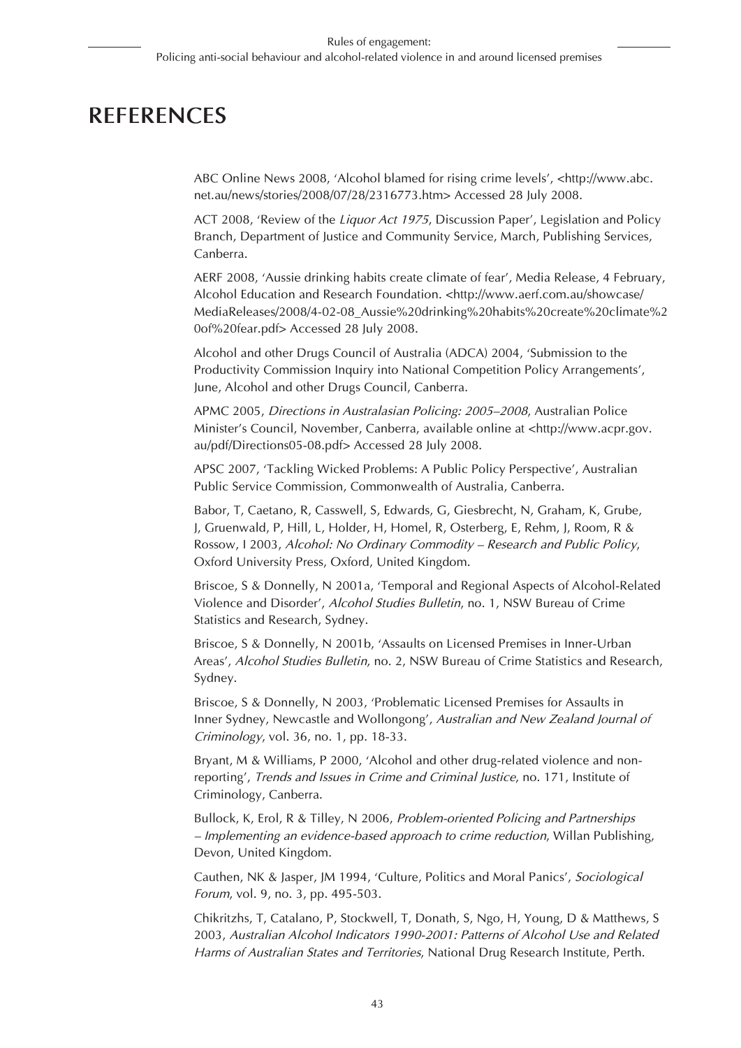# REFERENCES

ABC Online News 2008, 'Alcohol blamed for rising crime levels', <http://www.abc.net.au/news/stories/2008/07/28/2316773.htm> Accessed 28 July 2008.

ACT 2008, 'Review of the *Liquor Act 1975*, Discussion Paper', Legislation and Policy Branch, Department of Justice and Community Service, March, Publishing Services, Canberra.

AERF 2008, 'Aussie drinking habits create climate of fear', Media Release, 4 February, Alcohol Education and Research Foundation. <http://www.aerf.com.au/showcase/MediaReleases/2008/4-02-08_Aussie%20drinking%20habits%20create%20climate%20of%20fear.pdf> Accessed 28 July 2008.

Alcohol and other Drugs Council of Australia (ADCA) 2004, 'Submission to the Productivity Commission Inquiry into National Competition Policy Arrangements', June, Alcohol and other Drugs Council, Canberra.

APMC 2005, *Directions in Australasian Policing: 2005–2008*, Australian Police Minister's Council, November, Canberra, available online at <http://www.acpr.gov.au/pdf/Directions05-08.pdf> Accessed 28 July 2008.

APSC 2007, 'Tackling Wicked Problems: A Public Policy Perspective', Australian Public Service Commission, Commonwealth of Australia, Canberra.

Babor, T, Caetano, R, Casswell, S, Edwards, G, Giesbrecht, N, Graham, K, Grube, J, Gruenwald, P, Hill, L, Holder, H, Homel, R, Osterberg, E, Rehm, J, Room, R & Rossow, I 2003, *Alcohol: No Ordinary Commodity – Research and Public Policy*, Oxford University Press, Oxford, United Kingdom.

Briscoe, S & Donnelly, N 2001a, 'Temporal and Regional Aspects of Alcohol-Related Violence and Disorder', *Alcohol Studies Bulletin*, no. 1, NSW Bureau of Crime Statistics and Research, Sydney.

Briscoe, S & Donnelly, N 2001b, 'Assaults on Licensed Premises in Inner-Urban Areas', *Alcohol Studies Bulletin*, no. 2, NSW Bureau of Crime Statistics and Research, Sydney.

Briscoe, S & Donnelly, N 2003, 'Problematic Licensed Premises for Assaults in Inner Sydney, Newcastle and Wollongong', *Australian and New Zealand Journal of Criminology*, vol. 36, no. 1, pp. 18-33.

Bryant, M & Williams, P 2000, 'Alcohol and other drug-related violence and non-reporting', *Trends and Issues in Crime and Criminal Justice*, no. 171, Institute of Criminology, Canberra.

Bullock, K, Erol, R & Tilley, N 2006, *Problem-oriented Policing and Partnerships – Implementing an evidence-based approach to crime reduction*, Willan Publishing, Devon, United Kingdom.

Cauthen, NK & Jasper, JM 1994, 'Culture, Politics and Moral Panics', *Sociological Forum*, vol. 9, no. 3, pp. 495-503.

Chikritzhs, T, Catalano, P, Stockwell, T, Donath, S, Ngo, H, Young, D & Matthews, S 2003, *Australian Alcohol Indicators 1990-2001: Patterns of Alcohol Use and Related Harms of Australian States and Territories*, National Drug Research Institute, Perth.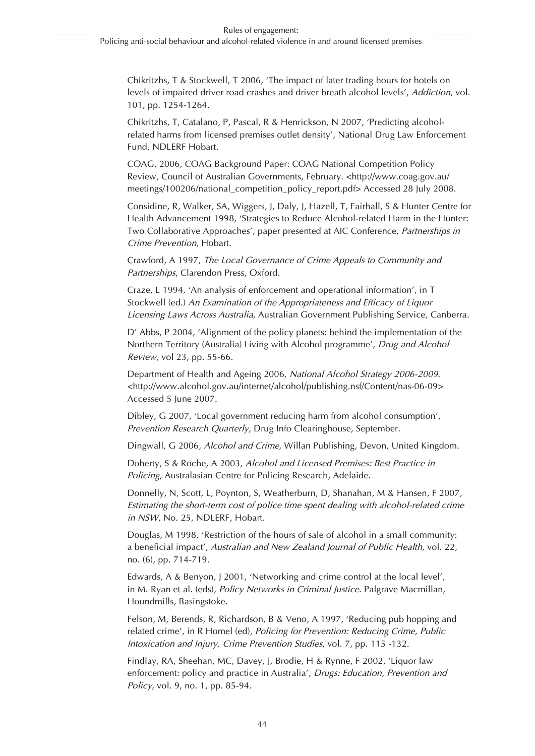Chikritzhs, T & Stockwell, T 2006, 'The impact of later trading hours for hotels on levels of impaired driver road crashes and driver breath alcohol levels', *Addiction*, vol. 101, pp. 1254-1264.

Chikritzhs, T, Catalano, P, Pascal, R & Henrickson, N 2007, 'Predicting alcohol-related harms from licensed premises outlet density', National Drug Law Enforcement Fund, NDLERF Hobart.

COAG, 2006, COAG Background Paper: COAG National Competition Policy Review, Council of Australian Governments, February. <http://www.coag.gov.au/meetings/100206/national_competition_policy_report.pdf> Accessed 28 July 2008.

Considine, R, Walker, SA, Wiggers, J, Daly, J, Hazell, T, Fairhall, S & Hunter Centre for Health Advancement 1998, 'Strategies to Reduce Alcohol-related Harm in the Hunter: Two Collaborative Approaches', paper presented at AIC Conference, *Partnerships in Crime Prevention*, Hobart.

Crawford, A 1997, *The Local Governance of Crime Appeals to Community and Partnerships*, Clarendon Press, Oxford.

Craze, L 1994, 'An analysis of enforcement and operational information', in T Stockwell (ed.) *An Examination of the Appropriateness and Efficacy of Liquor Licensing Laws Across Australia*, Australian Government Publishing Service, Canberra.

D' Abbs, P 2004, 'Alignment of the policy planets: behind the implementation of the Northern Territory (Australia) Living with Alcohol programme', *Drug and Alcohol Review*, vol 23, pp. 55-66.

Department of Health and Ageing 2006, *National Alcohol Strategy 2006-2009*. <http://www.alcohol.gov.au/internet/alcohol/publishing.nsf/Content/nas-06-09> Accessed 5 June 2007.

Dibley, G 2007, 'Local government reducing harm from alcohol consumption', *Prevention Research Quarterly*, Drug Info Clearinghouse, September.

Dingwall, G 2006, *Alcohol and Crime*, Willan Publishing, Devon, United Kingdom.

Doherty, S & Roche, A 2003, *Alcohol and Licensed Premises: Best Practice in Policing*, Australasian Centre for Policing Research, Adelaide.

Donnelly, N, Scott, L, Poynton, S, Weatherburn, D, Shanahan, M & Hansen, F 2007, *Estimating the short-term cost of police time spent dealing with alcohol-related crime in NSW*, No. 25, NDLERF, Hobart.

Douglas, M 1998, 'Restriction of the hours of sale of alcohol in a small community: a beneficial impact', *Australian and New Zealand Journal of Public Health*, vol. 22, no. (6), pp. 714-719.

Edwards, A & Benyon, J 2001, 'Networking and crime control at the local level', in M. Ryan et al. (eds), *Policy Networks in Criminal Justice*. Palgrave Macmillan, Houndmills, Basingstoke.

Felson, M, Berends, R, Richardson, B & Veno, A 1997, 'Reducing pub hopping and related crime', in R Homel (ed), *Policing for Prevention: Reducing Crime, Public Intoxication and Injury, Crime Prevention Studies*, vol. 7, pp. 115 -132.

Findlay, RA, Sheehan, MC, Davey, J, Brodie, H & Rynne, F 2002, 'Liquor law enforcement: policy and practice in Australia', *Drugs: Education, Prevention and Policy*, vol. 9, no. 1, pp. 85-94.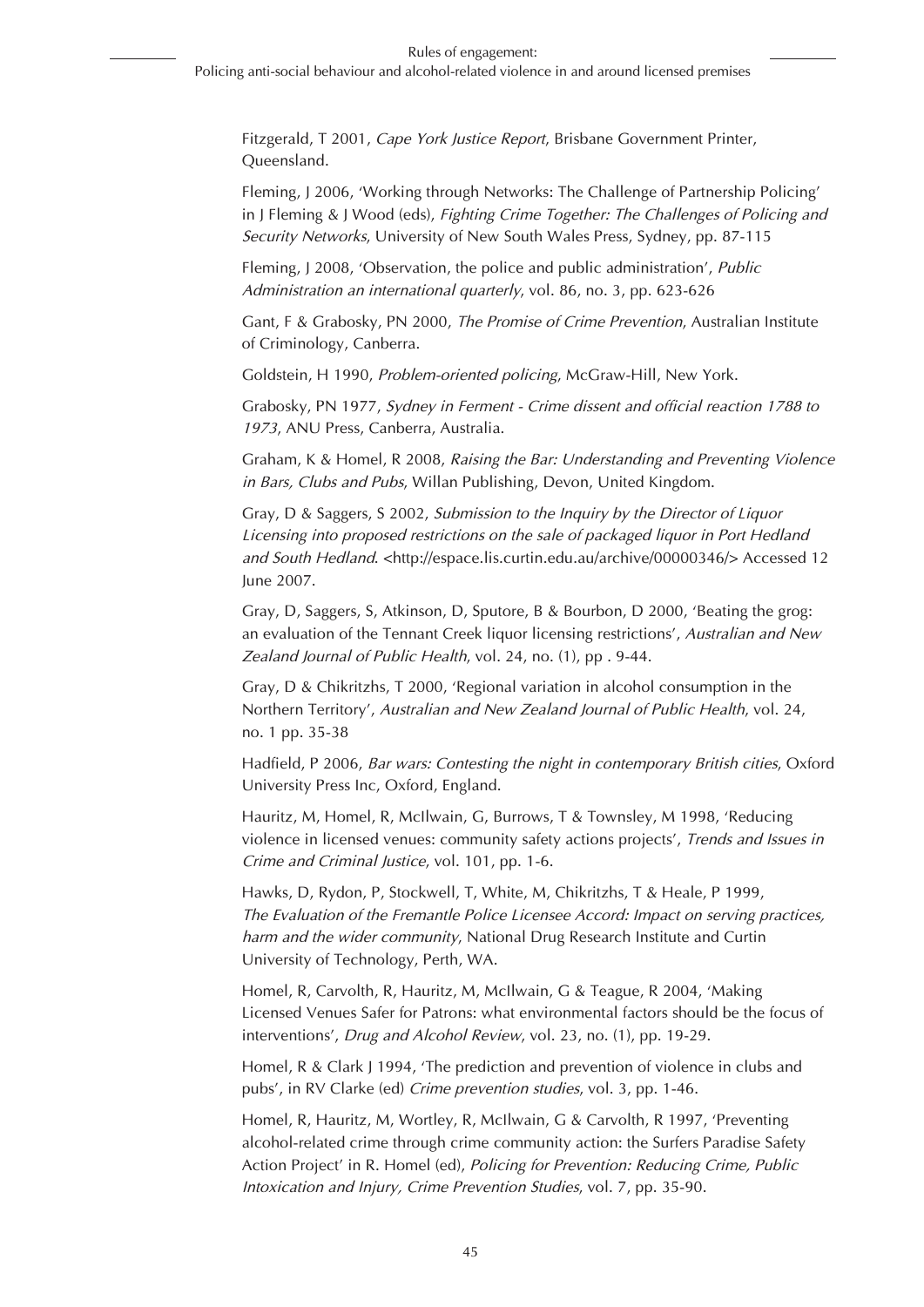Fitzgerald, T 2001, *Cape York Justice Report*, Brisbane Government Printer, Queensland.

Fleming, J 2006, 'Working through Networks: The Challenge of Partnership Policing' in J Fleming & J Wood (eds), *Fighting Crime Together: The Challenges of Policing and Security Networks*, University of New South Wales Press, Sydney, pp. 87-115

Fleming, J 2008, 'Observation, the police and public administration', *Public Administration an international quarterly*, vol. 86, no. 3, pp. 623-626

Gant, F & Grabosky, PN 2000, *The Promise of Crime Prevention*, Australian Institute of Criminology, Canberra.

Goldstein, H 1990, *Problem-oriented policing*, McGraw-Hill, New York.

Grabosky, PN 1977, *Sydney in Ferment - Crime dissent and official reaction 1788 to 1973*, ANU Press, Canberra, Australia.

Graham, K & Homel, R 2008, *Raising the Bar: Understanding and Preventing Violence in Bars, Clubs and Pubs*, Willan Publishing, Devon, United Kingdom.

Gray, D & Saggers, S 2002, *Submission to the Inquiry by the Director of Liquor Licensing into proposed restrictions on the sale of packaged liquor in Port Hedland and South Hedland*. <http://espace.lis.curtin.edu.au/archive/00000346/> Accessed 12 June 2007.

Gray, D, Saggers, S, Atkinson, D, Sputore, B & Bourbon, D 2000, 'Beating the grog: an evaluation of the Tennant Creek liquor licensing restrictions', *Australian and New Zealand Journal of Public Health*, vol. 24, no. (1), pp . 9-44.

Gray, D & Chikritzhs, T 2000, 'Regional variation in alcohol consumption in the Northern Territory', *Australian and New Zealand Journal of Public Health*, vol. 24, no. 1 pp. 35-38

Hadfield, P 2006, *Bar wars: Contesting the night in contemporary British cities*, Oxford University Press Inc, Oxford, England.

Hauritz, M, Homel, R, McIlwain, G, Burrows, T & Townsley, M 1998, 'Reducing violence in licensed venues: community safety actions projects', *Trends and Issues in Crime and Criminal Justice*, vol. 101, pp. 1-6.

Hawks, D, Rydon, P, Stockwell, T, White, M, Chikritzhs, T & Heale, P 1999, *The Evaluation of the Fremantle Police Licensee Accord: Impact on serving practices, harm and the wider community*, National Drug Research Institute and Curtin University of Technology, Perth, WA.

Homel, R, Carvolth, R, Hauritz, M, McIlwain, G & Teague, R 2004, 'Making Licensed Venues Safer for Patrons: what environmental factors should be the focus of interventions', *Drug and Alcohol Review*, vol. 23, no. (1), pp. 19-29.

Homel, R & Clark J 1994, 'The prediction and prevention of violence in clubs and pubs', in RV Clarke (ed) *Crime prevention studies*, vol. 3, pp. 1-46.

Homel, R, Hauritz, M, Wortley, R, McIlwain, G & Carvolth, R 1997, 'Preventing alcohol-related crime through crime community action: the Surfers Paradise Safety Action Project' in R. Homel (ed), *Policing for Prevention: Reducing Crime, Public Intoxication and Injury, Crime Prevention Studies*, vol. 7, pp. 35-90.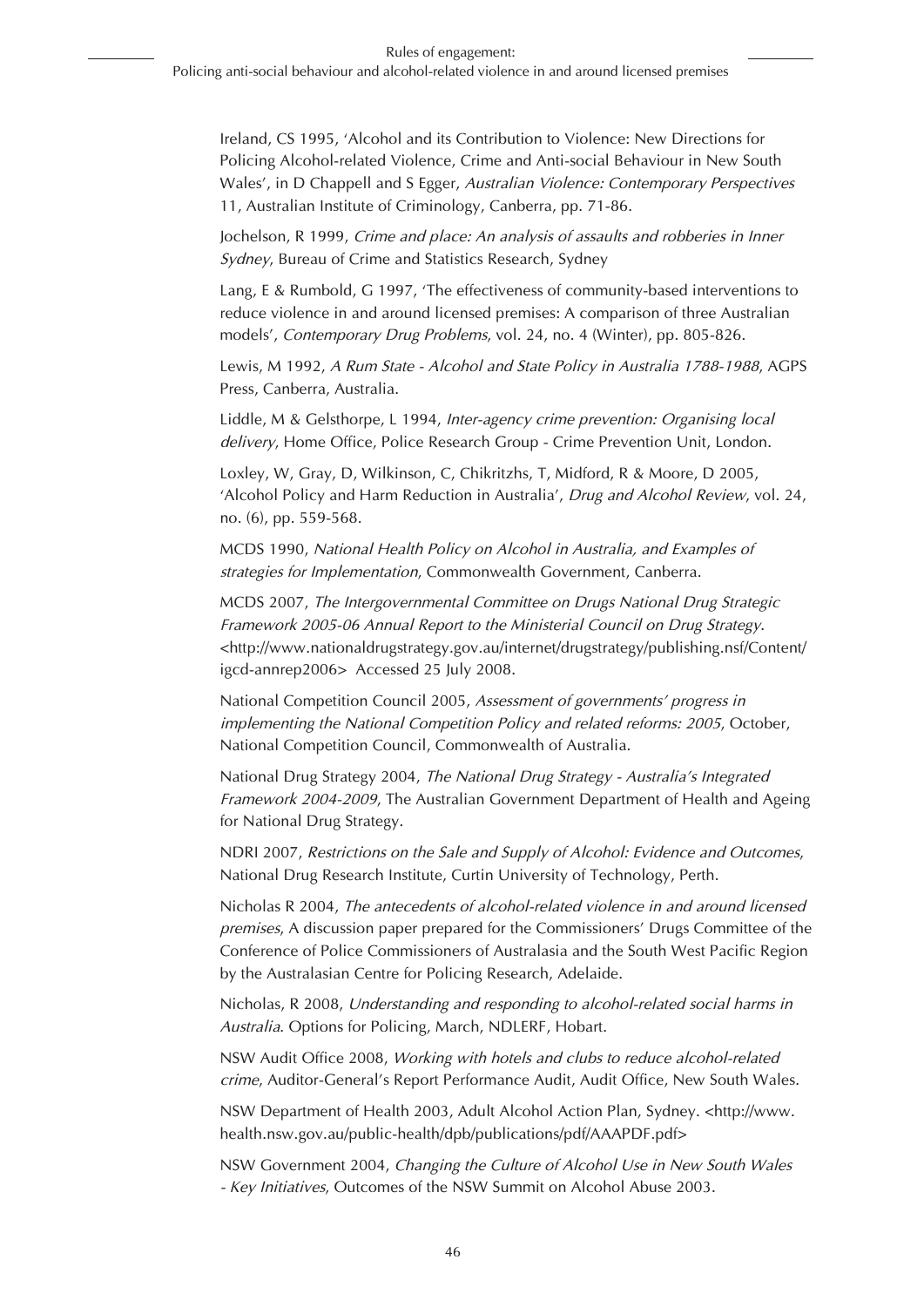Ireland, CS 1995, 'Alcohol and its Contribution to Violence: New Directions for Policing Alcohol-related Violence, Crime and Anti-social Behaviour in New South Wales', in D Chappell and S Egger, *Australian Violence: Contemporary Perspectives* 11, Australian Institute of Criminology, Canberra, pp. 71-86.

Jochelson, R 1999, *Crime and place: An analysis of assaults and robberies in Inner Sydney*, Bureau of Crime and Statistics Research, Sydney

Lang, E & Rumbold, G 1997, 'The effectiveness of community-based interventions to reduce violence in and around licensed premises: A comparison of three Australian models', *Contemporary Drug Problems*, vol. 24, no. 4 (Winter), pp. 805-826.

Lewis, M 1992, *A Rum State - Alcohol and State Policy in Australia 1788-1988*, AGPS Press, Canberra, Australia.

Liddle, M & Gelsthorpe, L 1994, *Inter-agency crime prevention: Organising local delivery*, Home Office, Police Research Group - Crime Prevention Unit, London.

Loxley, W, Gray, D, Wilkinson, C, Chikritzhs, T, Midford, R & Moore, D 2005, 'Alcohol Policy and Harm Reduction in Australia', *Drug and Alcohol Review*, vol. 24, no. (6), pp. 559-568.

MCDS 1990, *National Health Policy on Alcohol in Australia, and Examples of strategies for Implementation*, Commonwealth Government, Canberra.

MCDS 2007, *The Intergovernmental Committee on Drugs National Drug Strategic Framework 2005-06 Annual Report to the Ministerial Council on Drug Strategy*. <http://www.nationaldrugstrategy.gov.au/internet/drugstrategy/publishing.nsf/Content/igcd-annrep2006> Accessed 25 July 2008.

National Competition Council 2005, *Assessment of governments' progress in implementing the National Competition Policy and related reforms: 2005*, October, National Competition Council, Commonwealth of Australia.

National Drug Strategy 2004, *The National Drug Strategy - Australia's Integrated Framework 2004-2009*, The Australian Government Department of Health and Ageing for National Drug Strategy.

NDRI 2007, *Restrictions on the Sale and Supply of Alcohol: Evidence and Outcomes*, National Drug Research Institute, Curtin University of Technology, Perth.

Nicholas R 2004, *The antecedents of alcohol-related violence in and around licensed premises*, A discussion paper prepared for the Commissioners' Drugs Committee of the Conference of Police Commissioners of Australasia and the South West Pacific Region by the Australasian Centre for Policing Research, Adelaide.

Nicholas, R 2008, *Understanding and responding to alcohol-related social harms in Australia*. Options for Policing, March, NDLERF, Hobart.

NSW Audit Office 2008, *Working with hotels and clubs to reduce alcohol-related crime*, Auditor-General's Report Performance Audit, Audit Office, New South Wales.

NSW Department of Health 2003, Adult Alcohol Action Plan, Sydney. <http://www.health.nsw.gov.au/public-health/dpb/publications/pdf/AAAPDF.pdf>

NSW Government 2004, *Changing the Culture of Alcohol Use in New South Wales - Key Initiatives*, Outcomes of the NSW Summit on Alcohol Abuse 2003.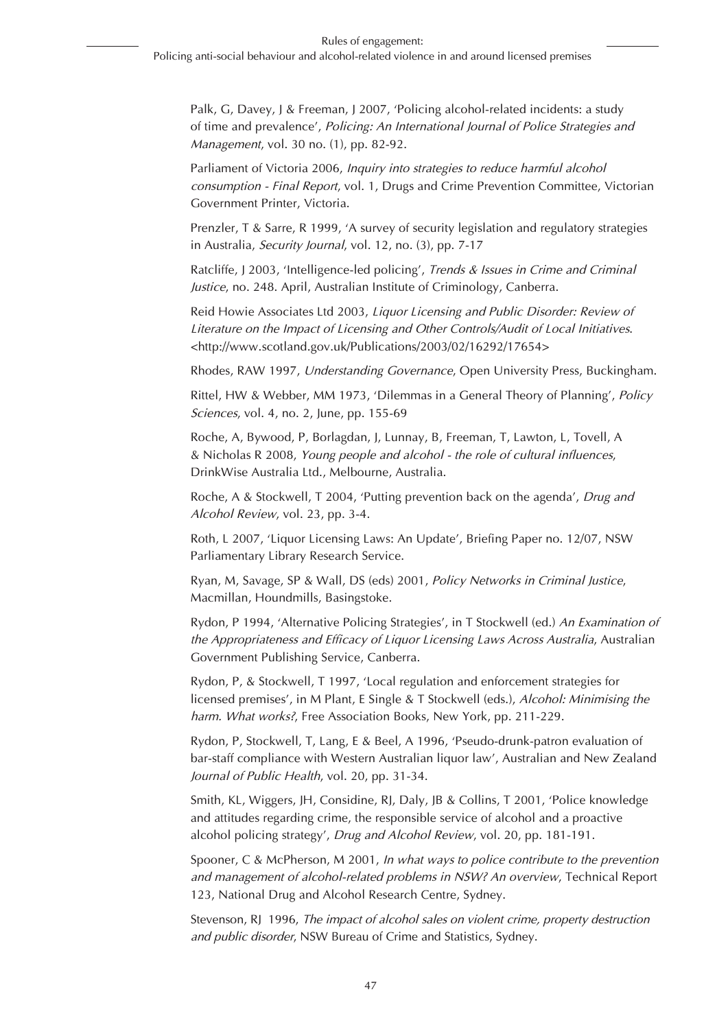Palk, G, Davey, J & Freeman, J 2007, 'Policing alcohol-related incidents: a study of time and prevalence', *Policing: An International Journal of Police Strategies and Management*, vol. 30 no. (1), pp. 82-92.

Parliament of Victoria 2006, *Inquiry into strategies to reduce harmful alcohol consumption - Final Report*, vol. 1, Drugs and Crime Prevention Committee, Victorian Government Printer, Victoria.

Prenzler, T & Sarre, R 1999, 'A survey of security legislation and regulatory strategies in Australia, *Security Journal*, vol. 12, no. (3), pp. 7-17

Ratcliffe, J 2003, 'Intelligence-led policing', *Trends & Issues in Crime and Criminal Justice*, no. 248. April, Australian Institute of Criminology, Canberra.

Reid Howie Associates Ltd 2003, *Liquor Licensing and Public Disorder: Review of Literature on the Impact of Licensing and Other Controls/Audit of Local Initiatives*. <http://www.scotland.gov.uk/Publications/2003/02/16292/17654>

Rhodes, RAW 1997, *Understanding Governance*, Open University Press, Buckingham.

Rittel, HW & Webber, MM 1973, 'Dilemmas in a General Theory of Planning', *Policy Sciences*, vol. 4, no. 2, June, pp. 155-69

Roche, A, Bywood, P, Borlagdan, J, Lunnay, B, Freeman, T, Lawton, L, Tovell, A & Nicholas R 2008, *Young people and alcohol - the role of cultural influences*, DrinkWise Australia Ltd., Melbourne, Australia.

Roche, A & Stockwell, T 2004, 'Putting prevention back on the agenda', *Drug and Alcohol Review*, vol. 23, pp. 3-4.

Roth, L 2007, 'Liquor Licensing Laws: An Update', Briefing Paper no. 12/07, NSW Parliamentary Library Research Service.

Ryan, M, Savage, SP & Wall, DS (eds) 2001, *Policy Networks in Criminal Justice*, Macmillan, Houndmills, Basingstoke.

Rydon, P 1994, 'Alternative Policing Strategies', in T Stockwell (ed.) *An Examination of the Appropriateness and Efficacy of Liquor Licensing Laws Across Australia*, Australian Government Publishing Service, Canberra.

Rydon, P, & Stockwell, T 1997, 'Local regulation and enforcement strategies for licensed premises', in M Plant, E Single & T Stockwell (eds.), *Alcohol: Minimising the harm. What works?*, Free Association Books, New York, pp. 211-229.

Rydon, P, Stockwell, T, Lang, E & Beel, A 1996, 'Pseudo-drunk-patron evaluation of bar-staff compliance with Western Australian liquor law', Australian and New Zealand *Journal of Public Health*, vol. 20, pp. 31-34.

Smith, KL, Wiggers, JH, Considine, RJ, Daly, JB & Collins, T 2001, 'Police knowledge and attitudes regarding crime, the responsible service of alcohol and a proactive alcohol policing strategy', *Drug and Alcohol Review*, vol. 20, pp. 181-191.

Spooner, C & McPherson, M 2001, *In what ways to police contribute to the prevention and management of alcohol-related problems in NSW? An overview*, Technical Report 123, National Drug and Alcohol Research Centre, Sydney.

Stevenson, RJ 1996, *The impact of alcohol sales on violent crime, property destruction and public disorder*, NSW Bureau of Crime and Statistics, Sydney.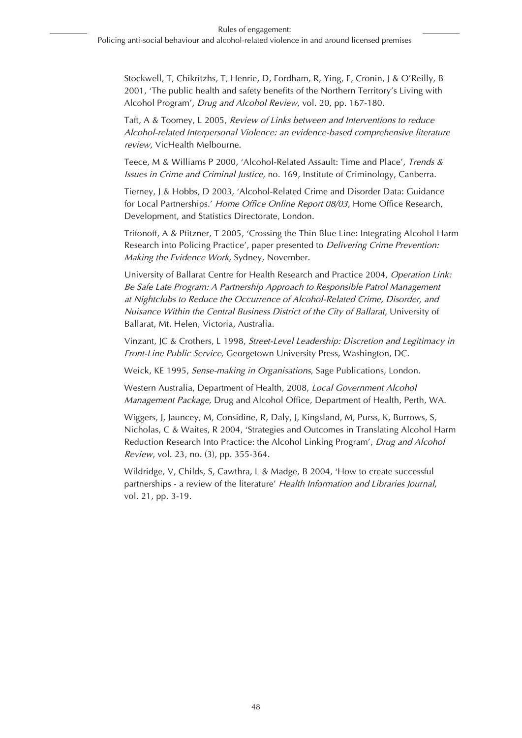Stockwell, T, Chikritzhs, T, Henrie, D, Fordham, R, Ying, F, Cronin, J & O'Reilly, B 2001, 'The public health and safety benefits of the Northern Territory's Living with Alcohol Program', *Drug and Alcohol Review*, vol. 20, pp. 167-180.

Taft, A & Toomey, L 2005, *Review of Links between and Interventions to reduce Alcohol-related Interpersonal Violence: an evidence-based comprehensive literature review*, VicHealth Melbourne.

Teece, M & Williams P 2000, 'Alcohol-Related Assault: Time and Place', *Trends & Issues in Crime and Criminal Justice*, no. 169, Institute of Criminology, Canberra.

Tierney, J & Hobbs, D 2003, 'Alcohol-Related Crime and Disorder Data: Guidance for Local Partnerships.' *Home Office Online Report 08/03*, Home Office Research, Development, and Statistics Directorate, London.

Trifonoff, A & Pfitzner, T 2005, 'Crossing the Thin Blue Line: Integrating Alcohol Harm Research into Policing Practice', paper presented to *Delivering Crime Prevention: Making the Evidence Work*, Sydney, November.

University of Ballarat Centre for Health Research and Practice 2004, *Operation Link: Be Safe Late Program: A Partnership Approach to Responsible Patrol Management at Nightclubs to Reduce the Occurrence of Alcohol-Related Crime, Disorder, and Nuisance Within the Central Business District of the City of Ballarat*, University of Ballarat, Mt. Helen, Victoria, Australia.

Vinzant, JC & Crothers, L 1998, *Street-Level Leadership: Discretion and Legitimacy in Front-Line Public Service*, Georgetown University Press, Washington, DC.

Weick, KE 1995, *Sense-making in Organisations*, Sage Publications, London.

Western Australia, Department of Health, 2008, *Local Government Alcohol Management Package*, Drug and Alcohol Office, Department of Health, Perth, WA.

Wiggers, J, Jauncey, M, Considine, R, Daly, J, Kingsland, M, Purss, K, Burrows, S, Nicholas, C & Waites, R 2004, 'Strategies and Outcomes in Translating Alcohol Harm Reduction Research Into Practice: the Alcohol Linking Program', *Drug and Alcohol Review*, vol. 23, no. (3), pp. 355-364.

Wildridge, V, Childs, S, Cawthra, L & Madge, B 2004, 'How to create successful partnerships - a review of the literature' *Health Information and Libraries Journal*, vol. 21, pp. 3-19.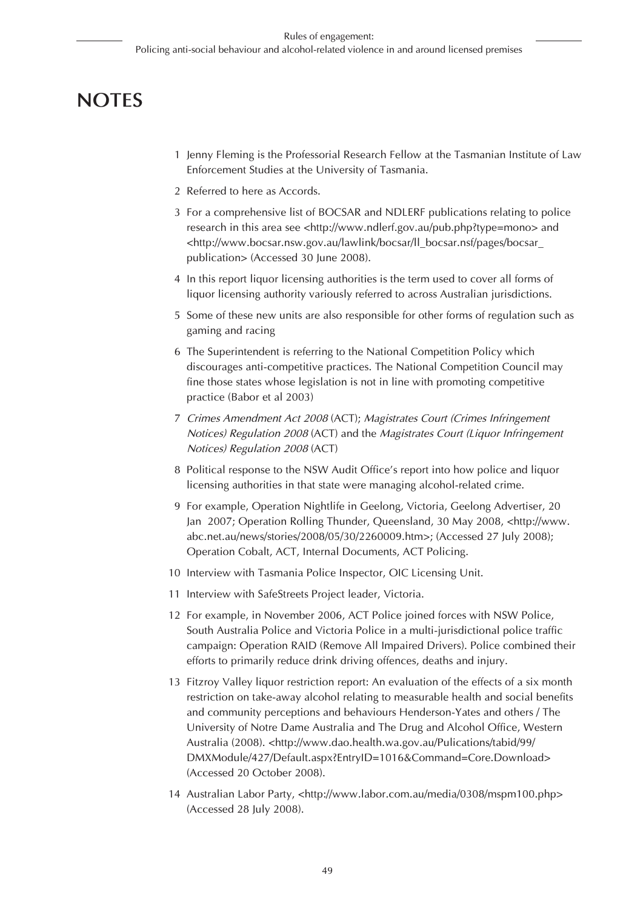# NOTES

1 Jenny Fleming is the Professorial Research Fellow at the Tasmanian Institute of Law Enforcement Studies at the University of Tasmania.

2 Referred to here as Accords.

3 For a comprehensive list of BOCSAR and NDLERF publications relating to police research in this area see <http://www.ndlerf.gov.au/pub.php?type=mono> and <http://www.bocsar.nsw.gov.au/lawlink/bocsar/ll_bocsar.nsf/pages/bocsar_publication> (Accessed 30 June 2008).

4 In this report liquor licensing authorities is the term used to cover all forms of liquor licensing authority variously referred to across Australian jurisdictions.

5 Some of these new units are also responsible for other forms of regulation such as gaming and racing

6 The Superintendent is referring to the National Competition Policy which discourages anti-competitive practices. The National Competition Council may fine those states whose legislation is not in line with promoting competitive practice (Babor et al 2003)

7 *Crimes Amendment Act 2008* (ACT); *Magistrates Court (Crimes Infringement Notices) Regulation 2008* (ACT) and the *Magistrates Court (Liquor Infringement Notices) Regulation 2008* (ACT)

8 Political response to the NSW Audit Office's report into how police and liquor licensing authorities in that state were managing alcohol-related crime.

9 For example, Operation Nightlife in Geelong, Victoria, Geelong Advertiser, 20 Jan 2007; Operation Rolling Thunder, Queensland, 30 May 2008, <http://www.abc.net.au/news/stories/2008/05/30/2260009.htm>; (Accessed 27 July 2008); Operation Cobalt, ACT, Internal Documents, ACT Policing.

10 Interview with Tasmania Police Inspector, OIC Licensing Unit.

11 Interview with SafeStreets Project leader, Victoria.

12 For example, in November 2006, ACT Police joined forces with NSW Police, South Australia Police and Victoria Police in a multi-jurisdictional police traffic campaign: Operation RAID (Remove All Impaired Drivers). Police combined their efforts to primarily reduce drink driving offences, deaths and injury.

13 Fitzroy Valley liquor restriction report: An evaluation of the effects of a six month restriction on take-away alcohol relating to measurable health and social benefits and community perceptions and behaviours Henderson-Yates and others / The University of Notre Dame Australia and The Drug and Alcohol Office, Western Australia (2008). <http://www.dao.health.wa.gov.au/Pulications/tabid/99/DMXModule/427/Default.aspx?EntryID=1016&Command=Core.Download> (Accessed 20 October 2008).

14 Australian Labor Party, <http://www.labor.com.au/media/0308/mspm100.php> (Accessed 28 July 2008).